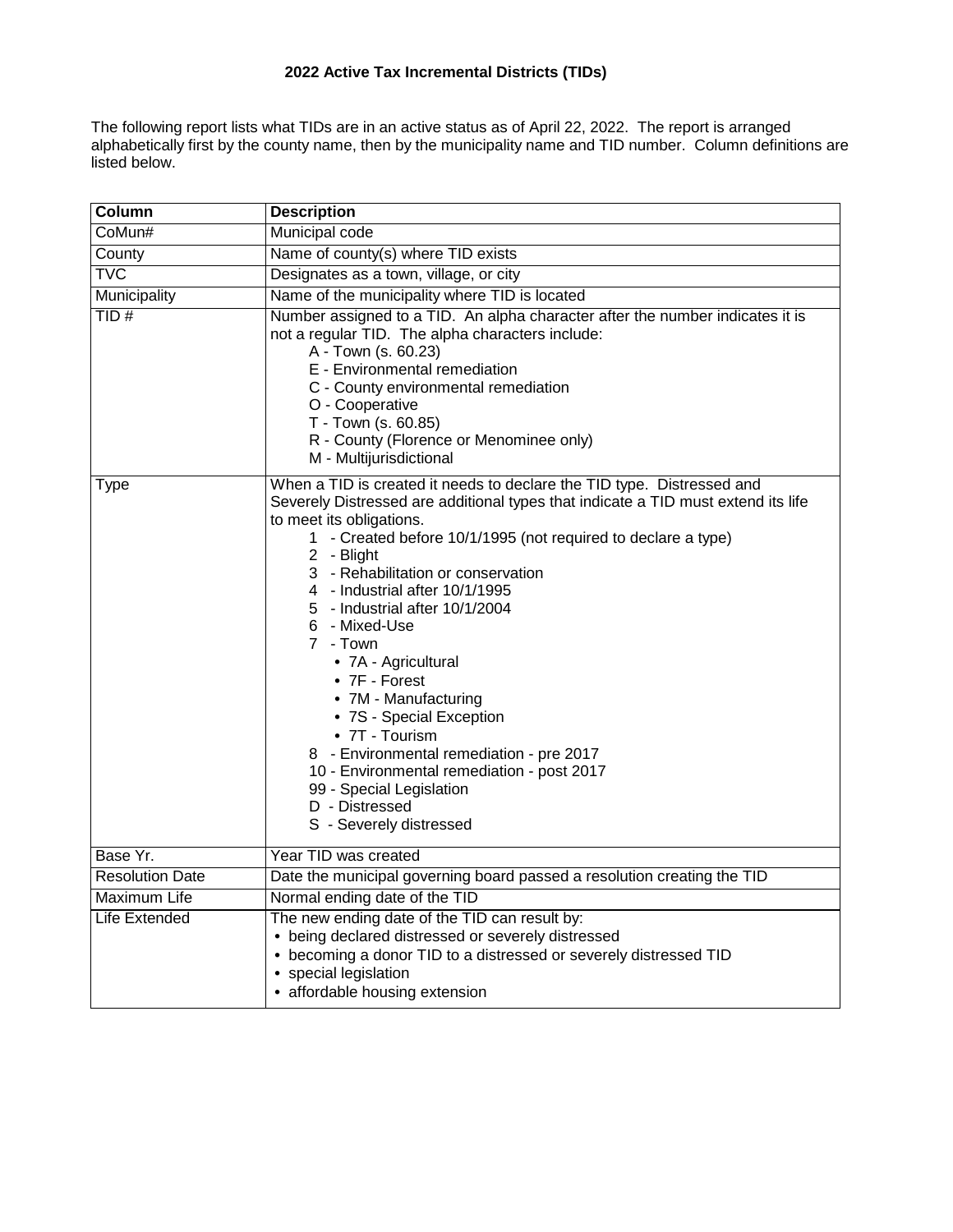## 2022 Active Tax Incremental Districts (TIDs)

The following report lists what TIDs are in an active status as of April 22, 2022. The report is arranged alphabetically first by the county name, then by the municipality name and TID number. Column definitions are listed below.

| Column | Description |
|---|---|
| CoMun# | Municipal code |
| County | Name of county(s) where TID exists |
| TVC | Designates as a town, village, or city |
| Municipality | Name of the municipality where TID is located |
| TID # | Number assigned to a TID. An alpha character after the number indicates it is not a regular TID. The alpha characters include:<br>A - Town (s. 60.23)<br>E - Environmental remediation<br>C - County environmental remediation<br>O - Cooperative<br>T - Town (s. 60.85)<br>R - County (Florence or Menominee only)<br>M - Multijurisdictional |
| Type | When a TID is created it needs to declare the TID type. Distressed and Severely Distressed are additional types that indicate a TID must extend its life to meet its obligations.<br>1 - Created before 10/1/1995 (not required to declare a type)<br>2 - Blight<br>3 - Rehabilitation or conservation<br>4 - Industrial after 10/1/1995<br>5 - Industrial after 10/1/2004<br>6 - Mixed-Use<br>7 - Town<br>• 7A - Agricultural<br>• 7F - Forest<br>• 7M - Manufacturing<br>• 7S - Special Exception<br>• 7T - Tourism<br>8 - Environmental remediation - pre 2017<br>10 - Environmental remediation - post 2017<br>99 - Special Legislation<br>D - Distressed<br>S - Severely distressed |
| Base Yr. | Year TID was created |
| Resolution Date | Date the municipal governing board passed a resolution creating the TID |
| Maximum Life | Normal ending date of the TID |
| Life Extended | The new ending date of the TID can result by:<br>• being declared distressed or severely distressed<br>• becoming a donor TID to a distressed or severely distressed TID<br>• special legislation<br>• affordable housing extension |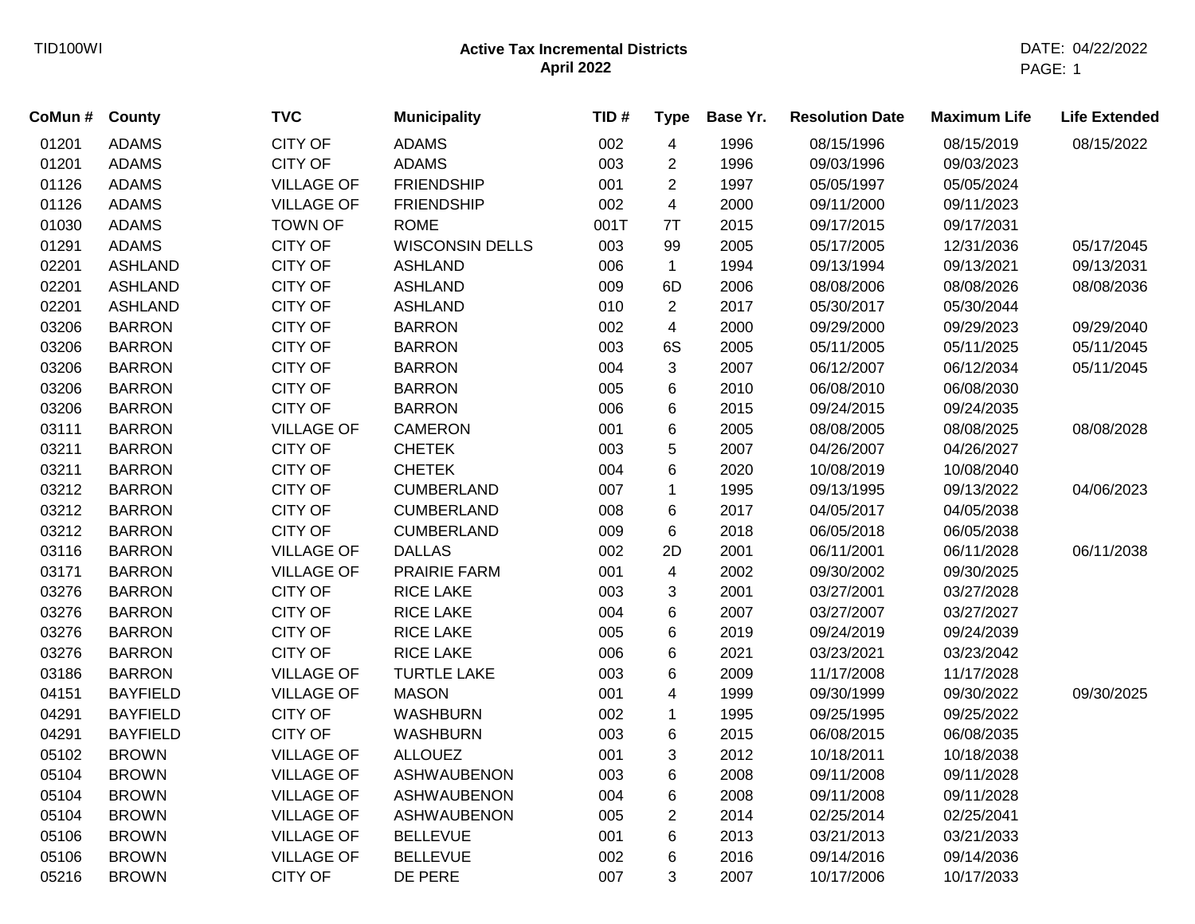## Active Tax Incremental Districts
### April 2022

| CoMun # | County | TVC | Municipality | TID # | Type | Base Yr. | Resolution Date | Maximum Life | Life Extended |
|---|---|---|---|---|---|---|---|---|---|
| 01201 | ADAMS | CITY OF | ADAMS | 002 | 4 | 1996 | 08/15/1996 | 08/15/2019 | 08/15/2022 |
| 01201 | ADAMS | CITY OF | ADAMS | 003 | 2 | 1996 | 09/03/1996 | 09/03/2023 | |
| 01126 | ADAMS | VILLAGE OF | FRIENDSHIP | 001 | 2 | 1997 | 05/05/1997 | 05/05/2024 | |
| 01126 | ADAMS | VILLAGE OF | FRIENDSHIP | 002 | 4 | 2000 | 09/11/2000 | 09/11/2023 | |
| 01030 | ADAMS | TOWN OF | ROME | 001T | 7T | 2015 | 09/17/2015 | 09/17/2031 | |
| 01291 | ADAMS | CITY OF | WISCONSIN DELLS | 003 | 99 | 2005 | 05/17/2005 | 12/31/2036 | 05/17/2045 |
| 02201 | ASHLAND | CITY OF | ASHLAND | 006 | 1 | 1994 | 09/13/1994 | 09/13/2021 | 09/13/2031 |
| 02201 | ASHLAND | CITY OF | ASHLAND | 009 | 6D | 2006 | 08/08/2006 | 08/08/2026 | 08/08/2036 |
| 02201 | ASHLAND | CITY OF | ASHLAND | 010 | 2 | 2017 | 05/30/2017 | 05/30/2044 | |
| 03206 | BARRON | CITY OF | BARRON | 002 | 4 | 2000 | 09/29/2000 | 09/29/2023 | 09/29/2040 |
| 03206 | BARRON | CITY OF | BARRON | 003 | 6S | 2005 | 05/11/2005 | 05/11/2025 | 05/11/2045 |
| 03206 | BARRON | CITY OF | BARRON | 004 | 3 | 2007 | 06/12/2007 | 06/12/2034 | 05/11/2045 |
| 03206 | BARRON | CITY OF | BARRON | 005 | 6 | 2010 | 06/08/2010 | 06/08/2030 | |
| 03206 | BARRON | CITY OF | BARRON | 006 | 6 | 2015 | 09/24/2015 | 09/24/2035 | |
| 03111 | BARRON | VILLAGE OF | CAMERON | 001 | 6 | 2005 | 08/08/2005 | 08/08/2025 | 08/08/2028 |
| 03211 | BARRON | CITY OF | CHETEK | 003 | 5 | 2007 | 04/26/2007 | 04/26/2027 | |
| 03211 | BARRON | CITY OF | CHETEK | 004 | 6 | 2020 | 10/08/2019 | 10/08/2040 | |
| 03212 | BARRON | CITY OF | CUMBERLAND | 007 | 1 | 1995 | 09/13/1995 | 09/13/2022 | 04/06/2023 |
| 03212 | BARRON | CITY OF | CUMBERLAND | 008 | 6 | 2017 | 04/05/2017 | 04/05/2038 | |
| 03212 | BARRON | CITY OF | CUMBERLAND | 009 | 6 | 2018 | 06/05/2018 | 06/05/2038 | |
| 03116 | BARRON | VILLAGE OF | DALLAS | 002 | 2D | 2001 | 06/11/2001 | 06/11/2028 | 06/11/2038 |
| 03171 | BARRON | VILLAGE OF | PRAIRIE FARM | 001 | 4 | 2002 | 09/30/2002 | 09/30/2025 | |
| 03276 | BARRON | CITY OF | RICE LAKE | 003 | 3 | 2001 | 03/27/2001 | 03/27/2028 | |
| 03276 | BARRON | CITY OF | RICE LAKE | 004 | 6 | 2007 | 03/27/2007 | 03/27/2027 | |
| 03276 | BARRON | CITY OF | RICE LAKE | 005 | 6 | 2019 | 09/24/2019 | 09/24/2039 | |
| 03276 | BARRON | CITY OF | RICE LAKE | 006 | 6 | 2021 | 03/23/2021 | 03/23/2042 | |
| 03186 | BARRON | VILLAGE OF | TURTLE LAKE | 003 | 6 | 2009 | 11/17/2008 | 11/17/2028 | |
| 04151 | BAYFIELD | VILLAGE OF | MASON | 001 | 4 | 1999 | 09/30/1999 | 09/30/2022 | 09/30/2025 |
| 04291 | BAYFIELD | CITY OF | WASHBURN | 002 | 1 | 1995 | 09/25/1995 | 09/25/2022 | |
| 04291 | BAYFIELD | CITY OF | WASHBURN | 003 | 6 | 2015 | 06/08/2015 | 06/08/2035 | |
| 05102 | BROWN | VILLAGE OF | ALLOUEZ | 001 | 3 | 2012 | 10/18/2011 | 10/18/2038 | |
| 05104 | BROWN | VILLAGE OF | ASHWAUBENON | 003 | 6 | 2008 | 09/11/2008 | 09/11/2028 | |
| 05104 | BROWN | VILLAGE OF | ASHWAUBENON | 004 | 6 | 2008 | 09/11/2008 | 09/11/2028 | |
| 05104 | BROWN | VILLAGE OF | ASHWAUBENON | 005 | 2 | 2014 | 02/25/2014 | 02/25/2041 | |
| 05106 | BROWN | VILLAGE OF | BELLEVUE | 001 | 6 | 2013 | 03/21/2013 | 03/21/2033 | |
| 05106 | BROWN | VILLAGE OF | BELLEVUE | 002 | 6 | 2016 | 09/14/2016 | 09/14/2036 | |
| 05216 | BROWN | CITY OF | DE PERE | 007 | 3 | 2007 | 10/17/2006 | 10/17/2033 | |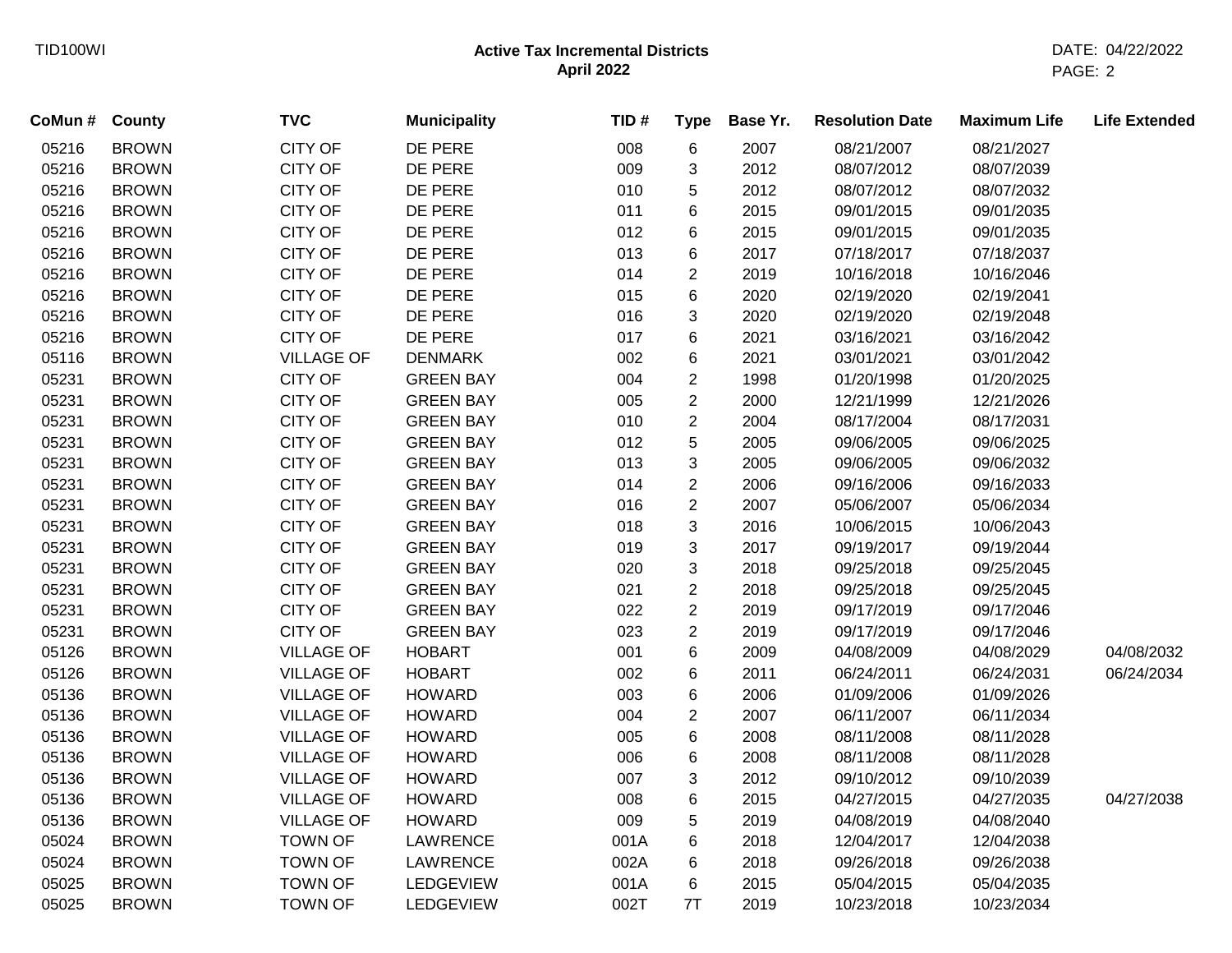| CoMun # | County | TVC | Municipality | TID # | Type | Base Yr. | Resolution Date | Maximum Life | Life Extended |
|---|---|---|---|---|---|---|---|---|---|
| 05216 | BROWN | CITY OF | DE PERE | 008 | 6 | 2007 | 08/21/2007 | 08/21/2027 | |
| 05216 | BROWN | CITY OF | DE PERE | 009 | 3 | 2012 | 08/07/2012 | 08/07/2039 | |
| 05216 | BROWN | CITY OF | DE PERE | 010 | 5 | 2012 | 08/07/2012 | 08/07/2032 | |
| 05216 | BROWN | CITY OF | DE PERE | 011 | 6 | 2015 | 09/01/2015 | 09/01/2035 | |
| 05216 | BROWN | CITY OF | DE PERE | 012 | 6 | 2015 | 09/01/2015 | 09/01/2035 | |
| 05216 | BROWN | CITY OF | DE PERE | 013 | 6 | 2017 | 07/18/2017 | 07/18/2037 | |
| 05216 | BROWN | CITY OF | DE PERE | 014 | 2 | 2019 | 10/16/2018 | 10/16/2046 | |
| 05216 | BROWN | CITY OF | DE PERE | 015 | 6 | 2020 | 02/19/2020 | 02/19/2041 | |
| 05216 | BROWN | CITY OF | DE PERE | 016 | 3 | 2020 | 02/19/2020 | 02/19/2048 | |
| 05216 | BROWN | CITY OF | DE PERE | 017 | 6 | 2021 | 03/16/2021 | 03/16/2042 | |
| 05116 | BROWN | VILLAGE OF | DENMARK | 002 | 6 | 2021 | 03/01/2021 | 03/01/2042 | |
| 05231 | BROWN | CITY OF | GREEN BAY | 004 | 2 | 1998 | 01/20/1998 | 01/20/2025 | |
| 05231 | BROWN | CITY OF | GREEN BAY | 005 | 2 | 2000 | 12/21/1999 | 12/21/2026 | |
| 05231 | BROWN | CITY OF | GREEN BAY | 010 | 2 | 2004 | 08/17/2004 | 08/17/2031 | |
| 05231 | BROWN | CITY OF | GREEN BAY | 012 | 5 | 2005 | 09/06/2005 | 09/06/2025 | |
| 05231 | BROWN | CITY OF | GREEN BAY | 013 | 3 | 2005 | 09/06/2005 | 09/06/2032 | |
| 05231 | BROWN | CITY OF | GREEN BAY | 014 | 2 | 2006 | 09/16/2006 | 09/16/2033 | |
| 05231 | BROWN | CITY OF | GREEN BAY | 016 | 2 | 2007 | 05/06/2007 | 05/06/2034 | |
| 05231 | BROWN | CITY OF | GREEN BAY | 018 | 3 | 2016 | 10/06/2015 | 10/06/2043 | |
| 05231 | BROWN | CITY OF | GREEN BAY | 019 | 3 | 2017 | 09/19/2017 | 09/19/2044 | |
| 05231 | BROWN | CITY OF | GREEN BAY | 020 | 3 | 2018 | 09/25/2018 | 09/25/2045 | |
| 05231 | BROWN | CITY OF | GREEN BAY | 021 | 2 | 2018 | 09/25/2018 | 09/25/2045 | |
| 05231 | BROWN | CITY OF | GREEN BAY | 022 | 2 | 2019 | 09/17/2019 | 09/17/2046 | |
| 05231 | BROWN | CITY OF | GREEN BAY | 023 | 2 | 2019 | 09/17/2019 | 09/17/2046 | |
| 05126 | BROWN | VILLAGE OF | HOBART | 001 | 6 | 2009 | 04/08/2009 | 04/08/2029 | 04/08/2032 |
| 05126 | BROWN | VILLAGE OF | HOBART | 002 | 6 | 2011 | 06/24/2011 | 06/24/2031 | 06/24/2034 |
| 05136 | BROWN | VILLAGE OF | HOWARD | 003 | 6 | 2006 | 01/09/2006 | 01/09/2026 | |
| 05136 | BROWN | VILLAGE OF | HOWARD | 004 | 2 | 2007 | 06/11/2007 | 06/11/2034 | |
| 05136 | BROWN | VILLAGE OF | HOWARD | 005 | 6 | 2008 | 08/11/2008 | 08/11/2028 | |
| 05136 | BROWN | VILLAGE OF | HOWARD | 006 | 6 | 2008 | 08/11/2008 | 08/11/2028 | |
| 05136 | BROWN | VILLAGE OF | HOWARD | 007 | 3 | 2012 | 09/10/2012 | 09/10/2039 | |
| 05136 | BROWN | VILLAGE OF | HOWARD | 008 | 6 | 2015 | 04/27/2015 | 04/27/2035 | 04/27/2038 |
| 05136 | BROWN | VILLAGE OF | HOWARD | 009 | 5 | 2019 | 04/08/2019 | 04/08/2040 | |
| 05024 | BROWN | TOWN OF | LAWRENCE | 001A | 6 | 2018 | 12/04/2017 | 12/04/2038 | |
| 05024 | BROWN | TOWN OF | LAWRENCE | 002A | 6 | 2018 | 09/26/2018 | 09/26/2038 | |
| 05025 | BROWN | TOWN OF | LEDGEVIEW | 001A | 6 | 2015 | 05/04/2015 | 05/04/2035 | |
| 05025 | BROWN | TOWN OF | LEDGEVIEW | 002T | 7T | 2019 | 10/23/2018 | 10/23/2034 | |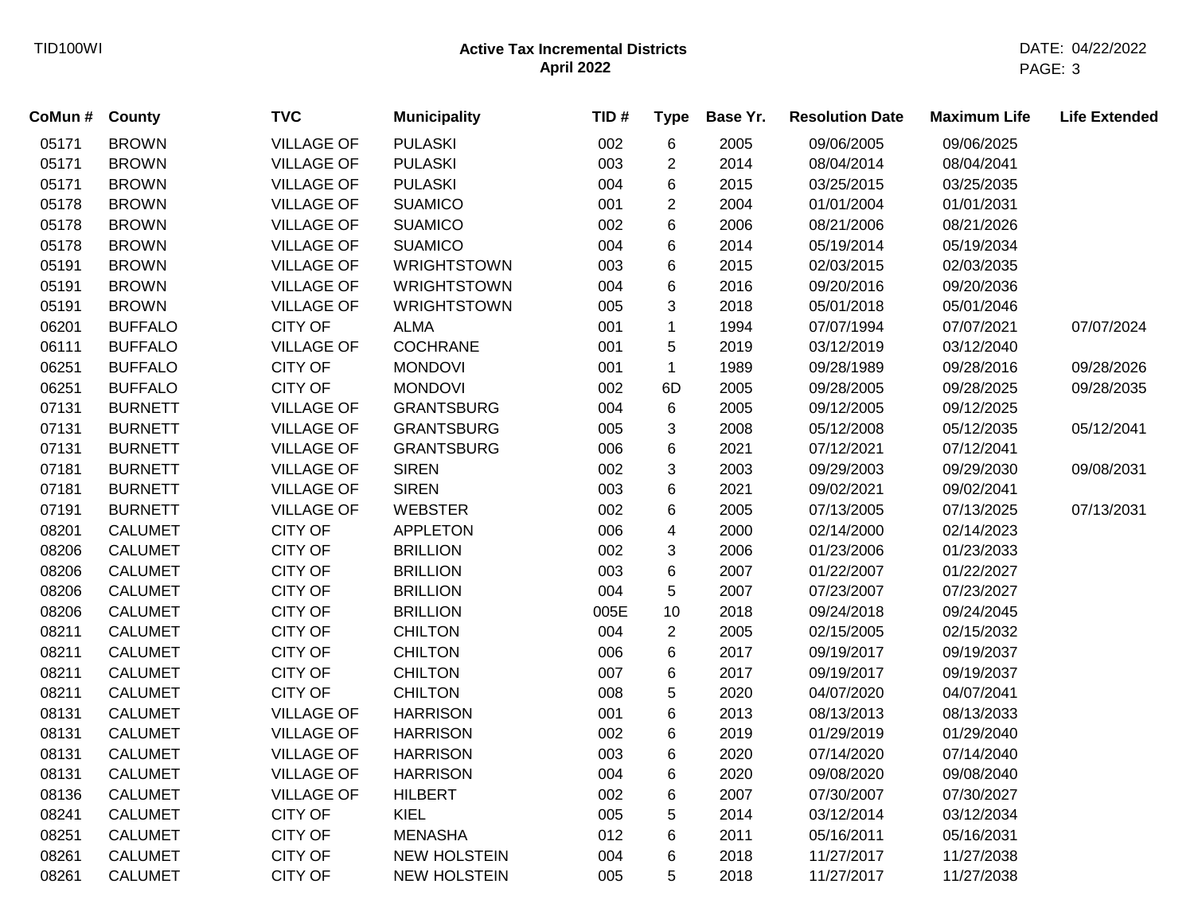# Active Tax Incremental Districts

## April 2022

| CoMun # | County | TVC | Municipality | TID # | Type | Base Yr. | Resolution Date | Maximum Life | Life Extended |
|---|---|---|---|---|---|---|---|---|---|
| 05171 | BROWN | VILLAGE OF | PULASKI | 002 | 6 | 2005 | 09/06/2005 | 09/06/2025 | |
| 05171 | BROWN | VILLAGE OF | PULASKI | 003 | 2 | 2014 | 08/04/2014 | 08/04/2041 | |
| 05171 | BROWN | VILLAGE OF | PULASKI | 004 | 6 | 2015 | 03/25/2015 | 03/25/2035 | |
| 05178 | BROWN | VILLAGE OF | SUAMICO | 001 | 2 | 2004 | 01/01/2004 | 01/01/2031 | |
| 05178 | BROWN | VILLAGE OF | SUAMICO | 002 | 6 | 2006 | 08/21/2006 | 08/21/2026 | |
| 05178 | BROWN | VILLAGE OF | SUAMICO | 004 | 6 | 2014 | 05/19/2014 | 05/19/2034 | |
| 05191 | BROWN | VILLAGE OF | WRIGHTSTOWN | 003 | 6 | 2015 | 02/03/2015 | 02/03/2035 | |
| 05191 | BROWN | VILLAGE OF | WRIGHTSTOWN | 004 | 6 | 2016 | 09/20/2016 | 09/20/2036 | |
| 05191 | BROWN | VILLAGE OF | WRIGHTSTOWN | 005 | 3 | 2018 | 05/01/2018 | 05/01/2046 | |
| 06201 | BUFFALO | CITY OF | ALMA | 001 | 1 | 1994 | 07/07/1994 | 07/07/2021 | 07/07/2024 |
| 06111 | BUFFALO | VILLAGE OF | COCHRANE | 001 | 5 | 2019 | 03/12/2019 | 03/12/2040 | |
| 06251 | BUFFALO | CITY OF | MONDOVI | 001 | 1 | 1989 | 09/28/1989 | 09/28/2016 | 09/28/2026 |
| 06251 | BUFFALO | CITY OF | MONDOVI | 002 | 6D | 2005 | 09/28/2005 | 09/28/2025 | 09/28/2035 |
| 07131 | BURNETT | VILLAGE OF | GRANTSBURG | 004 | 6 | 2005 | 09/12/2005 | 09/12/2025 | |
| 07131 | BURNETT | VILLAGE OF | GRANTSBURG | 005 | 3 | 2008 | 05/12/2008 | 05/12/2035 | 05/12/2041 |
| 07131 | BURNETT | VILLAGE OF | GRANTSBURG | 006 | 6 | 2021 | 07/12/2021 | 07/12/2041 | |
| 07181 | BURNETT | VILLAGE OF | SIREN | 002 | 3 | 2003 | 09/29/2003 | 09/29/2030 | 09/08/2031 |
| 07181 | BURNETT | VILLAGE OF | SIREN | 003 | 6 | 2021 | 09/02/2021 | 09/02/2041 | |
| 07191 | BURNETT | VILLAGE OF | WEBSTER | 002 | 6 | 2005 | 07/13/2005 | 07/13/2025 | 07/13/2031 |
| 08201 | CALUMET | CITY OF | APPLETON | 006 | 4 | 2000 | 02/14/2000 | 02/14/2023 | |
| 08206 | CALUMET | CITY OF | BRILLION | 002 | 3 | 2006 | 01/23/2006 | 01/23/2033 | |
| 08206 | CALUMET | CITY OF | BRILLION | 003 | 6 | 2007 | 01/22/2007 | 01/22/2027 | |
| 08206 | CALUMET | CITY OF | BRILLION | 004 | 5 | 2007 | 07/23/2007 | 07/23/2027 | |
| 08206 | CALUMET | CITY OF | BRILLION | 005E | 10 | 2018 | 09/24/2018 | 09/24/2045 | |
| 08211 | CALUMET | CITY OF | CHILTON | 004 | 2 | 2005 | 02/15/2005 | 02/15/2032 | |
| 08211 | CALUMET | CITY OF | CHILTON | 006 | 6 | 2017 | 09/19/2017 | 09/19/2037 | |
| 08211 | CALUMET | CITY OF | CHILTON | 007 | 6 | 2017 | 09/19/2017 | 09/19/2037 | |
| 08211 | CALUMET | CITY OF | CHILTON | 008 | 5 | 2020 | 04/07/2020 | 04/07/2041 | |
| 08131 | CALUMET | VILLAGE OF | HARRISON | 001 | 6 | 2013 | 08/13/2013 | 08/13/2033 | |
| 08131 | CALUMET | VILLAGE OF | HARRISON | 002 | 6 | 2019 | 01/29/2019 | 01/29/2040 | |
| 08131 | CALUMET | VILLAGE OF | HARRISON | 003 | 6 | 2020 | 07/14/2020 | 07/14/2040 | |
| 08131 | CALUMET | VILLAGE OF | HARRISON | 004 | 6 | 2020 | 09/08/2020 | 09/08/2040 | |
| 08136 | CALUMET | VILLAGE OF | HILBERT | 002 | 6 | 2007 | 07/30/2007 | 07/30/2027 | |
| 08241 | CALUMET | CITY OF | KIEL | 005 | 5 | 2014 | 03/12/2014 | 03/12/2034 | |
| 08251 | CALUMET | CITY OF | MENASHA | 012 | 6 | 2011 | 05/16/2011 | 05/16/2031 | |
| 08261 | CALUMET | CITY OF | NEW HOLSTEIN | 004 | 6 | 2018 | 11/27/2017 | 11/27/2038 | |
| 08261 | CALUMET | CITY OF | NEW HOLSTEIN | 005 | 5 | 2018 | 11/27/2017 | 11/27/2038 | |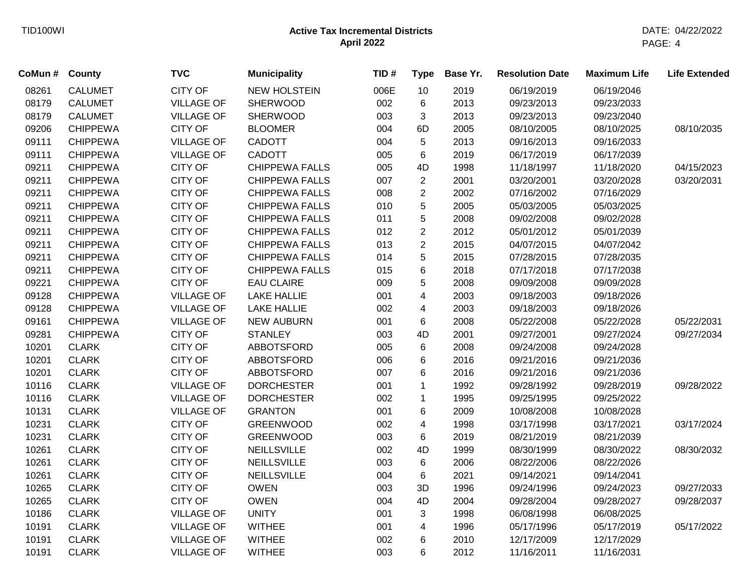**Active Tax Incremental Districts**
**April 2022**

| CoMun # | County | TVC | Municipality | TID # | Type | Base Yr. | Resolution Date | Maximum Life | Life Extended |
|---|---|---|---|---|---|---|---|---|---|
| 08261 | CALUMET | CITY OF | NEW HOLSTEIN | 006E | 10 | 2019 | 06/19/2019 | 06/19/2046 | |
| 08179 | CALUMET | VILLAGE OF | SHERWOOD | 002 | 6 | 2013 | 09/23/2013 | 09/23/2033 | |
| 08179 | CALUMET | VILLAGE OF | SHERWOOD | 003 | 3 | 2013 | 09/23/2013 | 09/23/2040 | |
| 09206 | CHIPPEWA | CITY OF | BLOOMER | 004 | 6D | 2005 | 08/10/2005 | 08/10/2025 | 08/10/2035 |
| 09111 | CHIPPEWA | VILLAGE OF | CADOTT | 004 | 5 | 2013 | 09/16/2013 | 09/16/2033 | |
| 09111 | CHIPPEWA | VILLAGE OF | CADOTT | 005 | 6 | 2019 | 06/17/2019 | 06/17/2039 | |
| 09211 | CHIPPEWA | CITY OF | CHIPPEWA FALLS | 005 | 4D | 1998 | 11/18/1997 | 11/18/2020 | 04/15/2023 |
| 09211 | CHIPPEWA | CITY OF | CHIPPEWA FALLS | 007 | 2 | 2001 | 03/20/2001 | 03/20/2028 | 03/20/2031 |
| 09211 | CHIPPEWA | CITY OF | CHIPPEWA FALLS | 008 | 2 | 2002 | 07/16/2002 | 07/16/2029 | |
| 09211 | CHIPPEWA | CITY OF | CHIPPEWA FALLS | 010 | 5 | 2005 | 05/03/2005 | 05/03/2025 | |
| 09211 | CHIPPEWA | CITY OF | CHIPPEWA FALLS | 011 | 5 | 2008 | 09/02/2008 | 09/02/2028 | |
| 09211 | CHIPPEWA | CITY OF | CHIPPEWA FALLS | 012 | 2 | 2012 | 05/01/2012 | 05/01/2039 | |
| 09211 | CHIPPEWA | CITY OF | CHIPPEWA FALLS | 013 | 2 | 2015 | 04/07/2015 | 04/07/2042 | |
| 09211 | CHIPPEWA | CITY OF | CHIPPEWA FALLS | 014 | 5 | 2015 | 07/28/2015 | 07/28/2035 | |
| 09211 | CHIPPEWA | CITY OF | CHIPPEWA FALLS | 015 | 6 | 2018 | 07/17/2018 | 07/17/2038 | |
| 09221 | CHIPPEWA | CITY OF | EAU CLAIRE | 009 | 5 | 2008 | 09/09/2008 | 09/09/2028 | |
| 09128 | CHIPPEWA | VILLAGE OF | LAKE HALLIE | 001 | 4 | 2003 | 09/18/2003 | 09/18/2026 | |
| 09128 | CHIPPEWA | VILLAGE OF | LAKE HALLIE | 002 | 4 | 2003 | 09/18/2003 | 09/18/2026 | |
| 09161 | CHIPPEWA | VILLAGE OF | NEW AUBURN | 001 | 6 | 2008 | 05/22/2008 | 05/22/2028 | 05/22/2031 |
| 09281 | CHIPPEWA | CITY OF | STANLEY | 003 | 4D | 2001 | 09/27/2001 | 09/27/2024 | 09/27/2034 |
| 10201 | CLARK | CITY OF | ABBOTSFORD | 005 | 6 | 2008 | 09/24/2008 | 09/24/2028 | |
| 10201 | CLARK | CITY OF | ABBOTSFORD | 006 | 6 | 2016 | 09/21/2016 | 09/21/2036 | |
| 10201 | CLARK | CITY OF | ABBOTSFORD | 007 | 6 | 2016 | 09/21/2016 | 09/21/2036 | |
| 10116 | CLARK | VILLAGE OF | DORCHESTER | 001 | 1 | 1992 | 09/28/1992 | 09/28/2019 | 09/28/2022 |
| 10116 | CLARK | VILLAGE OF | DORCHESTER | 002 | 1 | 1995 | 09/25/1995 | 09/25/2022 | |
| 10131 | CLARK | VILLAGE OF | GRANTON | 001 | 6 | 2009 | 10/08/2008 | 10/08/2028 | |
| 10231 | CLARK | CITY OF | GREENWOOD | 002 | 4 | 1998 | 03/17/1998 | 03/17/2021 | 03/17/2024 |
| 10231 | CLARK | CITY OF | GREENWOOD | 003 | 6 | 2019 | 08/21/2019 | 08/21/2039 | |
| 10261 | CLARK | CITY OF | NEILLSVILLE | 002 | 4D | 1999 | 08/30/1999 | 08/30/2022 | 08/30/2032 |
| 10261 | CLARK | CITY OF | NEILLSVILLE | 003 | 6 | 2006 | 08/22/2006 | 08/22/2026 | |
| 10261 | CLARK | CITY OF | NEILLSVILLE | 004 | 6 | 2021 | 09/14/2021 | 09/14/2041 | |
| 10265 | CLARK | CITY OF | OWEN | 003 | 3D | 1996 | 09/24/1996 | 09/24/2023 | 09/27/2033 |
| 10265 | CLARK | CITY OF | OWEN | 004 | 4D | 2004 | 09/28/2004 | 09/28/2027 | 09/28/2037 |
| 10186 | CLARK | VILLAGE OF | UNITY | 001 | 3 | 1998 | 06/08/1998 | 06/08/2025 | |
| 10191 | CLARK | VILLAGE OF | WITHEE | 001 | 4 | 1996 | 05/17/1996 | 05/17/2019 | 05/17/2022 |
| 10191 | CLARK | VILLAGE OF | WITHEE | 002 | 6 | 2010 | 12/17/2009 | 12/17/2029 | |
| 10191 | CLARK | VILLAGE OF | WITHEE | 003 | 6 | 2012 | 11/16/2011 | 11/16/2031 | |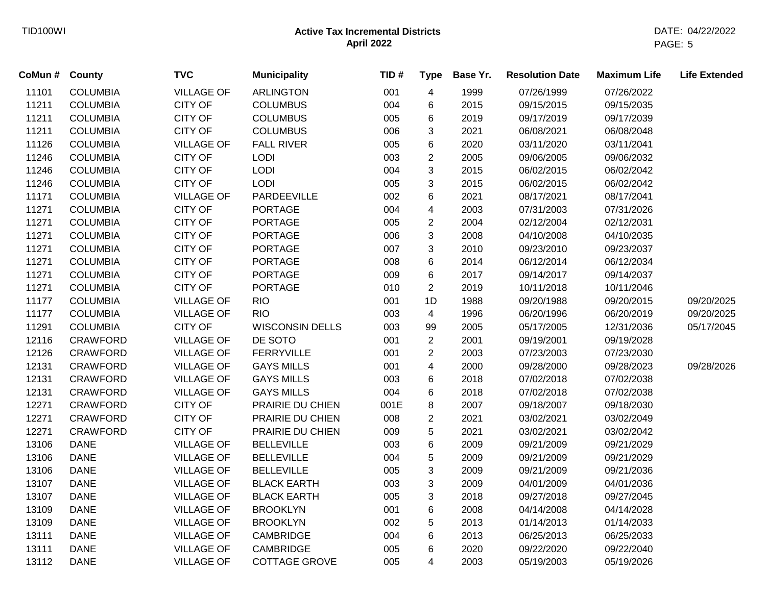| CoMun # | County | TVC | Municipality | TID # | Type | Base Yr. | Resolution Date | Maximum Life | Life Extended |
|---|---|---|---|---|---|---|---|---|---|
| 11101 | COLUMBIA | VILLAGE OF | ARLINGTON | 001 | 4 | 1999 | 07/26/1999 | 07/26/2022 | |
| 11211 | COLUMBIA | CITY OF | COLUMBUS | 004 | 6 | 2015 | 09/15/2015 | 09/15/2035 | |
| 11211 | COLUMBIA | CITY OF | COLUMBUS | 005 | 6 | 2019 | 09/17/2019 | 09/17/2039 | |
| 11211 | COLUMBIA | CITY OF | COLUMBUS | 006 | 3 | 2021 | 06/08/2021 | 06/08/2048 | |
| 11126 | COLUMBIA | VILLAGE OF | FALL RIVER | 005 | 6 | 2020 | 03/11/2020 | 03/11/2041 | |
| 11246 | COLUMBIA | CITY OF | LODI | 003 | 2 | 2005 | 09/06/2005 | 09/06/2032 | |
| 11246 | COLUMBIA | CITY OF | LODI | 004 | 3 | 2015 | 06/02/2015 | 06/02/2042 | |
| 11246 | COLUMBIA | CITY OF | LODI | 005 | 3 | 2015 | 06/02/2015 | 06/02/2042 | |
| 11171 | COLUMBIA | VILLAGE OF | PARDEEVILLE | 002 | 6 | 2021 | 08/17/2021 | 08/17/2041 | |
| 11271 | COLUMBIA | CITY OF | PORTAGE | 004 | 4 | 2003 | 07/31/2003 | 07/31/2026 | |
| 11271 | COLUMBIA | CITY OF | PORTAGE | 005 | 2 | 2004 | 02/12/2004 | 02/12/2031 | |
| 11271 | COLUMBIA | CITY OF | PORTAGE | 006 | 3 | 2008 | 04/10/2008 | 04/10/2035 | |
| 11271 | COLUMBIA | CITY OF | PORTAGE | 007 | 3 | 2010 | 09/23/2010 | 09/23/2037 | |
| 11271 | COLUMBIA | CITY OF | PORTAGE | 008 | 6 | 2014 | 06/12/2014 | 06/12/2034 | |
| 11271 | COLUMBIA | CITY OF | PORTAGE | 009 | 6 | 2017 | 09/14/2017 | 09/14/2037 | |
| 11271 | COLUMBIA | CITY OF | PORTAGE | 010 | 2 | 2019 | 10/11/2018 | 10/11/2046 | |
| 11177 | COLUMBIA | VILLAGE OF | RIO | 001 | 1D | 1988 | 09/20/1988 | 09/20/2015 | 09/20/2025 |
| 11177 | COLUMBIA | VILLAGE OF | RIO | 003 | 4 | 1996 | 06/20/1996 | 06/20/2019 | 09/20/2025 |
| 11291 | COLUMBIA | CITY OF | WISCONSIN DELLS | 003 | 99 | 2005 | 05/17/2005 | 12/31/2036 | 05/17/2045 |
| 12116 | CRAWFORD | VILLAGE OF | DE SOTO | 001 | 2 | 2001 | 09/19/2001 | 09/19/2028 | |
| 12126 | CRAWFORD | VILLAGE OF | FERRYVILLE | 001 | 2 | 2003 | 07/23/2003 | 07/23/2030 | |
| 12131 | CRAWFORD | VILLAGE OF | GAYS MILLS | 001 | 4 | 2000 | 09/28/2000 | 09/28/2023 | 09/28/2026 |
| 12131 | CRAWFORD | VILLAGE OF | GAYS MILLS | 003 | 6 | 2018 | 07/02/2018 | 07/02/2038 | |
| 12131 | CRAWFORD | VILLAGE OF | GAYS MILLS | 004 | 6 | 2018 | 07/02/2018 | 07/02/2038 | |
| 12271 | CRAWFORD | CITY OF | PRAIRIE DU CHIEN | 001E | 8 | 2007 | 09/18/2007 | 09/18/2030 | |
| 12271 | CRAWFORD | CITY OF | PRAIRIE DU CHIEN | 008 | 2 | 2021 | 03/02/2021 | 03/02/2049 | |
| 12271 | CRAWFORD | CITY OF | PRAIRIE DU CHIEN | 009 | 5 | 2021 | 03/02/2021 | 03/02/2042 | |
| 13106 | DANE | VILLAGE OF | BELLEVILLE | 003 | 6 | 2009 | 09/21/2009 | 09/21/2029 | |
| 13106 | DANE | VILLAGE OF | BELLEVILLE | 004 | 5 | 2009 | 09/21/2009 | 09/21/2029 | |
| 13106 | DANE | VILLAGE OF | BELLEVILLE | 005 | 3 | 2009 | 09/21/2009 | 09/21/2036 | |
| 13107 | DANE | VILLAGE OF | BLACK EARTH | 003 | 3 | 2009 | 04/01/2009 | 04/01/2036 | |
| 13107 | DANE | VILLAGE OF | BLACK EARTH | 005 | 3 | 2018 | 09/27/2018 | 09/27/2045 | |
| 13109 | DANE | VILLAGE OF | BROOKLYN | 001 | 6 | 2008 | 04/14/2008 | 04/14/2028 | |
| 13109 | DANE | VILLAGE OF | BROOKLYN | 002 | 5 | 2013 | 01/14/2013 | 01/14/2033 | |
| 13111 | DANE | VILLAGE OF | CAMBRIDGE | 004 | 6 | 2013 | 06/25/2013 | 06/25/2033 | |
| 13111 | DANE | VILLAGE OF | CAMBRIDGE | 005 | 6 | 2020 | 09/22/2020 | 09/22/2040 | |
| 13112 | DANE | VILLAGE OF | COTTAGE GROVE | 005 | 4 | 2003 | 05/19/2003 | 05/19/2026 | |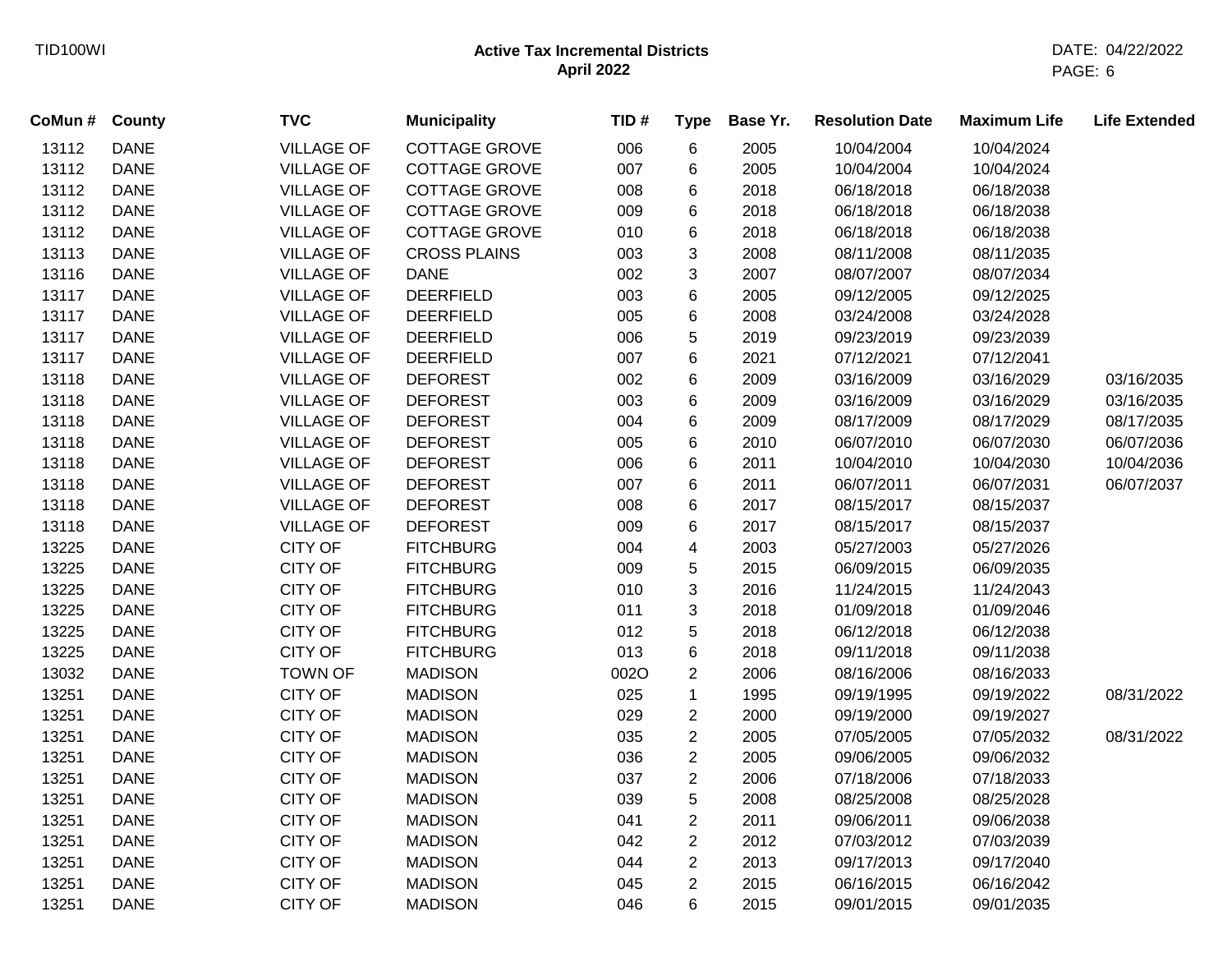# Active Tax Incremental Districts
## April 2022

| CoMun # | County | TVC | Municipality | TID # | Type | Base Yr. | Resolution Date | Maximum Life | Life Extended |
|---|---|---|---|---|---|---|---|---|---|
| 13112 | DANE | VILLAGE OF | COTTAGE GROVE | 006 | 6 | 2005 | 10/04/2004 | 10/04/2024 | |
| 13112 | DANE | VILLAGE OF | COTTAGE GROVE | 007 | 6 | 2005 | 10/04/2004 | 10/04/2024 | |
| 13112 | DANE | VILLAGE OF | COTTAGE GROVE | 008 | 6 | 2018 | 06/18/2018 | 06/18/2038 | |
| 13112 | DANE | VILLAGE OF | COTTAGE GROVE | 009 | 6 | 2018 | 06/18/2018 | 06/18/2038 | |
| 13112 | DANE | VILLAGE OF | COTTAGE GROVE | 010 | 6 | 2018 | 06/18/2018 | 06/18/2038 | |
| 13113 | DANE | VILLAGE OF | CROSS PLAINS | 003 | 3 | 2008 | 08/11/2008 | 08/11/2035 | |
| 13116 | DANE | VILLAGE OF | DANE | 002 | 3 | 2007 | 08/07/2007 | 08/07/2034 | |
| 13117 | DANE | VILLAGE OF | DEERFIELD | 003 | 6 | 2005 | 09/12/2005 | 09/12/2025 | |
| 13117 | DANE | VILLAGE OF | DEERFIELD | 005 | 6 | 2008 | 03/24/2008 | 03/24/2028 | |
| 13117 | DANE | VILLAGE OF | DEERFIELD | 006 | 5 | 2019 | 09/23/2019 | 09/23/2039 | |
| 13117 | DANE | VILLAGE OF | DEERFIELD | 007 | 6 | 2021 | 07/12/2021 | 07/12/2041 | |
| 13118 | DANE | VILLAGE OF | DEFOREST | 002 | 6 | 2009 | 03/16/2009 | 03/16/2029 | 03/16/2035 |
| 13118 | DANE | VILLAGE OF | DEFOREST | 003 | 6 | 2009 | 03/16/2009 | 03/16/2029 | 03/16/2035 |
| 13118 | DANE | VILLAGE OF | DEFOREST | 004 | 6 | 2009 | 08/17/2009 | 08/17/2029 | 08/17/2035 |
| 13118 | DANE | VILLAGE OF | DEFOREST | 005 | 6 | 2010 | 06/07/2010 | 06/07/2030 | 06/07/2036 |
| 13118 | DANE | VILLAGE OF | DEFOREST | 006 | 6 | 2011 | 10/04/2010 | 10/04/2030 | 10/04/2036 |
| 13118 | DANE | VILLAGE OF | DEFOREST | 007 | 6 | 2011 | 06/07/2011 | 06/07/2031 | 06/07/2037 |
| 13118 | DANE | VILLAGE OF | DEFOREST | 008 | 6 | 2017 | 08/15/2017 | 08/15/2037 | |
| 13118 | DANE | VILLAGE OF | DEFOREST | 009 | 6 | 2017 | 08/15/2017 | 08/15/2037 | |
| 13225 | DANE | CITY OF | FITCHBURG | 004 | 4 | 2003 | 05/27/2003 | 05/27/2026 | |
| 13225 | DANE | CITY OF | FITCHBURG | 009 | 5 | 2015 | 06/09/2015 | 06/09/2035 | |
| 13225 | DANE | CITY OF | FITCHBURG | 010 | 3 | 2016 | 11/24/2015 | 11/24/2043 | |
| 13225 | DANE | CITY OF | FITCHBURG | 011 | 3 | 2018 | 01/09/2018 | 01/09/2046 | |
| 13225 | DANE | CITY OF | FITCHBURG | 012 | 5 | 2018 | 06/12/2018 | 06/12/2038 | |
| 13225 | DANE | CITY OF | FITCHBURG | 013 | 6 | 2018 | 09/11/2018 | 09/11/2038 | |
| 13032 | DANE | TOWN OF | MADISON | 002O | 2 | 2006 | 08/16/2006 | 08/16/2033 | |
| 13251 | DANE | CITY OF | MADISON | 025 | 1 | 1995 | 09/19/1995 | 09/19/2022 | 08/31/2022 |
| 13251 | DANE | CITY OF | MADISON | 029 | 2 | 2000 | 09/19/2000 | 09/19/2027 | |
| 13251 | DANE | CITY OF | MADISON | 035 | 2 | 2005 | 07/05/2005 | 07/05/2032 | 08/31/2022 |
| 13251 | DANE | CITY OF | MADISON | 036 | 2 | 2005 | 09/06/2005 | 09/06/2032 | |
| 13251 | DANE | CITY OF | MADISON | 037 | 2 | 2006 | 07/18/2006 | 07/18/2033 | |
| 13251 | DANE | CITY OF | MADISON | 039 | 5 | 2008 | 08/25/2008 | 08/25/2028 | |
| 13251 | DANE | CITY OF | MADISON | 041 | 2 | 2011 | 09/06/2011 | 09/06/2038 | |
| 13251 | DANE | CITY OF | MADISON | 042 | 2 | 2012 | 07/03/2012 | 07/03/2039 | |
| 13251 | DANE | CITY OF | MADISON | 044 | 2 | 2013 | 09/17/2013 | 09/17/2040 | |
| 13251 | DANE | CITY OF | MADISON | 045 | 2 | 2015 | 06/16/2015 | 06/16/2042 | |
| 13251 | DANE | CITY OF | MADISON | 046 | 6 | 2015 | 09/01/2015 | 09/01/2035 | |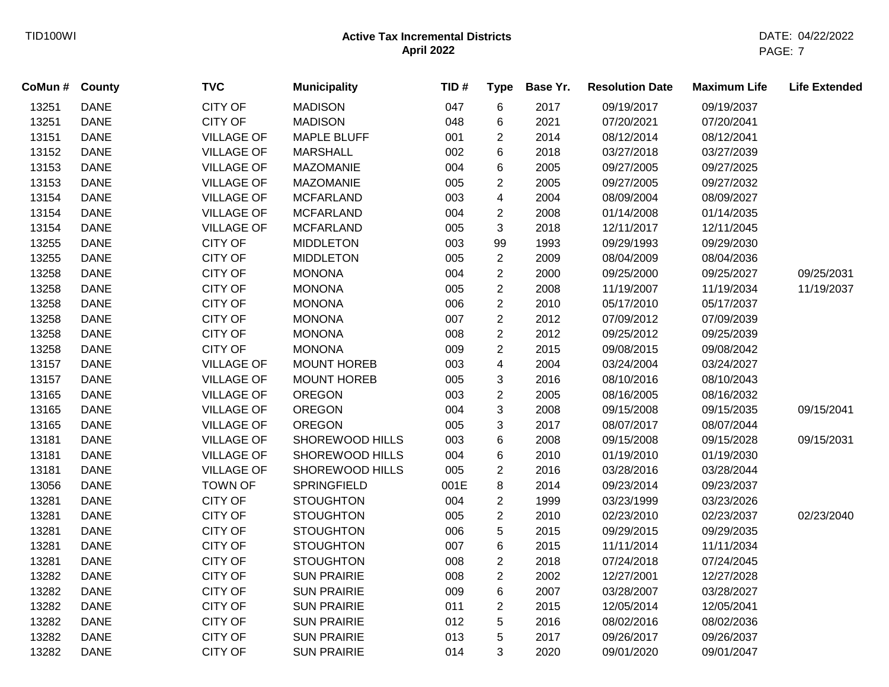# Active Tax Incremental Districts
## April 2022

| CoMun # | County | TVC | Municipality | TID # | Type | Base Yr. | Resolution Date | Maximum Life | Life Extended |
|---|---|---|---|---|---|---|---|---|---|
| 13251 | DANE | CITY OF | MADISON | 047 | 6 | 2017 | 09/19/2017 | 09/19/2037 | |
| 13251 | DANE | CITY OF | MADISON | 048 | 6 | 2021 | 07/20/2021 | 07/20/2041 | |
| 13151 | DANE | VILLAGE OF | MAPLE BLUFF | 001 | 2 | 2014 | 08/12/2014 | 08/12/2041 | |
| 13152 | DANE | VILLAGE OF | MARSHALL | 002 | 6 | 2018 | 03/27/2018 | 03/27/2039 | |
| 13153 | DANE | VILLAGE OF | MAZOMANIE | 004 | 6 | 2005 | 09/27/2005 | 09/27/2025 | |
| 13153 | DANE | VILLAGE OF | MAZOMANIE | 005 | 2 | 2005 | 09/27/2005 | 09/27/2032 | |
| 13154 | DANE | VILLAGE OF | MCFARLAND | 003 | 4 | 2004 | 08/09/2004 | 08/09/2027 | |
| 13154 | DANE | VILLAGE OF | MCFARLAND | 004 | 2 | 2008 | 01/14/2008 | 01/14/2035 | |
| 13154 | DANE | VILLAGE OF | MCFARLAND | 005 | 3 | 2018 | 12/11/2017 | 12/11/2045 | |
| 13255 | DANE | CITY OF | MIDDLETON | 003 | 99 | 1993 | 09/29/1993 | 09/29/2030 | |
| 13255 | DANE | CITY OF | MIDDLETON | 005 | 2 | 2009 | 08/04/2009 | 08/04/2036 | |
| 13258 | DANE | CITY OF | MONONA | 004 | 2 | 2000 | 09/25/2000 | 09/25/2027 | 09/25/2031 |
| 13258 | DANE | CITY OF | MONONA | 005 | 2 | 2008 | 11/19/2007 | 11/19/2034 | 11/19/2037 |
| 13258 | DANE | CITY OF | MONONA | 006 | 2 | 2010 | 05/17/2010 | 05/17/2037 | |
| 13258 | DANE | CITY OF | MONONA | 007 | 2 | 2012 | 07/09/2012 | 07/09/2039 | |
| 13258 | DANE | CITY OF | MONONA | 008 | 2 | 2012 | 09/25/2012 | 09/25/2039 | |
| 13258 | DANE | CITY OF | MONONA | 009 | 2 | 2015 | 09/08/2015 | 09/08/2042 | |
| 13157 | DANE | VILLAGE OF | MOUNT HOREB | 003 | 4 | 2004 | 03/24/2004 | 03/24/2027 | |
| 13157 | DANE | VILLAGE OF | MOUNT HOREB | 005 | 3 | 2016 | 08/10/2016 | 08/10/2043 | |
| 13165 | DANE | VILLAGE OF | OREGON | 003 | 2 | 2005 | 08/16/2005 | 08/16/2032 | |
| 13165 | DANE | VILLAGE OF | OREGON | 004 | 3 | 2008 | 09/15/2008 | 09/15/2035 | 09/15/2041 |
| 13165 | DANE | VILLAGE OF | OREGON | 005 | 3 | 2017 | 08/07/2017 | 08/07/2044 | |
| 13181 | DANE | VILLAGE OF | SHOREWOOD HILLS | 003 | 6 | 2008 | 09/15/2008 | 09/15/2028 | 09/15/2031 |
| 13181 | DANE | VILLAGE OF | SHOREWOOD HILLS | 004 | 6 | 2010 | 01/19/2010 | 01/19/2030 | |
| 13181 | DANE | VILLAGE OF | SHOREWOOD HILLS | 005 | 2 | 2016 | 03/28/2016 | 03/28/2044 | |
| 13056 | DANE | TOWN OF | SPRINGFIELD | 001E | 8 | 2014 | 09/23/2014 | 09/23/2037 | |
| 13281 | DANE | CITY OF | STOUGHTON | 004 | 2 | 1999 | 03/23/1999 | 03/23/2026 | |
| 13281 | DANE | CITY OF | STOUGHTON | 005 | 2 | 2010 | 02/23/2010 | 02/23/2037 | 02/23/2040 |
| 13281 | DANE | CITY OF | STOUGHTON | 006 | 5 | 2015 | 09/29/2015 | 09/29/2035 | |
| 13281 | DANE | CITY OF | STOUGHTON | 007 | 6 | 2015 | 11/11/2014 | 11/11/2034 | |
| 13281 | DANE | CITY OF | STOUGHTON | 008 | 2 | 2018 | 07/24/2018 | 07/24/2045 | |
| 13282 | DANE | CITY OF | SUN PRAIRIE | 008 | 2 | 2002 | 12/27/2001 | 12/27/2028 | |
| 13282 | DANE | CITY OF | SUN PRAIRIE | 009 | 6 | 2007 | 03/28/2007 | 03/28/2027 | |
| 13282 | DANE | CITY OF | SUN PRAIRIE | 011 | 2 | 2015 | 12/05/2014 | 12/05/2041 | |
| 13282 | DANE | CITY OF | SUN PRAIRIE | 012 | 5 | 2016 | 08/02/2016 | 08/02/2036 | |
| 13282 | DANE | CITY OF | SUN PRAIRIE | 013 | 5 | 2017 | 09/26/2017 | 09/26/2037 | |
| 13282 | DANE | CITY OF | SUN PRAIRIE | 014 | 3 | 2020 | 09/01/2020 | 09/01/2047 | |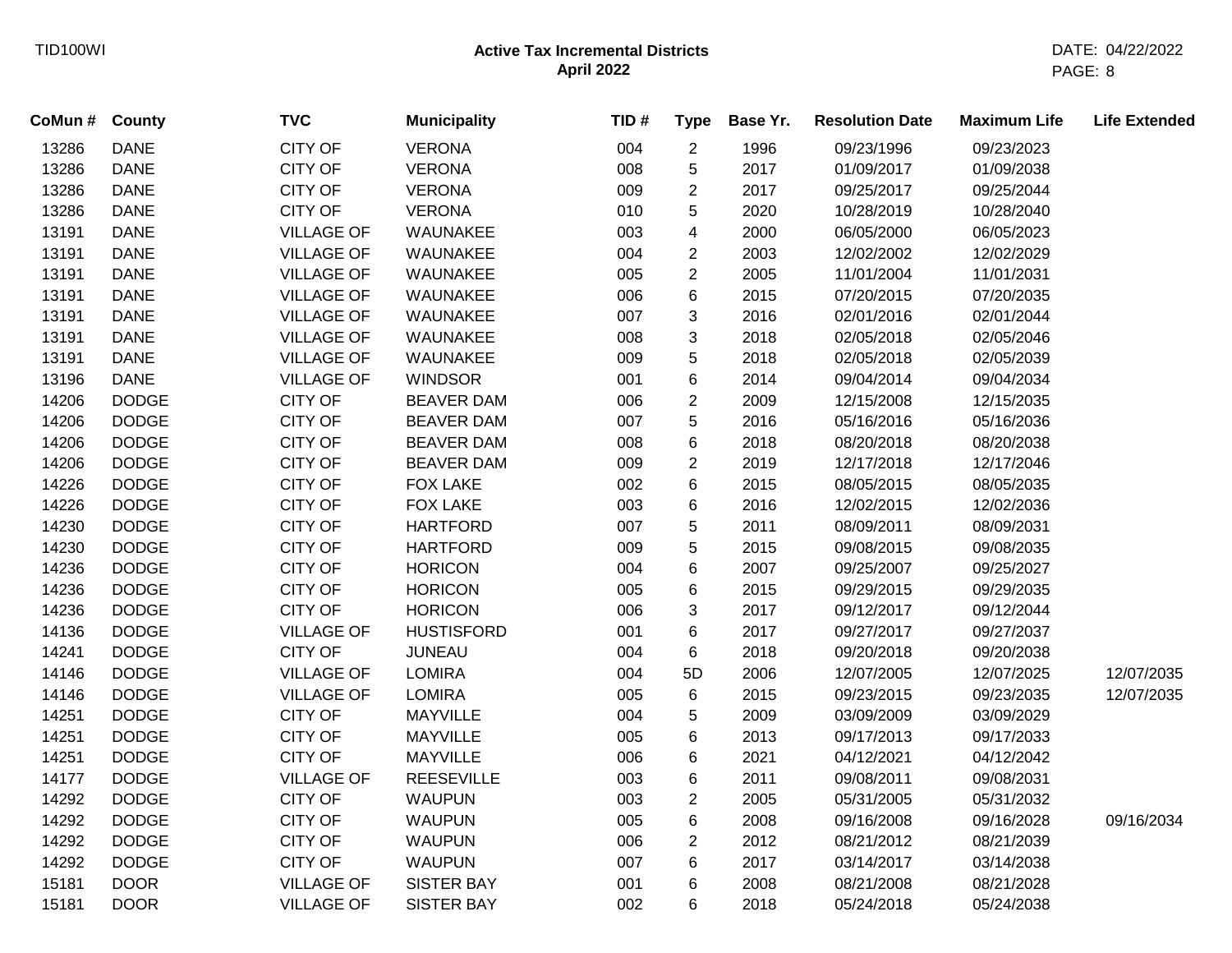**Active Tax Incremental Districts**
**April 2022**

| CoMun # | County | TVC | Municipality | TID # | Type | Base Yr. | Resolution Date | Maximum Life | Life Extended |
|---|---|---|---|---|---|---|---|---|---|
| 13286 | DANE | CITY OF | VERONA | 004 | 2 | 1996 | 09/23/1996 | 09/23/2023 | |
| 13286 | DANE | CITY OF | VERONA | 008 | 5 | 2017 | 01/09/2017 | 01/09/2038 | |
| 13286 | DANE | CITY OF | VERONA | 009 | 2 | 2017 | 09/25/2017 | 09/25/2044 | |
| 13286 | DANE | CITY OF | VERONA | 010 | 5 | 2020 | 10/28/2019 | 10/28/2040 | |
| 13191 | DANE | VILLAGE OF | WAUNAKEE | 003 | 4 | 2000 | 06/05/2000 | 06/05/2023 | |
| 13191 | DANE | VILLAGE OF | WAUNAKEE | 004 | 2 | 2003 | 12/02/2002 | 12/02/2029 | |
| 13191 | DANE | VILLAGE OF | WAUNAKEE | 005 | 2 | 2005 | 11/01/2004 | 11/01/2031 | |
| 13191 | DANE | VILLAGE OF | WAUNAKEE | 006 | 6 | 2015 | 07/20/2015 | 07/20/2035 | |
| 13191 | DANE | VILLAGE OF | WAUNAKEE | 007 | 3 | 2016 | 02/01/2016 | 02/01/2044 | |
| 13191 | DANE | VILLAGE OF | WAUNAKEE | 008 | 3 | 2018 | 02/05/2018 | 02/05/2046 | |
| 13191 | DANE | VILLAGE OF | WAUNAKEE | 009 | 5 | 2018 | 02/05/2018 | 02/05/2039 | |
| 13196 | DANE | VILLAGE OF | WINDSOR | 001 | 6 | 2014 | 09/04/2014 | 09/04/2034 | |
| 14206 | DODGE | CITY OF | BEAVER DAM | 006 | 2 | 2009 | 12/15/2008 | 12/15/2035 | |
| 14206 | DODGE | CITY OF | BEAVER DAM | 007 | 5 | 2016 | 05/16/2016 | 05/16/2036 | |
| 14206 | DODGE | CITY OF | BEAVER DAM | 008 | 6 | 2018 | 08/20/2018 | 08/20/2038 | |
| 14206 | DODGE | CITY OF | BEAVER DAM | 009 | 2 | 2019 | 12/17/2018 | 12/17/2046 | |
| 14226 | DODGE | CITY OF | FOX LAKE | 002 | 6 | 2015 | 08/05/2015 | 08/05/2035 | |
| 14226 | DODGE | CITY OF | FOX LAKE | 003 | 6 | 2016 | 12/02/2015 | 12/02/2036 | |
| 14230 | DODGE | CITY OF | HARTFORD | 007 | 5 | 2011 | 08/09/2011 | 08/09/2031 | |
| 14230 | DODGE | CITY OF | HARTFORD | 009 | 5 | 2015 | 09/08/2015 | 09/08/2035 | |
| 14236 | DODGE | CITY OF | HORICON | 004 | 6 | 2007 | 09/25/2007 | 09/25/2027 | |
| 14236 | DODGE | CITY OF | HORICON | 005 | 6 | 2015 | 09/29/2015 | 09/29/2035 | |
| 14236 | DODGE | CITY OF | HORICON | 006 | 3 | 2017 | 09/12/2017 | 09/12/2044 | |
| 14136 | DODGE | VILLAGE OF | HUSTISFORD | 001 | 6 | 2017 | 09/27/2017 | 09/27/2037 | |
| 14241 | DODGE | CITY OF | JUNEAU | 004 | 6 | 2018 | 09/20/2018 | 09/20/2038 | |
| 14146 | DODGE | VILLAGE OF | LOMIRA | 004 | 5D | 2006 | 12/07/2005 | 12/07/2025 | 12/07/2035 |
| 14146 | DODGE | VILLAGE OF | LOMIRA | 005 | 6 | 2015 | 09/23/2015 | 09/23/2035 | 12/07/2035 |
| 14251 | DODGE | CITY OF | MAYVILLE | 004 | 5 | 2009 | 03/09/2009 | 03/09/2029 | |
| 14251 | DODGE | CITY OF | MAYVILLE | 005 | 6 | 2013 | 09/17/2013 | 09/17/2033 | |
| 14251 | DODGE | CITY OF | MAYVILLE | 006 | 6 | 2021 | 04/12/2021 | 04/12/2042 | |
| 14177 | DODGE | VILLAGE OF | REESEVILLE | 003 | 6 | 2011 | 09/08/2011 | 09/08/2031 | |
| 14292 | DODGE | CITY OF | WAUPUN | 003 | 2 | 2005 | 05/31/2005 | 05/31/2032 | |
| 14292 | DODGE | CITY OF | WAUPUN | 005 | 6 | 2008 | 09/16/2008 | 09/16/2028 | 09/16/2034 |
| 14292 | DODGE | CITY OF | WAUPUN | 006 | 2 | 2012 | 08/21/2012 | 08/21/2039 | |
| 14292 | DODGE | CITY OF | WAUPUN | 007 | 6 | 2017 | 03/14/2017 | 03/14/2038 | |
| 15181 | DOOR | VILLAGE OF | SISTER BAY | 001 | 6 | 2008 | 08/21/2008 | 08/21/2028 | |
| 15181 | DOOR | VILLAGE OF | SISTER BAY | 002 | 6 | 2018 | 05/24/2018 | 05/24/2038 | |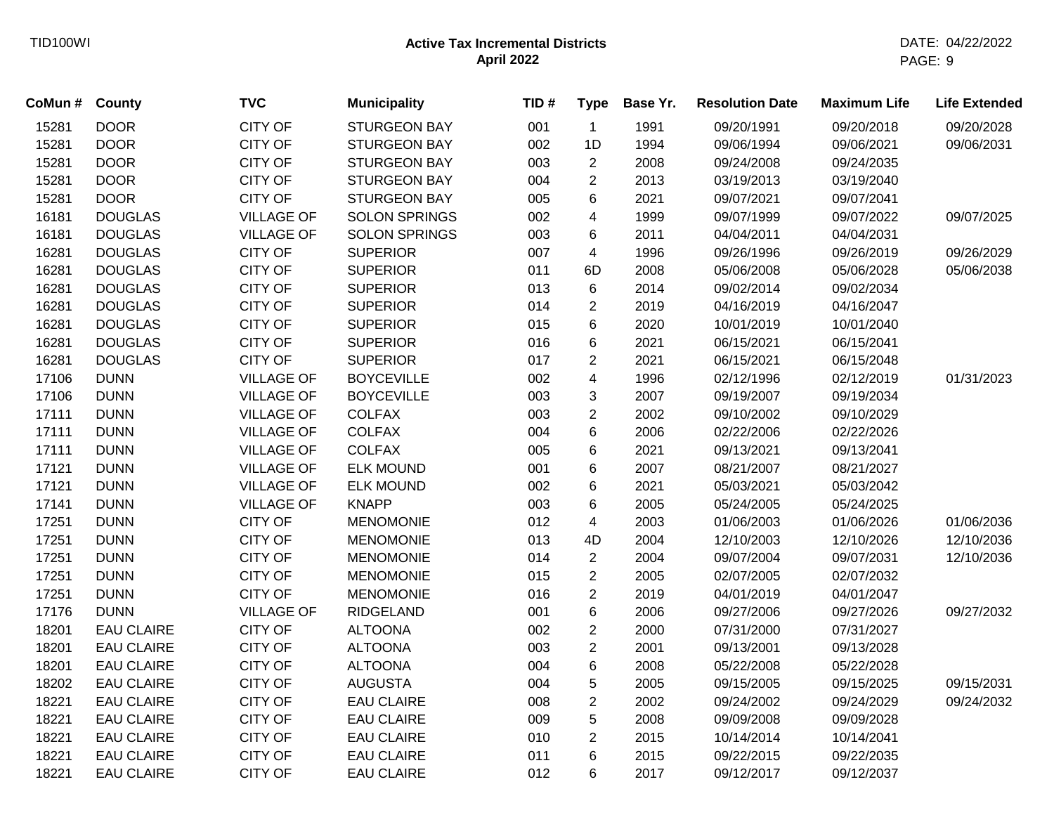**Active Tax Incremental Districts**
**April 2022**

| CoMun # | County | TVC | Municipality | TID # | Type | Base Yr. | Resolution Date | Maximum Life | Life Extended |
|---|---|---|---|---|---|---|---|---|---|
| 15281 | DOOR | CITY OF | STURGEON BAY | 001 | 1 | 1991 | 09/20/1991 | 09/20/2018 | 09/20/2028 |
| 15281 | DOOR | CITY OF | STURGEON BAY | 002 | 1D | 1994 | 09/06/1994 | 09/06/2021 | 09/06/2031 |
| 15281 | DOOR | CITY OF | STURGEON BAY | 003 | 2 | 2008 | 09/24/2008 | 09/24/2035 | |
| 15281 | DOOR | CITY OF | STURGEON BAY | 004 | 2 | 2013 | 03/19/2013 | 03/19/2040 | |
| 15281 | DOOR | CITY OF | STURGEON BAY | 005 | 6 | 2021 | 09/07/2021 | 09/07/2041 | |
| 16181 | DOUGLAS | VILLAGE OF | SOLON SPRINGS | 002 | 4 | 1999 | 09/07/1999 | 09/07/2022 | 09/07/2025 |
| 16181 | DOUGLAS | VILLAGE OF | SOLON SPRINGS | 003 | 6 | 2011 | 04/04/2011 | 04/04/2031 | |
| 16281 | DOUGLAS | CITY OF | SUPERIOR | 007 | 4 | 1996 | 09/26/1996 | 09/26/2019 | 09/26/2029 |
| 16281 | DOUGLAS | CITY OF | SUPERIOR | 011 | 6D | 2008 | 05/06/2008 | 05/06/2028 | 05/06/2038 |
| 16281 | DOUGLAS | CITY OF | SUPERIOR | 013 | 6 | 2014 | 09/02/2014 | 09/02/2034 | |
| 16281 | DOUGLAS | CITY OF | SUPERIOR | 014 | 2 | 2019 | 04/16/2019 | 04/16/2047 | |
| 16281 | DOUGLAS | CITY OF | SUPERIOR | 015 | 6 | 2020 | 10/01/2019 | 10/01/2040 | |
| 16281 | DOUGLAS | CITY OF | SUPERIOR | 016 | 6 | 2021 | 06/15/2021 | 06/15/2041 | |
| 16281 | DOUGLAS | CITY OF | SUPERIOR | 017 | 2 | 2021 | 06/15/2021 | 06/15/2048 | |
| 17106 | DUNN | VILLAGE OF | BOYCEVILLE | 002 | 4 | 1996 | 02/12/1996 | 02/12/2019 | 01/31/2023 |
| 17106 | DUNN | VILLAGE OF | BOYCEVILLE | 003 | 3 | 2007 | 09/19/2007 | 09/19/2034 | |
| 17111 | DUNN | VILLAGE OF | COLFAX | 003 | 2 | 2002 | 09/10/2002 | 09/10/2029 | |
| 17111 | DUNN | VILLAGE OF | COLFAX | 004 | 6 | 2006 | 02/22/2006 | 02/22/2026 | |
| 17111 | DUNN | VILLAGE OF | COLFAX | 005 | 6 | 2021 | 09/13/2021 | 09/13/2041 | |
| 17121 | DUNN | VILLAGE OF | ELK MOUND | 001 | 6 | 2007 | 08/21/2007 | 08/21/2027 | |
| 17121 | DUNN | VILLAGE OF | ELK MOUND | 002 | 6 | 2021 | 05/03/2021 | 05/03/2042 | |
| 17141 | DUNN | VILLAGE OF | KNAPP | 003 | 6 | 2005 | 05/24/2005 | 05/24/2025 | |
| 17251 | DUNN | CITY OF | MENOMONIE | 012 | 4 | 2003 | 01/06/2003 | 01/06/2026 | 01/06/2036 |
| 17251 | DUNN | CITY OF | MENOMONIE | 013 | 4D | 2004 | 12/10/2003 | 12/10/2026 | 12/10/2036 |
| 17251 | DUNN | CITY OF | MENOMONIE | 014 | 2 | 2004 | 09/07/2004 | 09/07/2031 | 12/10/2036 |
| 17251 | DUNN | CITY OF | MENOMONIE | 015 | 2 | 2005 | 02/07/2005 | 02/07/2032 | |
| 17251 | DUNN | CITY OF | MENOMONIE | 016 | 2 | 2019 | 04/01/2019 | 04/01/2047 | |
| 17176 | DUNN | VILLAGE OF | RIDGELAND | 001 | 6 | 2006 | 09/27/2006 | 09/27/2026 | 09/27/2032 |
| 18201 | EAU CLAIRE | CITY OF | ALTOONA | 002 | 2 | 2000 | 07/31/2000 | 07/31/2027 | |
| 18201 | EAU CLAIRE | CITY OF | ALTOONA | 003 | 2 | 2001 | 09/13/2001 | 09/13/2028 | |
| 18201 | EAU CLAIRE | CITY OF | ALTOONA | 004 | 6 | 2008 | 05/22/2008 | 05/22/2028 | |
| 18202 | EAU CLAIRE | CITY OF | AUGUSTA | 004 | 5 | 2005 | 09/15/2005 | 09/15/2025 | 09/15/2031 |
| 18221 | EAU CLAIRE | CITY OF | EAU CLAIRE | 008 | 2 | 2002 | 09/24/2002 | 09/24/2029 | 09/24/2032 |
| 18221 | EAU CLAIRE | CITY OF | EAU CLAIRE | 009 | 5 | 2008 | 09/09/2008 | 09/09/2028 | |
| 18221 | EAU CLAIRE | CITY OF | EAU CLAIRE | 010 | 2 | 2015 | 10/14/2014 | 10/14/2041 | |
| 18221 | EAU CLAIRE | CITY OF | EAU CLAIRE | 011 | 6 | 2015 | 09/22/2015 | 09/22/2035 | |
| 18221 | EAU CLAIRE | CITY OF | EAU CLAIRE | 012 | 6 | 2017 | 09/12/2017 | 09/12/2037 | |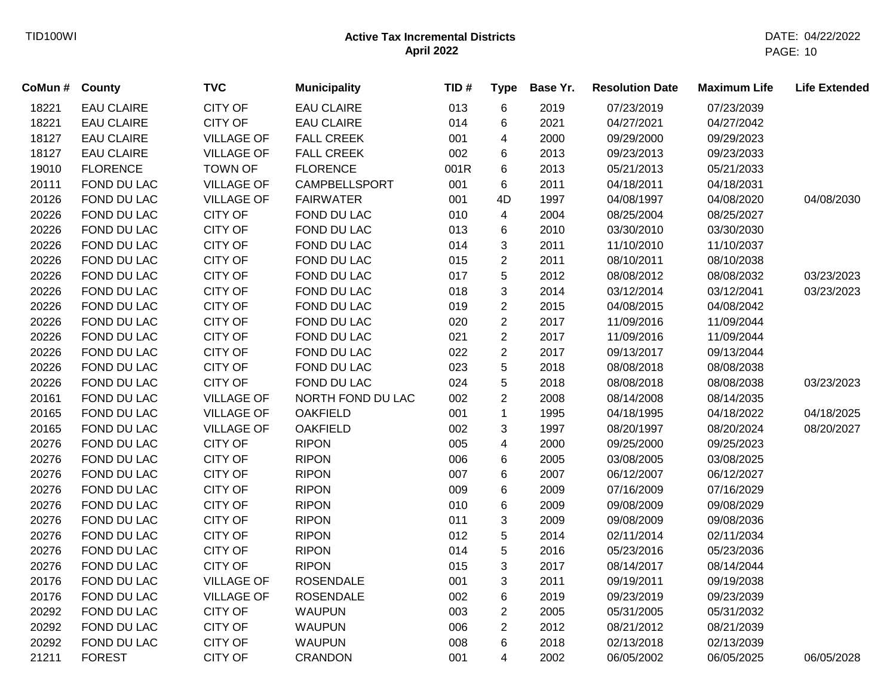**Active Tax Incremental Districts**
**April 2022**

| CoMun # | County | TVC | Municipality | TID # | Type | Base Yr. | Resolution Date | Maximum Life | Life Extended |
|---|---|---|---|---|---|---|---|---|---|
| 18221 | EAU CLAIRE | CITY OF | EAU CLAIRE | 013 | 6 | 2019 | 07/23/2019 | 07/23/2039 | |
| 18221 | EAU CLAIRE | CITY OF | EAU CLAIRE | 014 | 6 | 2021 | 04/27/2021 | 04/27/2042 | |
| 18127 | EAU CLAIRE | VILLAGE OF | FALL CREEK | 001 | 4 | 2000 | 09/29/2000 | 09/29/2023 | |
| 18127 | EAU CLAIRE | VILLAGE OF | FALL CREEK | 002 | 6 | 2013 | 09/23/2013 | 09/23/2033 | |
| 19010 | FLORENCE | TOWN OF | FLORENCE | 001R | 6 | 2013 | 05/21/2013 | 05/21/2033 | |
| 20111 | FOND DU LAC | VILLAGE OF | CAMPBELLSPORT | 001 | 6 | 2011 | 04/18/2011 | 04/18/2031 | |
| 20126 | FOND DU LAC | VILLAGE OF | FAIRWATER | 001 | 4D | 1997 | 04/08/1997 | 04/08/2020 | 04/08/2030 |
| 20226 | FOND DU LAC | CITY OF | FOND DU LAC | 010 | 4 | 2004 | 08/25/2004 | 08/25/2027 | |
| 20226 | FOND DU LAC | CITY OF | FOND DU LAC | 013 | 6 | 2010 | 03/30/2010 | 03/30/2030 | |
| 20226 | FOND DU LAC | CITY OF | FOND DU LAC | 014 | 3 | 2011 | 11/10/2010 | 11/10/2037 | |
| 20226 | FOND DU LAC | CITY OF | FOND DU LAC | 015 | 2 | 2011 | 08/10/2011 | 08/10/2038 | |
| 20226 | FOND DU LAC | CITY OF | FOND DU LAC | 017 | 5 | 2012 | 08/08/2012 | 08/08/2032 | 03/23/2023 |
| 20226 | FOND DU LAC | CITY OF | FOND DU LAC | 018 | 3 | 2014 | 03/12/2014 | 03/12/2041 | 03/23/2023 |
| 20226 | FOND DU LAC | CITY OF | FOND DU LAC | 019 | 2 | 2015 | 04/08/2015 | 04/08/2042 | |
| 20226 | FOND DU LAC | CITY OF | FOND DU LAC | 020 | 2 | 2017 | 11/09/2016 | 11/09/2044 | |
| 20226 | FOND DU LAC | CITY OF | FOND DU LAC | 021 | 2 | 2017 | 11/09/2016 | 11/09/2044 | |
| 20226 | FOND DU LAC | CITY OF | FOND DU LAC | 022 | 2 | 2017 | 09/13/2017 | 09/13/2044 | |
| 20226 | FOND DU LAC | CITY OF | FOND DU LAC | 023 | 5 | 2018 | 08/08/2018 | 08/08/2038 | |
| 20226 | FOND DU LAC | CITY OF | FOND DU LAC | 024 | 5 | 2018 | 08/08/2018 | 08/08/2038 | 03/23/2023 |
| 20161 | FOND DU LAC | VILLAGE OF | NORTH FOND DU LAC | 002 | 2 | 2008 | 08/14/2008 | 08/14/2035 | |
| 20165 | FOND DU LAC | VILLAGE OF | OAKFIELD | 001 | 1 | 1995 | 04/18/1995 | 04/18/2022 | 04/18/2025 |
| 20165 | FOND DU LAC | VILLAGE OF | OAKFIELD | 002 | 3 | 1997 | 08/20/1997 | 08/20/2024 | 08/20/2027 |
| 20276 | FOND DU LAC | CITY OF | RIPON | 005 | 4 | 2000 | 09/25/2000 | 09/25/2023 | |
| 20276 | FOND DU LAC | CITY OF | RIPON | 006 | 6 | 2005 | 03/08/2005 | 03/08/2025 | |
| 20276 | FOND DU LAC | CITY OF | RIPON | 007 | 6 | 2007 | 06/12/2007 | 06/12/2027 | |
| 20276 | FOND DU LAC | CITY OF | RIPON | 009 | 6 | 2009 | 07/16/2009 | 07/16/2029 | |
| 20276 | FOND DU LAC | CITY OF | RIPON | 010 | 6 | 2009 | 09/08/2009 | 09/08/2029 | |
| 20276 | FOND DU LAC | CITY OF | RIPON | 011 | 3 | 2009 | 09/08/2009 | 09/08/2036 | |
| 20276 | FOND DU LAC | CITY OF | RIPON | 012 | 5 | 2014 | 02/11/2014 | 02/11/2034 | |
| 20276 | FOND DU LAC | CITY OF | RIPON | 014 | 5 | 2016 | 05/23/2016 | 05/23/2036 | |
| 20276 | FOND DU LAC | CITY OF | RIPON | 015 | 3 | 2017 | 08/14/2017 | 08/14/2044 | |
| 20176 | FOND DU LAC | VILLAGE OF | ROSENDALE | 001 | 3 | 2011 | 09/19/2011 | 09/19/2038 | |
| 20176 | FOND DU LAC | VILLAGE OF | ROSENDALE | 002 | 6 | 2019 | 09/23/2019 | 09/23/2039 | |
| 20292 | FOND DU LAC | CITY OF | WAUPUN | 003 | 2 | 2005 | 05/31/2005 | 05/31/2032 | |
| 20292 | FOND DU LAC | CITY OF | WAUPUN | 006 | 2 | 2012 | 08/21/2012 | 08/21/2039 | |
| 20292 | FOND DU LAC | CITY OF | WAUPUN | 008 | 6 | 2018 | 02/13/2018 | 02/13/2039 | |
| 21211 | FOREST | CITY OF | CRANDON | 001 | 4 | 2002 | 06/05/2002 | 06/05/2025 | 06/05/2028 |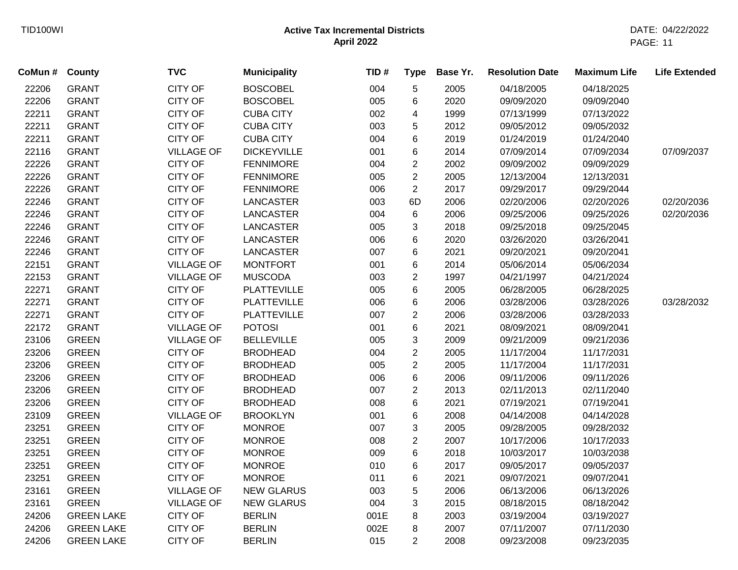## Active Tax Incremental Districts
### April 2022

| CoMun # | County | TVC | Municipality | TID # | Type | Base Yr. | Resolution Date | Maximum Life | Life Extended |
|---|---|---|---|---|---|---|---|---|---|
| 22206 | GRANT | CITY OF | BOSCOBEL | 004 | 5 | 2005 | 04/18/2005 | 04/18/2025 | |
| 22206 | GRANT | CITY OF | BOSCOBEL | 005 | 6 | 2020 | 09/09/2020 | 09/09/2040 | |
| 22211 | GRANT | CITY OF | CUBA CITY | 002 | 4 | 1999 | 07/13/1999 | 07/13/2022 | |
| 22211 | GRANT | CITY OF | CUBA CITY | 003 | 5 | 2012 | 09/05/2012 | 09/05/2032 | |
| 22211 | GRANT | CITY OF | CUBA CITY | 004 | 6 | 2019 | 01/24/2019 | 01/24/2040 | |
| 22116 | GRANT | VILLAGE OF | DICKEYVILLE | 001 | 6 | 2014 | 07/09/2014 | 07/09/2034 | 07/09/2037 |
| 22226 | GRANT | CITY OF | FENNIMORE | 004 | 2 | 2002 | 09/09/2002 | 09/09/2029 | |
| 22226 | GRANT | CITY OF | FENNIMORE | 005 | 2 | 2005 | 12/13/2004 | 12/13/2031 | |
| 22226 | GRANT | CITY OF | FENNIMORE | 006 | 2 | 2017 | 09/29/2017 | 09/29/2044 | |
| 22246 | GRANT | CITY OF | LANCASTER | 003 | 6D | 2006 | 02/20/2006 | 02/20/2026 | 02/20/2036 |
| 22246 | GRANT | CITY OF | LANCASTER | 004 | 6 | 2006 | 09/25/2006 | 09/25/2026 | 02/20/2036 |
| 22246 | GRANT | CITY OF | LANCASTER | 005 | 3 | 2018 | 09/25/2018 | 09/25/2045 | |
| 22246 | GRANT | CITY OF | LANCASTER | 006 | 6 | 2020 | 03/26/2020 | 03/26/2041 | |
| 22246 | GRANT | CITY OF | LANCASTER | 007 | 6 | 2021 | 09/20/2021 | 09/20/2041 | |
| 22151 | GRANT | VILLAGE OF | MONTFORT | 001 | 6 | 2014 | 05/06/2014 | 05/06/2034 | |
| 22153 | GRANT | VILLAGE OF | MUSCODA | 003 | 2 | 1997 | 04/21/1997 | 04/21/2024 | |
| 22271 | GRANT | CITY OF | PLATTEVILLE | 005 | 6 | 2005 | 06/28/2005 | 06/28/2025 | |
| 22271 | GRANT | CITY OF | PLATTEVILLE | 006 | 6 | 2006 | 03/28/2006 | 03/28/2026 | 03/28/2032 |
| 22271 | GRANT | CITY OF | PLATTEVILLE | 007 | 2 | 2006 | 03/28/2006 | 03/28/2033 | |
| 22172 | GRANT | VILLAGE OF | POTOSI | 001 | 6 | 2021 | 08/09/2021 | 08/09/2041 | |
| 23106 | GREEN | VILLAGE OF | BELLEVILLE | 005 | 3 | 2009 | 09/21/2009 | 09/21/2036 | |
| 23206 | GREEN | CITY OF | BRODHEAD | 004 | 2 | 2005 | 11/17/2004 | 11/17/2031 | |
| 23206 | GREEN | CITY OF | BRODHEAD | 005 | 2 | 2005 | 11/17/2004 | 11/17/2031 | |
| 23206 | GREEN | CITY OF | BRODHEAD | 006 | 6 | 2006 | 09/11/2006 | 09/11/2026 | |
| 23206 | GREEN | CITY OF | BRODHEAD | 007 | 2 | 2013 | 02/11/2013 | 02/11/2040 | |
| 23206 | GREEN | CITY OF | BRODHEAD | 008 | 6 | 2021 | 07/19/2021 | 07/19/2041 | |
| 23109 | GREEN | VILLAGE OF | BROOKLYN | 001 | 6 | 2008 | 04/14/2008 | 04/14/2028 | |
| 23251 | GREEN | CITY OF | MONROE | 007 | 3 | 2005 | 09/28/2005 | 09/28/2032 | |
| 23251 | GREEN | CITY OF | MONROE | 008 | 2 | 2007 | 10/17/2006 | 10/17/2033 | |
| 23251 | GREEN | CITY OF | MONROE | 009 | 6 | 2018 | 10/03/2017 | 10/03/2038 | |
| 23251 | GREEN | CITY OF | MONROE | 010 | 6 | 2017 | 09/05/2017 | 09/05/2037 | |
| 23251 | GREEN | CITY OF | MONROE | 011 | 6 | 2021 | 09/07/2021 | 09/07/2041 | |
| 23161 | GREEN | VILLAGE OF | NEW GLARUS | 003 | 5 | 2006 | 06/13/2006 | 06/13/2026 | |
| 23161 | GREEN | VILLAGE OF | NEW GLARUS | 004 | 3 | 2015 | 08/18/2015 | 08/18/2042 | |
| 24206 | GREEN LAKE | CITY OF | BERLIN | 001E | 8 | 2003 | 03/19/2004 | 03/19/2027 | |
| 24206 | GREEN LAKE | CITY OF | BERLIN | 002E | 8 | 2007 | 07/11/2007 | 07/11/2030 | |
| 24206 | GREEN LAKE | CITY OF | BERLIN | 015 | 2 | 2008 | 09/23/2008 | 09/23/2035 | |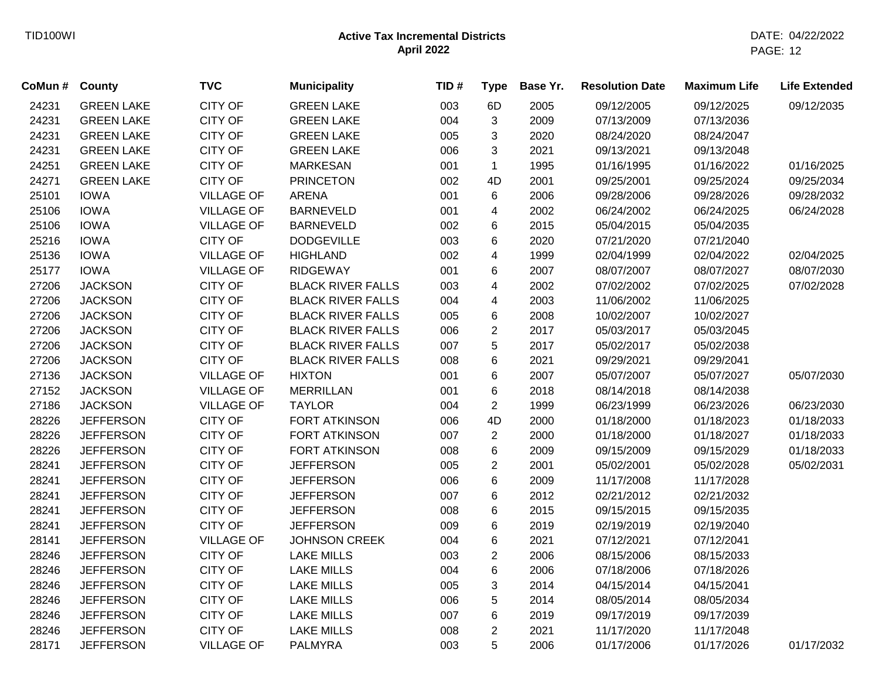## Active Tax Incremental Districts
### April 2022

| CoMun # | County | TVC | Municipality | TID # | Type | Base Yr. | Resolution Date | Maximum Life | Life Extended |
|---|---|---|---|---|---|---|---|---|---|
| 24231 | GREEN LAKE | CITY OF | GREEN LAKE | 003 | 6D | 2005 | 09/12/2005 | 09/12/2025 | 09/12/2035 |
| 24231 | GREEN LAKE | CITY OF | GREEN LAKE | 004 | 3 | 2009 | 07/13/2009 | 07/13/2036 | |
| 24231 | GREEN LAKE | CITY OF | GREEN LAKE | 005 | 3 | 2020 | 08/24/2020 | 08/24/2047 | |
| 24231 | GREEN LAKE | CITY OF | GREEN LAKE | 006 | 3 | 2021 | 09/13/2021 | 09/13/2048 | |
| 24251 | GREEN LAKE | CITY OF | MARKESAN | 001 | 1 | 1995 | 01/16/1995 | 01/16/2022 | 01/16/2025 |
| 24271 | GREEN LAKE | CITY OF | PRINCETON | 002 | 4D | 2001 | 09/25/2001 | 09/25/2024 | 09/25/2034 |
| 25101 | IOWA | VILLAGE OF | ARENA | 001 | 6 | 2006 | 09/28/2006 | 09/28/2026 | 09/28/2032 |
| 25106 | IOWA | VILLAGE OF | BARNEVELD | 001 | 4 | 2002 | 06/24/2002 | 06/24/2025 | 06/24/2028 |
| 25106 | IOWA | VILLAGE OF | BARNEVELD | 002 | 6 | 2015 | 05/04/2015 | 05/04/2035 | |
| 25216 | IOWA | CITY OF | DODGEVILLE | 003 | 6 | 2020 | 07/21/2020 | 07/21/2040 | |
| 25136 | IOWA | VILLAGE OF | HIGHLAND | 002 | 4 | 1999 | 02/04/1999 | 02/04/2022 | 02/04/2025 |
| 25177 | IOWA | VILLAGE OF | RIDGEWAY | 001 | 6 | 2007 | 08/07/2007 | 08/07/2027 | 08/07/2030 |
| 27206 | JACKSON | CITY OF | BLACK RIVER FALLS | 003 | 4 | 2002 | 07/02/2002 | 07/02/2025 | 07/02/2028 |
| 27206 | JACKSON | CITY OF | BLACK RIVER FALLS | 004 | 4 | 2003 | 11/06/2002 | 11/06/2025 | |
| 27206 | JACKSON | CITY OF | BLACK RIVER FALLS | 005 | 6 | 2008 | 10/02/2007 | 10/02/2027 | |
| 27206 | JACKSON | CITY OF | BLACK RIVER FALLS | 006 | 2 | 2017 | 05/03/2017 | 05/03/2045 | |
| 27206 | JACKSON | CITY OF | BLACK RIVER FALLS | 007 | 5 | 2017 | 05/02/2017 | 05/02/2038 | |
| 27206 | JACKSON | CITY OF | BLACK RIVER FALLS | 008 | 6 | 2021 | 09/29/2021 | 09/29/2041 | |
| 27136 | JACKSON | VILLAGE OF | HIXTON | 001 | 6 | 2007 | 05/07/2007 | 05/07/2027 | 05/07/2030 |
| 27152 | JACKSON | VILLAGE OF | MERRILLAN | 001 | 6 | 2018 | 08/14/2018 | 08/14/2038 | |
| 27186 | JACKSON | VILLAGE OF | TAYLOR | 004 | 2 | 1999 | 06/23/1999 | 06/23/2026 | 06/23/2030 |
| 28226 | JEFFERSON | CITY OF | FORT ATKINSON | 006 | 4D | 2000 | 01/18/2000 | 01/18/2023 | 01/18/2033 |
| 28226 | JEFFERSON | CITY OF | FORT ATKINSON | 007 | 2 | 2000 | 01/18/2000 | 01/18/2027 | 01/18/2033 |
| 28226 | JEFFERSON | CITY OF | FORT ATKINSON | 008 | 6 | 2009 | 09/15/2009 | 09/15/2029 | 01/18/2033 |
| 28241 | JEFFERSON | CITY OF | JEFFERSON | 005 | 2 | 2001 | 05/02/2001 | 05/02/2028 | 05/02/2031 |
| 28241 | JEFFERSON | CITY OF | JEFFERSON | 006 | 6 | 2009 | 11/17/2008 | 11/17/2028 | |
| 28241 | JEFFERSON | CITY OF | JEFFERSON | 007 | 6 | 2012 | 02/21/2012 | 02/21/2032 | |
| 28241 | JEFFERSON | CITY OF | JEFFERSON | 008 | 6 | 2015 | 09/15/2015 | 09/15/2035 | |
| 28241 | JEFFERSON | CITY OF | JEFFERSON | 009 | 6 | 2019 | 02/19/2019 | 02/19/2040 | |
| 28141 | JEFFERSON | VILLAGE OF | JOHNSON CREEK | 004 | 6 | 2021 | 07/12/2021 | 07/12/2041 | |
| 28246 | JEFFERSON | CITY OF | LAKE MILLS | 003 | 2 | 2006 | 08/15/2006 | 08/15/2033 | |
| 28246 | JEFFERSON | CITY OF | LAKE MILLS | 004 | 6 | 2006 | 07/18/2006 | 07/18/2026 | |
| 28246 | JEFFERSON | CITY OF | LAKE MILLS | 005 | 3 | 2014 | 04/15/2014 | 04/15/2041 | |
| 28246 | JEFFERSON | CITY OF | LAKE MILLS | 006 | 5 | 2014 | 08/05/2014 | 08/05/2034 | |
| 28246 | JEFFERSON | CITY OF | LAKE MILLS | 007 | 6 | 2019 | 09/17/2019 | 09/17/2039 | |
| 28246 | JEFFERSON | CITY OF | LAKE MILLS | 008 | 2 | 2021 | 11/17/2020 | 11/17/2048 | |
| 28171 | JEFFERSON | VILLAGE OF | PALMYRA | 003 | 5 | 2006 | 01/17/2006 | 01/17/2026 | 01/17/2032 |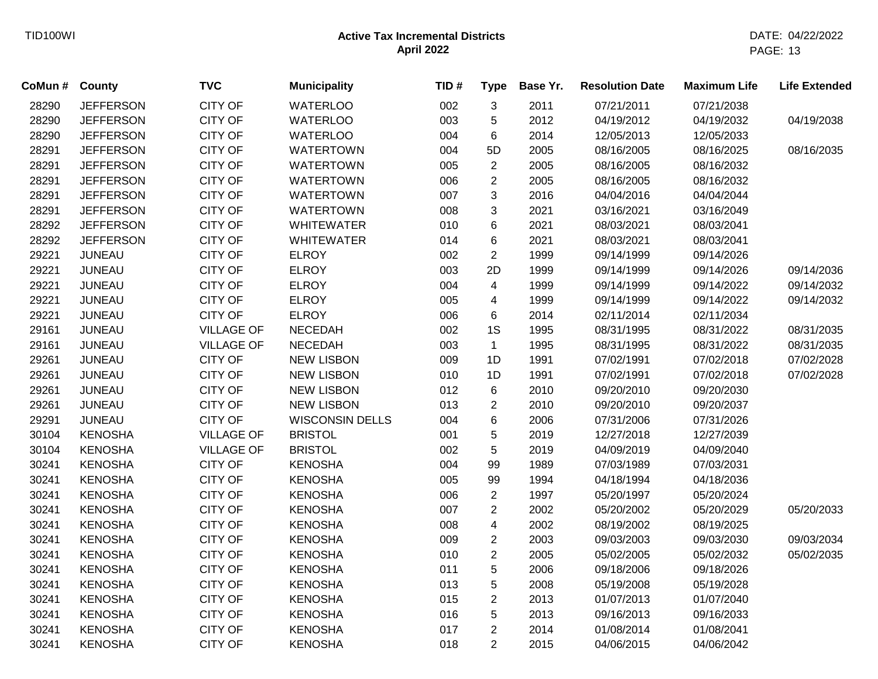**Active Tax Incremental Districts**
**April 2022**

| CoMun # | County | TVC | Municipality | TID # | Type | Base Yr. | Resolution Date | Maximum Life | Life Extended |
|---|---|---|---|---|---|---|---|---|---|
| 28290 | JEFFERSON | CITY OF | WATERLOO | 002 | 3 | 2011 | 07/21/2011 | 07/21/2038 | |
| 28290 | JEFFERSON | CITY OF | WATERLOO | 003 | 5 | 2012 | 04/19/2012 | 04/19/2032 | 04/19/2038 |
| 28290 | JEFFERSON | CITY OF | WATERLOO | 004 | 6 | 2014 | 12/05/2013 | 12/05/2033 | |
| 28291 | JEFFERSON | CITY OF | WATERTOWN | 004 | 5D | 2005 | 08/16/2005 | 08/16/2025 | 08/16/2035 |
| 28291 | JEFFERSON | CITY OF | WATERTOWN | 005 | 2 | 2005 | 08/16/2005 | 08/16/2032 | |
| 28291 | JEFFERSON | CITY OF | WATERTOWN | 006 | 2 | 2005 | 08/16/2005 | 08/16/2032 | |
| 28291 | JEFFERSON | CITY OF | WATERTOWN | 007 | 3 | 2016 | 04/04/2016 | 04/04/2044 | |
| 28291 | JEFFERSON | CITY OF | WATERTOWN | 008 | 3 | 2021 | 03/16/2021 | 03/16/2049 | |
| 28292 | JEFFERSON | CITY OF | WHITEWATER | 010 | 6 | 2021 | 08/03/2021 | 08/03/2041 | |
| 28292 | JEFFERSON | CITY OF | WHITEWATER | 014 | 6 | 2021 | 08/03/2021 | 08/03/2041 | |
| 29221 | JUNEAU | CITY OF | ELROY | 002 | 2 | 1999 | 09/14/1999 | 09/14/2026 | |
| 29221 | JUNEAU | CITY OF | ELROY | 003 | 2D | 1999 | 09/14/1999 | 09/14/2026 | 09/14/2036 |
| 29221 | JUNEAU | CITY OF | ELROY | 004 | 4 | 1999 | 09/14/1999 | 09/14/2022 | 09/14/2032 |
| 29221 | JUNEAU | CITY OF | ELROY | 005 | 4 | 1999 | 09/14/1999 | 09/14/2022 | 09/14/2032 |
| 29221 | JUNEAU | CITY OF | ELROY | 006 | 6 | 2014 | 02/11/2014 | 02/11/2034 | |
| 29161 | JUNEAU | VILLAGE OF | NECEDAH | 002 | 1S | 1995 | 08/31/1995 | 08/31/2022 | 08/31/2035 |
| 29161 | JUNEAU | VILLAGE OF | NECEDAH | 003 | 1 | 1995 | 08/31/1995 | 08/31/2022 | 08/31/2035 |
| 29261 | JUNEAU | CITY OF | NEW LISBON | 009 | 1D | 1991 | 07/02/1991 | 07/02/2018 | 07/02/2028 |
| 29261 | JUNEAU | CITY OF | NEW LISBON | 010 | 1D | 1991 | 07/02/1991 | 07/02/2018 | 07/02/2028 |
| 29261 | JUNEAU | CITY OF | NEW LISBON | 012 | 6 | 2010 | 09/20/2010 | 09/20/2030 | |
| 29261 | JUNEAU | CITY OF | NEW LISBON | 013 | 2 | 2010 | 09/20/2010 | 09/20/2037 | |
| 29291 | JUNEAU | CITY OF | WISCONSIN DELLS | 004 | 6 | 2006 | 07/31/2006 | 07/31/2026 | |
| 30104 | KENOSHA | VILLAGE OF | BRISTOL | 001 | 5 | 2019 | 12/27/2018 | 12/27/2039 | |
| 30104 | KENOSHA | VILLAGE OF | BRISTOL | 002 | 5 | 2019 | 04/09/2019 | 04/09/2040 | |
| 30241 | KENOSHA | CITY OF | KENOSHA | 004 | 99 | 1989 | 07/03/1989 | 07/03/2031 | |
| 30241 | KENOSHA | CITY OF | KENOSHA | 005 | 99 | 1994 | 04/18/1994 | 04/18/2036 | |
| 30241 | KENOSHA | CITY OF | KENOSHA | 006 | 2 | 1997 | 05/20/1997 | 05/20/2024 | |
| 30241 | KENOSHA | CITY OF | KENOSHA | 007 | 2 | 2002 | 05/20/2002 | 05/20/2029 | 05/20/2033 |
| 30241 | KENOSHA | CITY OF | KENOSHA | 008 | 4 | 2002 | 08/19/2002 | 08/19/2025 | |
| 30241 | KENOSHA | CITY OF | KENOSHA | 009 | 2 | 2003 | 09/03/2003 | 09/03/2030 | 09/03/2034 |
| 30241 | KENOSHA | CITY OF | KENOSHA | 010 | 2 | 2005 | 05/02/2005 | 05/02/2032 | 05/02/2035 |
| 30241 | KENOSHA | CITY OF | KENOSHA | 011 | 5 | 2006 | 09/18/2006 | 09/18/2026 | |
| 30241 | KENOSHA | CITY OF | KENOSHA | 013 | 5 | 2008 | 05/19/2008 | 05/19/2028 | |
| 30241 | KENOSHA | CITY OF | KENOSHA | 015 | 2 | 2013 | 01/07/2013 | 01/07/2040 | |
| 30241 | KENOSHA | CITY OF | KENOSHA | 016 | 5 | 2013 | 09/16/2013 | 09/16/2033 | |
| 30241 | KENOSHA | CITY OF | KENOSHA | 017 | 2 | 2014 | 01/08/2014 | 01/08/2041 | |
| 30241 | KENOSHA | CITY OF | KENOSHA | 018 | 2 | 2015 | 04/06/2015 | 04/06/2042 | |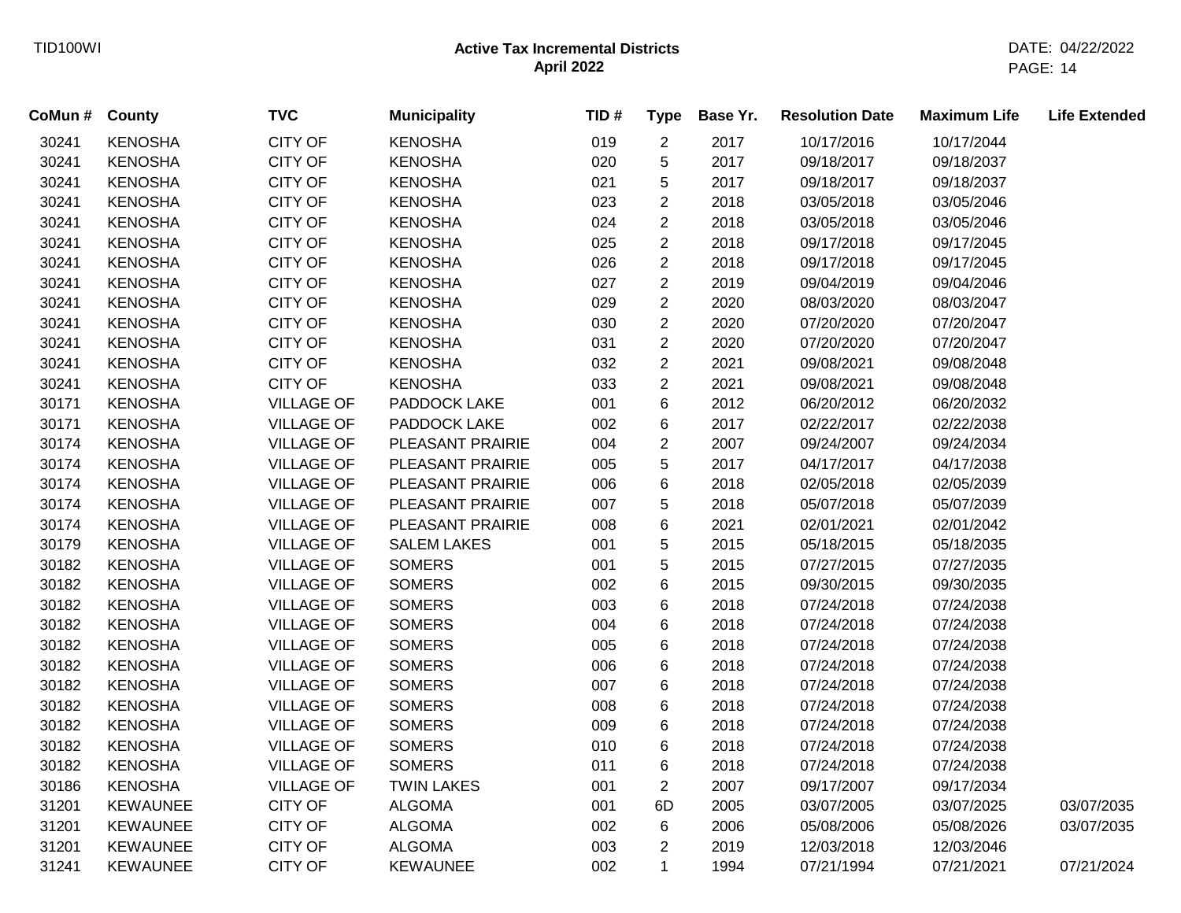# Active Tax Incremental Districts

**April 2022**

| CoMun # | County | TVC | Municipality | TID # | Type | Base Yr. | Resolution Date | Maximum Life | Life Extended |
|---|---|---|---|---|---|---|---|---|---|
| 30241 | KENOSHA | CITY OF | KENOSHA | 019 | 2 | 2017 | 10/17/2016 | 10/17/2044 | |
| 30241 | KENOSHA | CITY OF | KENOSHA | 020 | 5 | 2017 | 09/18/2017 | 09/18/2037 | |
| 30241 | KENOSHA | CITY OF | KENOSHA | 021 | 5 | 2017 | 09/18/2017 | 09/18/2037 | |
| 30241 | KENOSHA | CITY OF | KENOSHA | 023 | 2 | 2018 | 03/05/2018 | 03/05/2046 | |
| 30241 | KENOSHA | CITY OF | KENOSHA | 024 | 2 | 2018 | 03/05/2018 | 03/05/2046 | |
| 30241 | KENOSHA | CITY OF | KENOSHA | 025 | 2 | 2018 | 09/17/2018 | 09/17/2045 | |
| 30241 | KENOSHA | CITY OF | KENOSHA | 026 | 2 | 2018 | 09/17/2018 | 09/17/2045 | |
| 30241 | KENOSHA | CITY OF | KENOSHA | 027 | 2 | 2019 | 09/04/2019 | 09/04/2046 | |
| 30241 | KENOSHA | CITY OF | KENOSHA | 029 | 2 | 2020 | 08/03/2020 | 08/03/2047 | |
| 30241 | KENOSHA | CITY OF | KENOSHA | 030 | 2 | 2020 | 07/20/2020 | 07/20/2047 | |
| 30241 | KENOSHA | CITY OF | KENOSHA | 031 | 2 | 2020 | 07/20/2020 | 07/20/2047 | |
| 30241 | KENOSHA | CITY OF | KENOSHA | 032 | 2 | 2021 | 09/08/2021 | 09/08/2048 | |
| 30241 | KENOSHA | CITY OF | KENOSHA | 033 | 2 | 2021 | 09/08/2021 | 09/08/2048 | |
| 30171 | KENOSHA | VILLAGE OF | PADDOCK LAKE | 001 | 6 | 2012 | 06/20/2012 | 06/20/2032 | |
| 30171 | KENOSHA | VILLAGE OF | PADDOCK LAKE | 002 | 6 | 2017 | 02/22/2017 | 02/22/2038 | |
| 30174 | KENOSHA | VILLAGE OF | PLEASANT PRAIRIE | 004 | 2 | 2007 | 09/24/2007 | 09/24/2034 | |
| 30174 | KENOSHA | VILLAGE OF | PLEASANT PRAIRIE | 005 | 5 | 2017 | 04/17/2017 | 04/17/2038 | |
| 30174 | KENOSHA | VILLAGE OF | PLEASANT PRAIRIE | 006 | 6 | 2018 | 02/05/2018 | 02/05/2039 | |
| 30174 | KENOSHA | VILLAGE OF | PLEASANT PRAIRIE | 007 | 5 | 2018 | 05/07/2018 | 05/07/2039 | |
| 30174 | KENOSHA | VILLAGE OF | PLEASANT PRAIRIE | 008 | 6 | 2021 | 02/01/2021 | 02/01/2042 | |
| 30179 | KENOSHA | VILLAGE OF | SALEM LAKES | 001 | 5 | 2015 | 05/18/2015 | 05/18/2035 | |
| 30182 | KENOSHA | VILLAGE OF | SOMERS | 001 | 5 | 2015 | 07/27/2015 | 07/27/2035 | |
| 30182 | KENOSHA | VILLAGE OF | SOMERS | 002 | 6 | 2015 | 09/30/2015 | 09/30/2035 | |
| 30182 | KENOSHA | VILLAGE OF | SOMERS | 003 | 6 | 2018 | 07/24/2018 | 07/24/2038 | |
| 30182 | KENOSHA | VILLAGE OF | SOMERS | 004 | 6 | 2018 | 07/24/2018 | 07/24/2038 | |
| 30182 | KENOSHA | VILLAGE OF | SOMERS | 005 | 6 | 2018 | 07/24/2018 | 07/24/2038 | |
| 30182 | KENOSHA | VILLAGE OF | SOMERS | 006 | 6 | 2018 | 07/24/2018 | 07/24/2038 | |
| 30182 | KENOSHA | VILLAGE OF | SOMERS | 007 | 6 | 2018 | 07/24/2018 | 07/24/2038 | |
| 30182 | KENOSHA | VILLAGE OF | SOMERS | 008 | 6 | 2018 | 07/24/2018 | 07/24/2038 | |
| 30182 | KENOSHA | VILLAGE OF | SOMERS | 009 | 6 | 2018 | 07/24/2018 | 07/24/2038 | |
| 30182 | KENOSHA | VILLAGE OF | SOMERS | 010 | 6 | 2018 | 07/24/2018 | 07/24/2038 | |
| 30182 | KENOSHA | VILLAGE OF | SOMERS | 011 | 6 | 2018 | 07/24/2018 | 07/24/2038 | |
| 30186 | KENOSHA | VILLAGE OF | TWIN LAKES | 001 | 2 | 2007 | 09/17/2007 | 09/17/2034 | |
| 31201 | KEWAUNEE | CITY OF | ALGOMA | 001 | 6D | 2005 | 03/07/2005 | 03/07/2025 | 03/07/2035 |
| 31201 | KEWAUNEE | CITY OF | ALGOMA | 002 | 6 | 2006 | 05/08/2006 | 05/08/2026 | 03/07/2035 |
| 31201 | KEWAUNEE | CITY OF | ALGOMA | 003 | 2 | 2019 | 12/03/2018 | 12/03/2046 | |
| 31241 | KEWAUNEE | CITY OF | KEWAUNEE | 002 | 1 | 1994 | 07/21/1994 | 07/21/2021 | 07/21/2024 |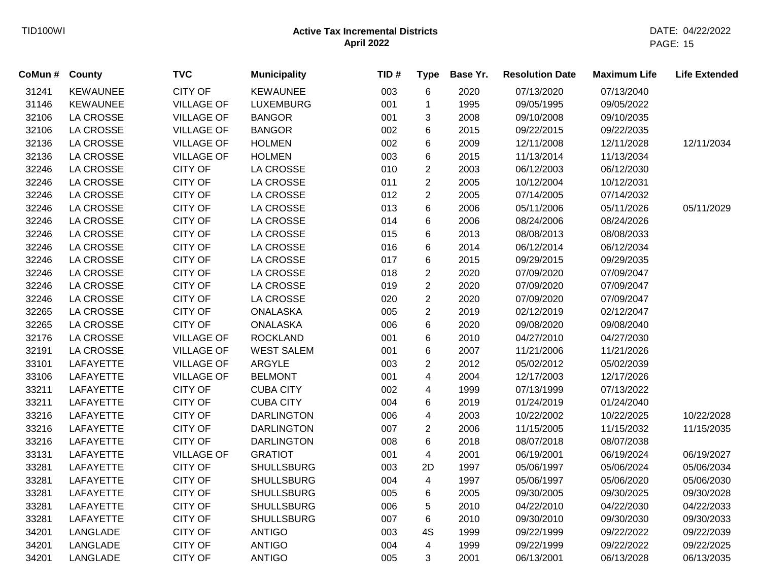# Active Tax Incremental Districts
## April 2022

| CoMun # | County | TVC | Municipality | TID # | Type | Base Yr. | Resolution Date | Maximum Life | Life Extended |
|---|---|---|---|---|---|---|---|---|---|
| 31241 | KEWAUNEE | CITY OF | KEWAUNEE | 003 | 6 | 2020 | 07/13/2020 | 07/13/2040 | |
| 31146 | KEWAUNEE | VILLAGE OF | LUXEMBURG | 001 | 1 | 1995 | 09/05/1995 | 09/05/2022 | |
| 32106 | LA CROSSE | VILLAGE OF | BANGOR | 001 | 3 | 2008 | 09/10/2008 | 09/10/2035 | |
| 32106 | LA CROSSE | VILLAGE OF | BANGOR | 002 | 6 | 2015 | 09/22/2015 | 09/22/2035 | |
| 32136 | LA CROSSE | VILLAGE OF | HOLMEN | 002 | 6 | 2009 | 12/11/2008 | 12/11/2028 | 12/11/2034 |
| 32136 | LA CROSSE | VILLAGE OF | HOLMEN | 003 | 6 | 2015 | 11/13/2014 | 11/13/2034 | |
| 32246 | LA CROSSE | CITY OF | LA CROSSE | 010 | 2 | 2003 | 06/12/2003 | 06/12/2030 | |
| 32246 | LA CROSSE | CITY OF | LA CROSSE | 011 | 2 | 2005 | 10/12/2004 | 10/12/2031 | |
| 32246 | LA CROSSE | CITY OF | LA CROSSE | 012 | 2 | 2005 | 07/14/2005 | 07/14/2032 | |
| 32246 | LA CROSSE | CITY OF | LA CROSSE | 013 | 6 | 2006 | 05/11/2006 | 05/11/2026 | 05/11/2029 |
| 32246 | LA CROSSE | CITY OF | LA CROSSE | 014 | 6 | 2006 | 08/24/2006 | 08/24/2026 | |
| 32246 | LA CROSSE | CITY OF | LA CROSSE | 015 | 6 | 2013 | 08/08/2013 | 08/08/2033 | |
| 32246 | LA CROSSE | CITY OF | LA CROSSE | 016 | 6 | 2014 | 06/12/2014 | 06/12/2034 | |
| 32246 | LA CROSSE | CITY OF | LA CROSSE | 017 | 6 | 2015 | 09/29/2015 | 09/29/2035 | |
| 32246 | LA CROSSE | CITY OF | LA CROSSE | 018 | 2 | 2020 | 07/09/2020 | 07/09/2047 | |
| 32246 | LA CROSSE | CITY OF | LA CROSSE | 019 | 2 | 2020 | 07/09/2020 | 07/09/2047 | |
| 32246 | LA CROSSE | CITY OF | LA CROSSE | 020 | 2 | 2020 | 07/09/2020 | 07/09/2047 | |
| 32265 | LA CROSSE | CITY OF | ONALASKA | 005 | 2 | 2019 | 02/12/2019 | 02/12/2047 | |
| 32265 | LA CROSSE | CITY OF | ONALASKA | 006 | 6 | 2020 | 09/08/2020 | 09/08/2040 | |
| 32176 | LA CROSSE | VILLAGE OF | ROCKLAND | 001 | 6 | 2010 | 04/27/2010 | 04/27/2030 | |
| 32191 | LA CROSSE | VILLAGE OF | WEST SALEM | 001 | 6 | 2007 | 11/21/2006 | 11/21/2026 | |
| 33101 | LAFAYETTE | VILLAGE OF | ARGYLE | 003 | 2 | 2012 | 05/02/2012 | 05/02/2039 | |
| 33106 | LAFAYETTE | VILLAGE OF | BELMONT | 001 | 4 | 2004 | 12/17/2003 | 12/17/2026 | |
| 33211 | LAFAYETTE | CITY OF | CUBA CITY | 002 | 4 | 1999 | 07/13/1999 | 07/13/2022 | |
| 33211 | LAFAYETTE | CITY OF | CUBA CITY | 004 | 6 | 2019 | 01/24/2019 | 01/24/2040 | |
| 33216 | LAFAYETTE | CITY OF | DARLINGTON | 006 | 4 | 2003 | 10/22/2002 | 10/22/2025 | 10/22/2028 |
| 33216 | LAFAYETTE | CITY OF | DARLINGTON | 007 | 2 | 2006 | 11/15/2005 | 11/15/2032 | 11/15/2035 |
| 33216 | LAFAYETTE | CITY OF | DARLINGTON | 008 | 6 | 2018 | 08/07/2018 | 08/07/2038 | |
| 33131 | LAFAYETTE | VILLAGE OF | GRATIOT | 001 | 4 | 2001 | 06/19/2001 | 06/19/2024 | 06/19/2027 |
| 33281 | LAFAYETTE | CITY OF | SHULLSBURG | 003 | 2D | 1997 | 05/06/1997 | 05/06/2024 | 05/06/2034 |
| 33281 | LAFAYETTE | CITY OF | SHULLSBURG | 004 | 4 | 1997 | 05/06/1997 | 05/06/2020 | 05/06/2030 |
| 33281 | LAFAYETTE | CITY OF | SHULLSBURG | 005 | 6 | 2005 | 09/30/2005 | 09/30/2025 | 09/30/2028 |
| 33281 | LAFAYETTE | CITY OF | SHULLSBURG | 006 | 5 | 2010 | 04/22/2010 | 04/22/2030 | 04/22/2033 |
| 33281 | LAFAYETTE | CITY OF | SHULLSBURG | 007 | 6 | 2010 | 09/30/2010 | 09/30/2030 | 09/30/2033 |
| 34201 | LANGLADE | CITY OF | ANTIGO | 003 | 4S | 1999 | 09/22/1999 | 09/22/2022 | 09/22/2039 |
| 34201 | LANGLADE | CITY OF | ANTIGO | 004 | 4 | 1999 | 09/22/1999 | 09/22/2022 | 09/22/2025 |
| 34201 | LANGLADE | CITY OF | ANTIGO | 005 | 3 | 2001 | 06/13/2001 | 06/13/2028 | 06/13/2035 |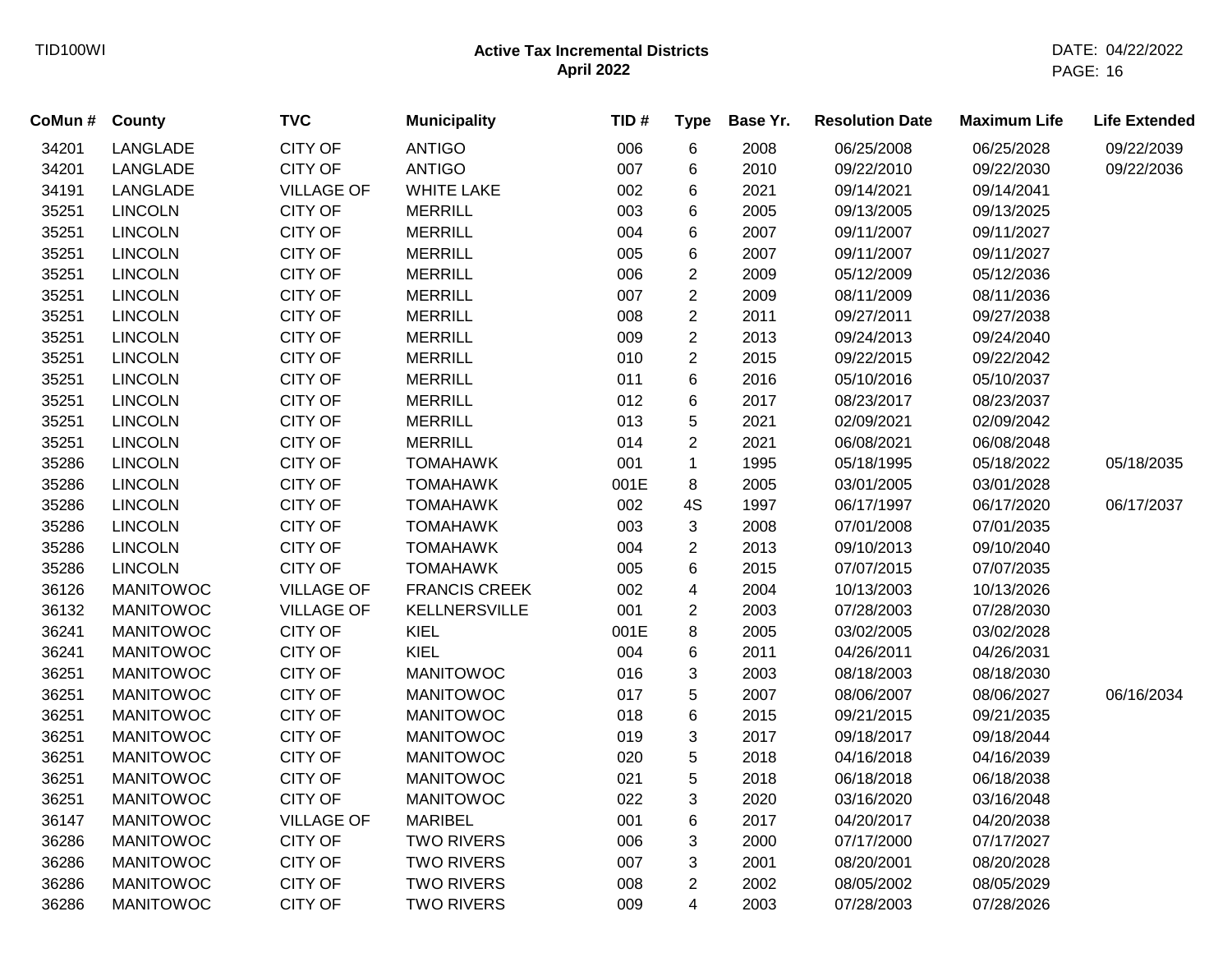## Active Tax Incremental Districts
### April 2022

| CoMun # | County | TVC | Municipality | TID # | Type | Base Yr. | Resolution Date | Maximum Life | Life Extended |
|---|---|---|---|---|---|---|---|---|---|
| 34201 | LANGLADE | CITY OF | ANTIGO | 006 | 6 | 2008 | 06/25/2008 | 06/25/2028 | 09/22/2039 |
| 34201 | LANGLADE | CITY OF | ANTIGO | 007 | 6 | 2010 | 09/22/2010 | 09/22/2030 | 09/22/2036 |
| 34191 | LANGLADE | VILLAGE OF | WHITE LAKE | 002 | 6 | 2021 | 09/14/2021 | 09/14/2041 | |
| 35251 | LINCOLN | CITY OF | MERRILL | 003 | 6 | 2005 | 09/13/2005 | 09/13/2025 | |
| 35251 | LINCOLN | CITY OF | MERRILL | 004 | 6 | 2007 | 09/11/2007 | 09/11/2027 | |
| 35251 | LINCOLN | CITY OF | MERRILL | 005 | 6 | 2007 | 09/11/2007 | 09/11/2027 | |
| 35251 | LINCOLN | CITY OF | MERRILL | 006 | 2 | 2009 | 05/12/2009 | 05/12/2036 | |
| 35251 | LINCOLN | CITY OF | MERRILL | 007 | 2 | 2009 | 08/11/2009 | 08/11/2036 | |
| 35251 | LINCOLN | CITY OF | MERRILL | 008 | 2 | 2011 | 09/27/2011 | 09/27/2038 | |
| 35251 | LINCOLN | CITY OF | MERRILL | 009 | 2 | 2013 | 09/24/2013 | 09/24/2040 | |
| 35251 | LINCOLN | CITY OF | MERRILL | 010 | 2 | 2015 | 09/22/2015 | 09/22/2042 | |
| 35251 | LINCOLN | CITY OF | MERRILL | 011 | 6 | 2016 | 05/10/2016 | 05/10/2037 | |
| 35251 | LINCOLN | CITY OF | MERRILL | 012 | 6 | 2017 | 08/23/2017 | 08/23/2037 | |
| 35251 | LINCOLN | CITY OF | MERRILL | 013 | 5 | 2021 | 02/09/2021 | 02/09/2042 | |
| 35251 | LINCOLN | CITY OF | MERRILL | 014 | 2 | 2021 | 06/08/2021 | 06/08/2048 | |
| 35286 | LINCOLN | CITY OF | TOMAHAWK | 001 | 1 | 1995 | 05/18/1995 | 05/18/2022 | 05/18/2035 |
| 35286 | LINCOLN | CITY OF | TOMAHAWK | 001E | 8 | 2005 | 03/01/2005 | 03/01/2028 | |
| 35286 | LINCOLN | CITY OF | TOMAHAWK | 002 | 4S | 1997 | 06/17/1997 | 06/17/2020 | 06/17/2037 |
| 35286 | LINCOLN | CITY OF | TOMAHAWK | 003 | 3 | 2008 | 07/01/2008 | 07/01/2035 | |
| 35286 | LINCOLN | CITY OF | TOMAHAWK | 004 | 2 | 2013 | 09/10/2013 | 09/10/2040 | |
| 35286 | LINCOLN | CITY OF | TOMAHAWK | 005 | 6 | 2015 | 07/07/2015 | 07/07/2035 | |
| 36126 | MANITOWOC | VILLAGE OF | FRANCIS CREEK | 002 | 4 | 2004 | 10/13/2003 | 10/13/2026 | |
| 36132 | MANITOWOC | VILLAGE OF | KELLNERSVILLE | 001 | 2 | 2003 | 07/28/2003 | 07/28/2030 | |
| 36241 | MANITOWOC | CITY OF | KIEL | 001E | 8 | 2005 | 03/02/2005 | 03/02/2028 | |
| 36241 | MANITOWOC | CITY OF | KIEL | 004 | 6 | 2011 | 04/26/2011 | 04/26/2031 | |
| 36251 | MANITOWOC | CITY OF | MANITOWOC | 016 | 3 | 2003 | 08/18/2003 | 08/18/2030 | |
| 36251 | MANITOWOC | CITY OF | MANITOWOC | 017 | 5 | 2007 | 08/06/2007 | 08/06/2027 | 06/16/2034 |
| 36251 | MANITOWOC | CITY OF | MANITOWOC | 018 | 6 | 2015 | 09/21/2015 | 09/21/2035 | |
| 36251 | MANITOWOC | CITY OF | MANITOWOC | 019 | 3 | 2017 | 09/18/2017 | 09/18/2044 | |
| 36251 | MANITOWOC | CITY OF | MANITOWOC | 020 | 5 | 2018 | 04/16/2018 | 04/16/2039 | |
| 36251 | MANITOWOC | CITY OF | MANITOWOC | 021 | 5 | 2018 | 06/18/2018 | 06/18/2038 | |
| 36251 | MANITOWOC | CITY OF | MANITOWOC | 022 | 3 | 2020 | 03/16/2020 | 03/16/2048 | |
| 36147 | MANITOWOC | VILLAGE OF | MARIBEL | 001 | 6 | 2017 | 04/20/2017 | 04/20/2038 | |
| 36286 | MANITOWOC | CITY OF | TWO RIVERS | 006 | 3 | 2000 | 07/17/2000 | 07/17/2027 | |
| 36286 | MANITOWOC | CITY OF | TWO RIVERS | 007 | 3 | 2001 | 08/20/2001 | 08/20/2028 | |
| 36286 | MANITOWOC | CITY OF | TWO RIVERS | 008 | 2 | 2002 | 08/05/2002 | 08/05/2029 | |
| 36286 | MANITOWOC | CITY OF | TWO RIVERS | 009 | 4 | 2003 | 07/28/2003 | 07/28/2026 | |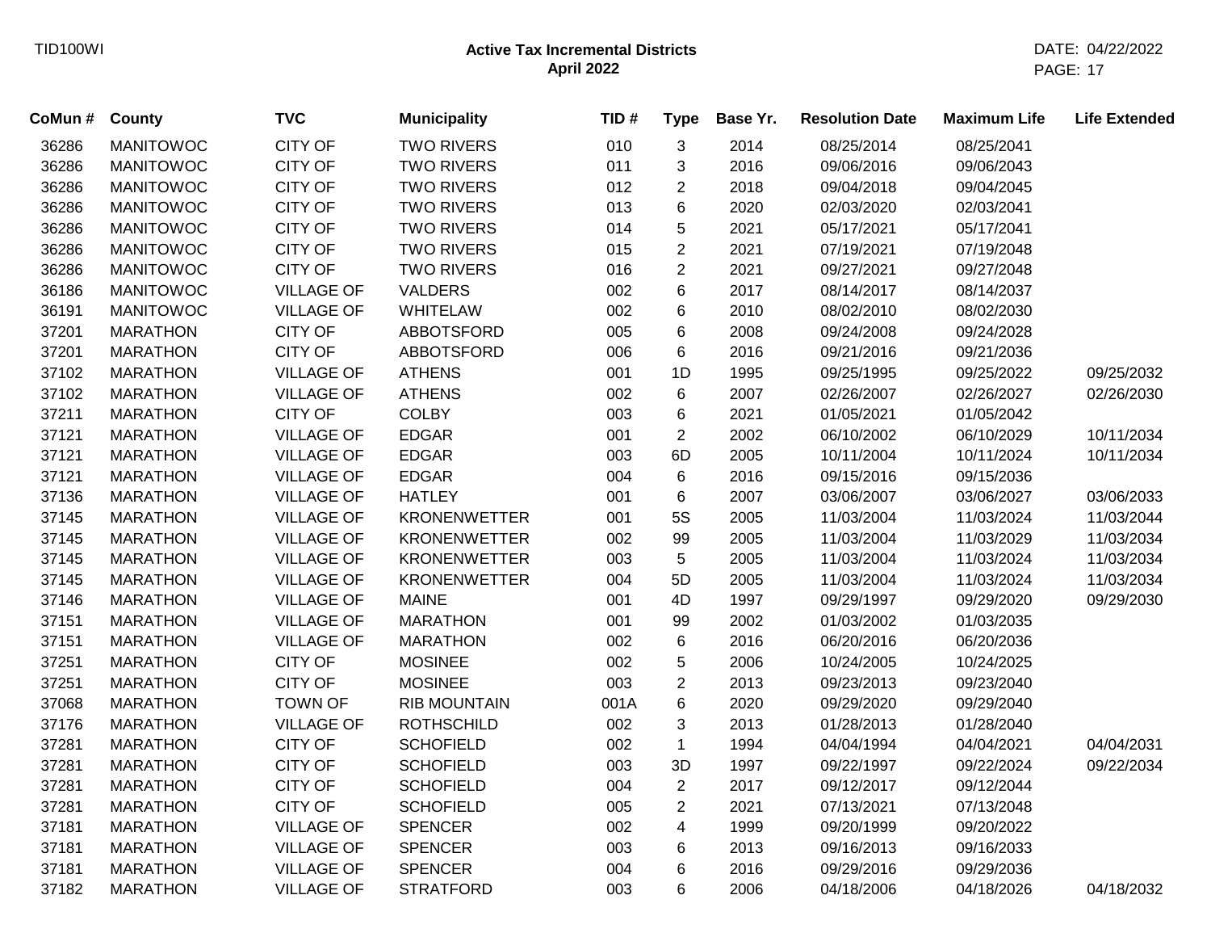# Active Tax Incremental Districts

## April 2022

| CoMun # | County | TVC | Municipality | TID # | Type | Base Yr. | Resolution Date | Maximum Life | Life Extended |
|---|---|---|---|---|---|---|---|---|---|
| 36286 | MANITOWOC | CITY OF | TWO RIVERS | 010 | 3 | 2014 | 08/25/2014 | 08/25/2041 | |
| 36286 | MANITOWOC | CITY OF | TWO RIVERS | 011 | 3 | 2016 | 09/06/2016 | 09/06/2043 | |
| 36286 | MANITOWOC | CITY OF | TWO RIVERS | 012 | 2 | 2018 | 09/04/2018 | 09/04/2045 | |
| 36286 | MANITOWOC | CITY OF | TWO RIVERS | 013 | 6 | 2020 | 02/03/2020 | 02/03/2041 | |
| 36286 | MANITOWOC | CITY OF | TWO RIVERS | 014 | 5 | 2021 | 05/17/2021 | 05/17/2041 | |
| 36286 | MANITOWOC | CITY OF | TWO RIVERS | 015 | 2 | 2021 | 07/19/2021 | 07/19/2048 | |
| 36286 | MANITOWOC | CITY OF | TWO RIVERS | 016 | 2 | 2021 | 09/27/2021 | 09/27/2048 | |
| 36186 | MANITOWOC | VILLAGE OF | VALDERS | 002 | 6 | 2017 | 08/14/2017 | 08/14/2037 | |
| 36191 | MANITOWOC | VILLAGE OF | WHITELAW | 002 | 6 | 2010 | 08/02/2010 | 08/02/2030 | |
| 37201 | MARATHON | CITY OF | ABBOTSFORD | 005 | 6 | 2008 | 09/24/2008 | 09/24/2028 | |
| 37201 | MARATHON | CITY OF | ABBOTSFORD | 006 | 6 | 2016 | 09/21/2016 | 09/21/2036 | |
| 37102 | MARATHON | VILLAGE OF | ATHENS | 001 | 1D | 1995 | 09/25/1995 | 09/25/2022 | 09/25/2032 |
| 37102 | MARATHON | VILLAGE OF | ATHENS | 002 | 6 | 2007 | 02/26/2007 | 02/26/2027 | 02/26/2030 |
| 37211 | MARATHON | CITY OF | COLBY | 003 | 6 | 2021 | 01/05/2021 | 01/05/2042 | |
| 37121 | MARATHON | VILLAGE OF | EDGAR | 001 | 2 | 2002 | 06/10/2002 | 06/10/2029 | 10/11/2034 |
| 37121 | MARATHON | VILLAGE OF | EDGAR | 003 | 6D | 2005 | 10/11/2004 | 10/11/2024 | 10/11/2034 |
| 37121 | MARATHON | VILLAGE OF | EDGAR | 004 | 6 | 2016 | 09/15/2016 | 09/15/2036 | |
| 37136 | MARATHON | VILLAGE OF | HATLEY | 001 | 6 | 2007 | 03/06/2007 | 03/06/2027 | 03/06/2033 |
| 37145 | MARATHON | VILLAGE OF | KRONENWETTER | 001 | 5S | 2005 | 11/03/2004 | 11/03/2024 | 11/03/2044 |
| 37145 | MARATHON | VILLAGE OF | KRONENWETTER | 002 | 99 | 2005 | 11/03/2004 | 11/03/2029 | 11/03/2034 |
| 37145 | MARATHON | VILLAGE OF | KRONENWETTER | 003 | 5 | 2005 | 11/03/2004 | 11/03/2024 | 11/03/2034 |
| 37145 | MARATHON | VILLAGE OF | KRONENWETTER | 004 | 5D | 2005 | 11/03/2004 | 11/03/2024 | 11/03/2034 |
| 37146 | MARATHON | VILLAGE OF | MAINE | 001 | 4D | 1997 | 09/29/1997 | 09/29/2020 | 09/29/2030 |
| 37151 | MARATHON | VILLAGE OF | MARATHON | 001 | 99 | 2002 | 01/03/2002 | 01/03/2035 | |
| 37151 | MARATHON | VILLAGE OF | MARATHON | 002 | 6 | 2016 | 06/20/2016 | 06/20/2036 | |
| 37251 | MARATHON | CITY OF | MOSINEE | 002 | 5 | 2006 | 10/24/2005 | 10/24/2025 | |
| 37251 | MARATHON | CITY OF | MOSINEE | 003 | 2 | 2013 | 09/23/2013 | 09/23/2040 | |
| 37068 | MARATHON | TOWN OF | RIB MOUNTAIN | 001A | 6 | 2020 | 09/29/2020 | 09/29/2040 | |
| 37176 | MARATHON | VILLAGE OF | ROTHSCHILD | 002 | 3 | 2013 | 01/28/2013 | 01/28/2040 | |
| 37281 | MARATHON | CITY OF | SCHOFIELD | 002 | 1 | 1994 | 04/04/1994 | 04/04/2021 | 04/04/2031 |
| 37281 | MARATHON | CITY OF | SCHOFIELD | 003 | 3D | 1997 | 09/22/1997 | 09/22/2024 | 09/22/2034 |
| 37281 | MARATHON | CITY OF | SCHOFIELD | 004 | 2 | 2017 | 09/12/2017 | 09/12/2044 | |
| 37281 | MARATHON | CITY OF | SCHOFIELD | 005 | 2 | 2021 | 07/13/2021 | 07/13/2048 | |
| 37181 | MARATHON | VILLAGE OF | SPENCER | 002 | 4 | 1999 | 09/20/1999 | 09/20/2022 | |
| 37181 | MARATHON | VILLAGE OF | SPENCER | 003 | 6 | 2013 | 09/16/2013 | 09/16/2033 | |
| 37181 | MARATHON | VILLAGE OF | SPENCER | 004 | 6 | 2016 | 09/29/2016 | 09/29/2036 | |
| 37182 | MARATHON | VILLAGE OF | STRATFORD | 003 | 6 | 2006 | 04/18/2006 | 04/18/2026 | 04/18/2032 |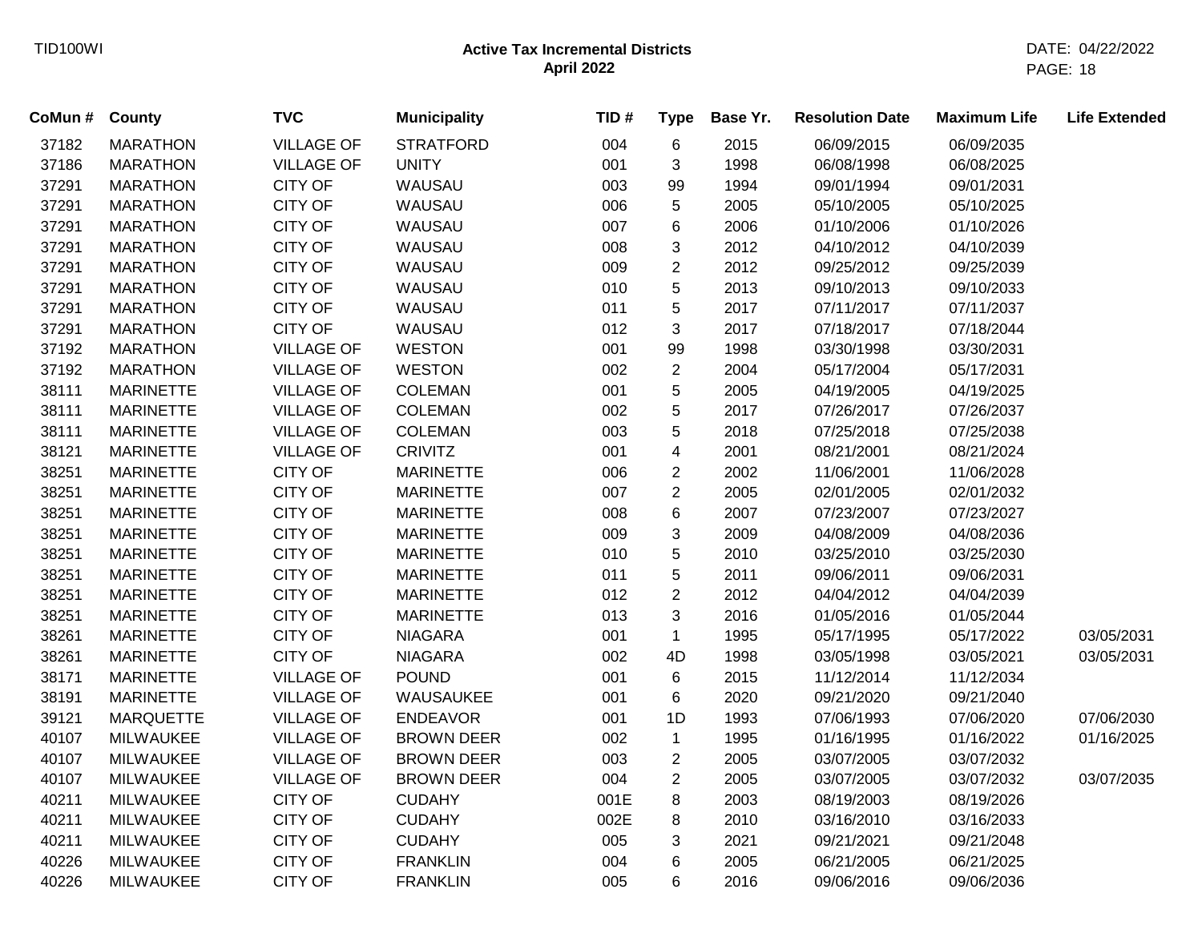# Active Tax Incremental Districts
## April 2022

| CoMun # | County | TVC | Municipality | TID # | Type | Base Yr. | Resolution Date | Maximum Life | Life Extended |
|---|---|---|---|---|---|---|---|---|---|
| 37182 | MARATHON | VILLAGE OF | STRATFORD | 004 | 6 | 2015 | 06/09/2015 | 06/09/2035 | |
| 37186 | MARATHON | VILLAGE OF | UNITY | 001 | 3 | 1998 | 06/08/1998 | 06/08/2025 | |
| 37291 | MARATHON | CITY OF | WAUSAU | 003 | 99 | 1994 | 09/01/1994 | 09/01/2031 | |
| 37291 | MARATHON | CITY OF | WAUSAU | 006 | 5 | 2005 | 05/10/2005 | 05/10/2025 | |
| 37291 | MARATHON | CITY OF | WAUSAU | 007 | 6 | 2006 | 01/10/2006 | 01/10/2026 | |
| 37291 | MARATHON | CITY OF | WAUSAU | 008 | 3 | 2012 | 04/10/2012 | 04/10/2039 | |
| 37291 | MARATHON | CITY OF | WAUSAU | 009 | 2 | 2012 | 09/25/2012 | 09/25/2039 | |
| 37291 | MARATHON | CITY OF | WAUSAU | 010 | 5 | 2013 | 09/10/2013 | 09/10/2033 | |
| 37291 | MARATHON | CITY OF | WAUSAU | 011 | 5 | 2017 | 07/11/2017 | 07/11/2037 | |
| 37291 | MARATHON | CITY OF | WAUSAU | 012 | 3 | 2017 | 07/18/2017 | 07/18/2044 | |
| 37192 | MARATHON | VILLAGE OF | WESTON | 001 | 99 | 1998 | 03/30/1998 | 03/30/2031 | |
| 37192 | MARATHON | VILLAGE OF | WESTON | 002 | 2 | 2004 | 05/17/2004 | 05/17/2031 | |
| 38111 | MARINETTE | VILLAGE OF | COLEMAN | 001 | 5 | 2005 | 04/19/2005 | 04/19/2025 | |
| 38111 | MARINETTE | VILLAGE OF | COLEMAN | 002 | 5 | 2017 | 07/26/2017 | 07/26/2037 | |
| 38111 | MARINETTE | VILLAGE OF | COLEMAN | 003 | 5 | 2018 | 07/25/2018 | 07/25/2038 | |
| 38121 | MARINETTE | VILLAGE OF | CRIVITZ | 001 | 4 | 2001 | 08/21/2001 | 08/21/2024 | |
| 38251 | MARINETTE | CITY OF | MARINETTE | 006 | 2 | 2002 | 11/06/2001 | 11/06/2028 | |
| 38251 | MARINETTE | CITY OF | MARINETTE | 007 | 2 | 2005 | 02/01/2005 | 02/01/2032 | |
| 38251 | MARINETTE | CITY OF | MARINETTE | 008 | 6 | 2007 | 07/23/2007 | 07/23/2027 | |
| 38251 | MARINETTE | CITY OF | MARINETTE | 009 | 3 | 2009 | 04/08/2009 | 04/08/2036 | |
| 38251 | MARINETTE | CITY OF | MARINETTE | 010 | 5 | 2010 | 03/25/2010 | 03/25/2030 | |
| 38251 | MARINETTE | CITY OF | MARINETTE | 011 | 5 | 2011 | 09/06/2011 | 09/06/2031 | |
| 38251 | MARINETTE | CITY OF | MARINETTE | 012 | 2 | 2012 | 04/04/2012 | 04/04/2039 | |
| 38251 | MARINETTE | CITY OF | MARINETTE | 013 | 3 | 2016 | 01/05/2016 | 01/05/2044 | |
| 38261 | MARINETTE | CITY OF | NIAGARA | 001 | 1 | 1995 | 05/17/1995 | 05/17/2022 | 03/05/2031 |
| 38261 | MARINETTE | CITY OF | NIAGARA | 002 | 4D | 1998 | 03/05/1998 | 03/05/2021 | 03/05/2031 |
| 38171 | MARINETTE | VILLAGE OF | POUND | 001 | 6 | 2015 | 11/12/2014 | 11/12/2034 | |
| 38191 | MARINETTE | VILLAGE OF | WAUSAUKEE | 001 | 6 | 2020 | 09/21/2020 | 09/21/2040 | |
| 39121 | MARQUETTE | VILLAGE OF | ENDEAVOR | 001 | 1D | 1993 | 07/06/1993 | 07/06/2020 | 07/06/2030 |
| 40107 | MILWAUKEE | VILLAGE OF | BROWN DEER | 002 | 1 | 1995 | 01/16/1995 | 01/16/2022 | 01/16/2025 |
| 40107 | MILWAUKEE | VILLAGE OF | BROWN DEER | 003 | 2 | 2005 | 03/07/2005 | 03/07/2032 | |
| 40107 | MILWAUKEE | VILLAGE OF | BROWN DEER | 004 | 2 | 2005 | 03/07/2005 | 03/07/2032 | 03/07/2035 |
| 40211 | MILWAUKEE | CITY OF | CUDAHY | 001E | 8 | 2003 | 08/19/2003 | 08/19/2026 | |
| 40211 | MILWAUKEE | CITY OF | CUDAHY | 002E | 8 | 2010 | 03/16/2010 | 03/16/2033 | |
| 40211 | MILWAUKEE | CITY OF | CUDAHY | 005 | 3 | 2021 | 09/21/2021 | 09/21/2048 | |
| 40226 | MILWAUKEE | CITY OF | FRANKLIN | 004 | 6 | 2005 | 06/21/2005 | 06/21/2025 | |
| 40226 | MILWAUKEE | CITY OF | FRANKLIN | 005 | 6 | 2016 | 09/06/2016 | 09/06/2036 | |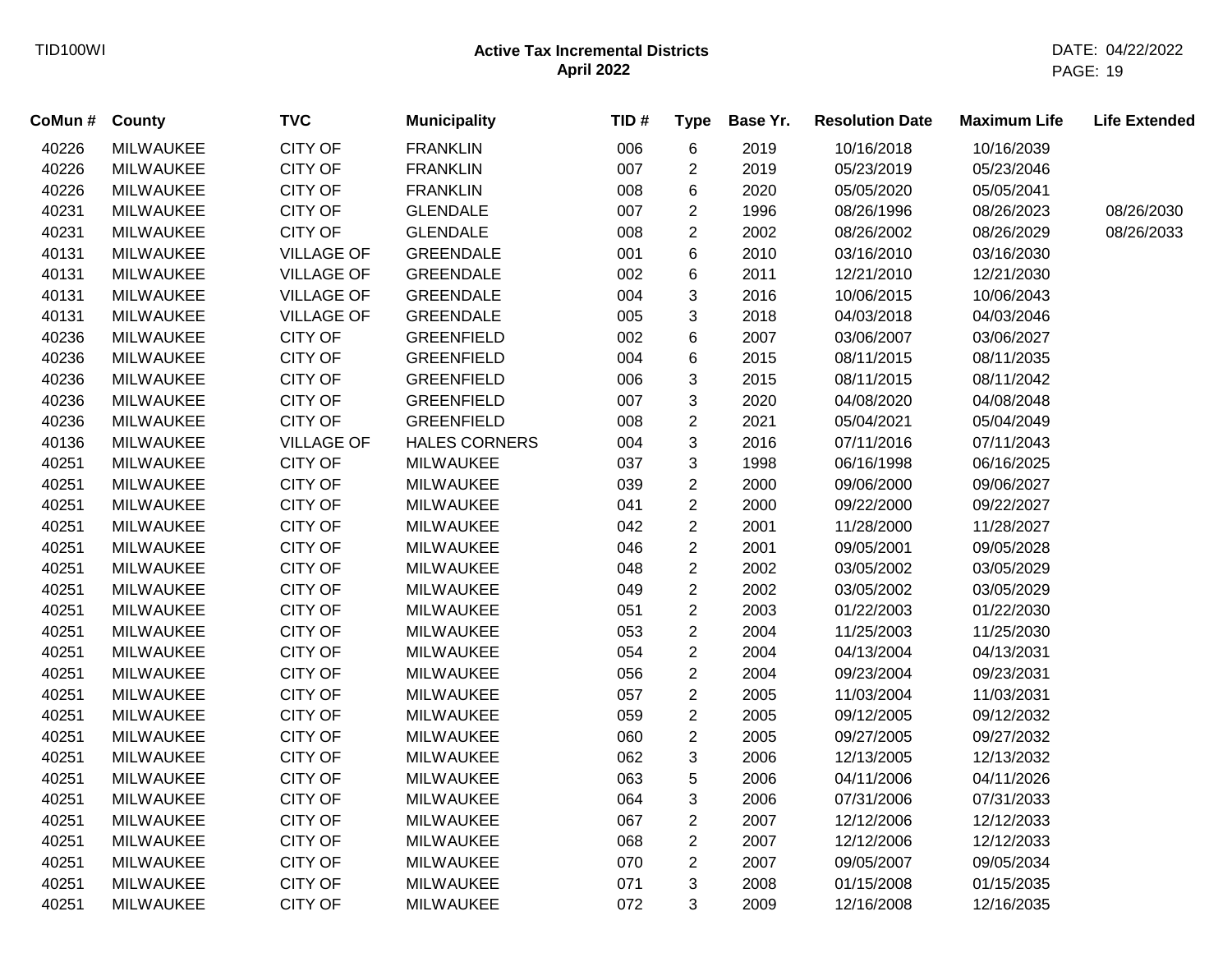TID100WI

**Active Tax Incremental Districts**
**April 2022**

DATE: 04/22/2022

| CoMun # | County | TVC | Municipality | TID # | Type | Base Yr. | Resolution Date | Maximum Life | Life Extended |
|---|---|---|---|---|---|---|---|---|---|
| 40226 | MILWAUKEE | CITY OF | FRANKLIN | 006 | 6 | 2019 | 10/16/2018 | 10/16/2039 | |
| 40226 | MILWAUKEE | CITY OF | FRANKLIN | 007 | 2 | 2019 | 05/23/2019 | 05/23/2046 | |
| 40226 | MILWAUKEE | CITY OF | FRANKLIN | 008 | 6 | 2020 | 05/05/2020 | 05/05/2041 | |
| 40231 | MILWAUKEE | CITY OF | GLENDALE | 007 | 2 | 1996 | 08/26/1996 | 08/26/2023 | 08/26/2030 |
| 40231 | MILWAUKEE | CITY OF | GLENDALE | 008 | 2 | 2002 | 08/26/2002 | 08/26/2029 | 08/26/2033 |
| 40131 | MILWAUKEE | VILLAGE OF | GREENDALE | 001 | 6 | 2010 | 03/16/2010 | 03/16/2030 | |
| 40131 | MILWAUKEE | VILLAGE OF | GREENDALE | 002 | 6 | 2011 | 12/21/2010 | 12/21/2030 | |
| 40131 | MILWAUKEE | VILLAGE OF | GREENDALE | 004 | 3 | 2016 | 10/06/2015 | 10/06/2043 | |
| 40131 | MILWAUKEE | VILLAGE OF | GREENDALE | 005 | 3 | 2018 | 04/03/2018 | 04/03/2046 | |
| 40236 | MILWAUKEE | CITY OF | GREENFIELD | 002 | 6 | 2007 | 03/06/2007 | 03/06/2027 | |
| 40236 | MILWAUKEE | CITY OF | GREENFIELD | 004 | 6 | 2015 | 08/11/2015 | 08/11/2035 | |
| 40236 | MILWAUKEE | CITY OF | GREENFIELD | 006 | 3 | 2015 | 08/11/2015 | 08/11/2042 | |
| 40236 | MILWAUKEE | CITY OF | GREENFIELD | 007 | 3 | 2020 | 04/08/2020 | 04/08/2048 | |
| 40236 | MILWAUKEE | CITY OF | GREENFIELD | 008 | 2 | 2021 | 05/04/2021 | 05/04/2049 | |
| 40136 | MILWAUKEE | VILLAGE OF | HALES CORNERS | 004 | 3 | 2016 | 07/11/2016 | 07/11/2043 | |
| 40251 | MILWAUKEE | CITY OF | MILWAUKEE | 037 | 3 | 1998 | 06/16/1998 | 06/16/2025 | |
| 40251 | MILWAUKEE | CITY OF | MILWAUKEE | 039 | 2 | 2000 | 09/06/2000 | 09/06/2027 | |
| 40251 | MILWAUKEE | CITY OF | MILWAUKEE | 041 | 2 | 2000 | 09/22/2000 | 09/22/2027 | |
| 40251 | MILWAUKEE | CITY OF | MILWAUKEE | 042 | 2 | 2001 | 11/28/2000 | 11/28/2027 | |
| 40251 | MILWAUKEE | CITY OF | MILWAUKEE | 046 | 2 | 2001 | 09/05/2001 | 09/05/2028 | |
| 40251 | MILWAUKEE | CITY OF | MILWAUKEE | 048 | 2 | 2002 | 03/05/2002 | 03/05/2029 | |
| 40251 | MILWAUKEE | CITY OF | MILWAUKEE | 049 | 2 | 2002 | 03/05/2002 | 03/05/2029 | |
| 40251 | MILWAUKEE | CITY OF | MILWAUKEE | 051 | 2 | 2003 | 01/22/2003 | 01/22/2030 | |
| 40251 | MILWAUKEE | CITY OF | MILWAUKEE | 053 | 2 | 2004 | 11/25/2003 | 11/25/2030 | |
| 40251 | MILWAUKEE | CITY OF | MILWAUKEE | 054 | 2 | 2004 | 04/13/2004 | 04/13/2031 | |
| 40251 | MILWAUKEE | CITY OF | MILWAUKEE | 056 | 2 | 2004 | 09/23/2004 | 09/23/2031 | |
| 40251 | MILWAUKEE | CITY OF | MILWAUKEE | 057 | 2 | 2005 | 11/03/2004 | 11/03/2031 | |
| 40251 | MILWAUKEE | CITY OF | MILWAUKEE | 059 | 2 | 2005 | 09/12/2005 | 09/12/2032 | |
| 40251 | MILWAUKEE | CITY OF | MILWAUKEE | 060 | 2 | 2005 | 09/27/2005 | 09/27/2032 | |
| 40251 | MILWAUKEE | CITY OF | MILWAUKEE | 062 | 3 | 2006 | 12/13/2005 | 12/13/2032 | |
| 40251 | MILWAUKEE | CITY OF | MILWAUKEE | 063 | 5 | 2006 | 04/11/2006 | 04/11/2026 | |
| 40251 | MILWAUKEE | CITY OF | MILWAUKEE | 064 | 3 | 2006 | 07/31/2006 | 07/31/2033 | |
| 40251 | MILWAUKEE | CITY OF | MILWAUKEE | 067 | 2 | 2007 | 12/12/2006 | 12/12/2033 | |
| 40251 | MILWAUKEE | CITY OF | MILWAUKEE | 068 | 2 | 2007 | 12/12/2006 | 12/12/2033 | |
| 40251 | MILWAUKEE | CITY OF | MILWAUKEE | 070 | 2 | 2007 | 09/05/2007 | 09/05/2034 | |
| 40251 | MILWAUKEE | CITY OF | MILWAUKEE | 071 | 3 | 2008 | 01/15/2008 | 01/15/2035 | |
| 40251 | MILWAUKEE | CITY OF | MILWAUKEE | 072 | 3 | 2009 | 12/16/2008 | 12/16/2035 | |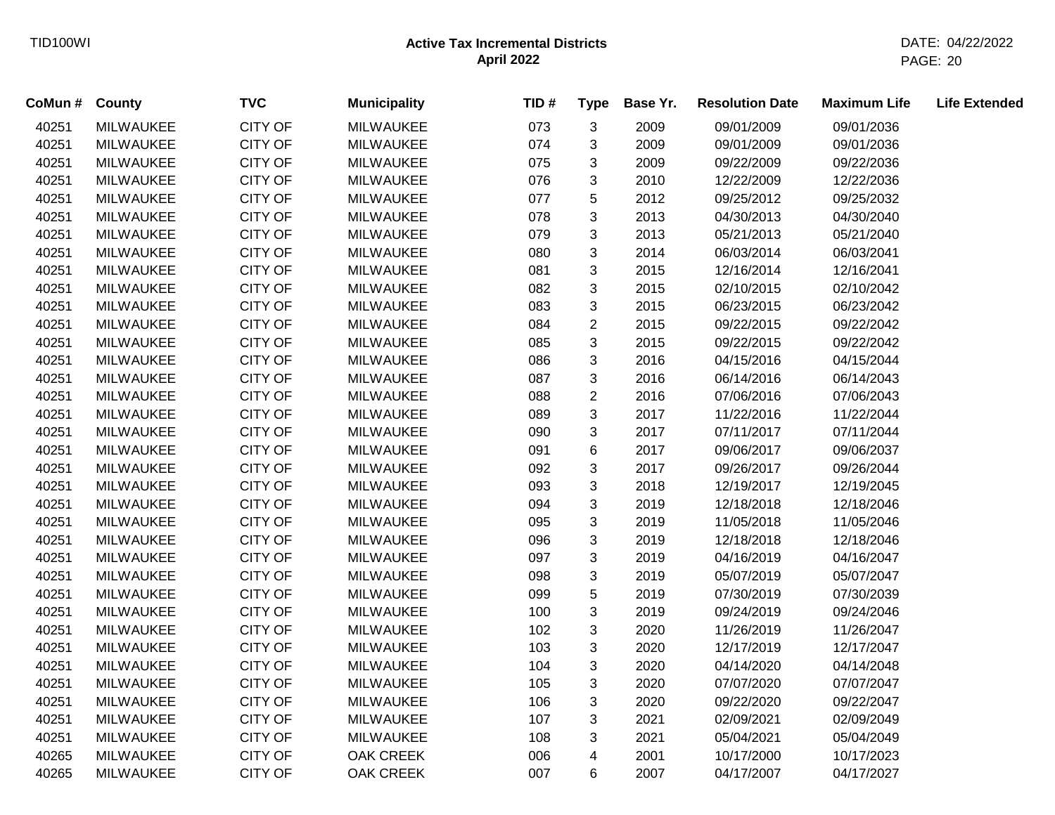# Active Tax Incremental Districts
## April 2022

| CoMun # | County | TVC | Municipality | TID # | Type | Base Yr. | Resolution Date | Maximum Life | Life Extended |
|---|---|---|---|---|---|---|---|---|---|
| 40251 | MILWAUKEE | CITY OF | MILWAUKEE | 073 | 3 | 2009 | 09/01/2009 | 09/01/2036 | |
| 40251 | MILWAUKEE | CITY OF | MILWAUKEE | 074 | 3 | 2009 | 09/01/2009 | 09/01/2036 | |
| 40251 | MILWAUKEE | CITY OF | MILWAUKEE | 075 | 3 | 2009 | 09/22/2009 | 09/22/2036 | |
| 40251 | MILWAUKEE | CITY OF | MILWAUKEE | 076 | 3 | 2010 | 12/22/2009 | 12/22/2036 | |
| 40251 | MILWAUKEE | CITY OF | MILWAUKEE | 077 | 5 | 2012 | 09/25/2012 | 09/25/2032 | |
| 40251 | MILWAUKEE | CITY OF | MILWAUKEE | 078 | 3 | 2013 | 04/30/2013 | 04/30/2040 | |
| 40251 | MILWAUKEE | CITY OF | MILWAUKEE | 079 | 3 | 2013 | 05/21/2013 | 05/21/2040 | |
| 40251 | MILWAUKEE | CITY OF | MILWAUKEE | 080 | 3 | 2014 | 06/03/2014 | 06/03/2041 | |
| 40251 | MILWAUKEE | CITY OF | MILWAUKEE | 081 | 3 | 2015 | 12/16/2014 | 12/16/2041 | |
| 40251 | MILWAUKEE | CITY OF | MILWAUKEE | 082 | 3 | 2015 | 02/10/2015 | 02/10/2042 | |
| 40251 | MILWAUKEE | CITY OF | MILWAUKEE | 083 | 3 | 2015 | 06/23/2015 | 06/23/2042 | |
| 40251 | MILWAUKEE | CITY OF | MILWAUKEE | 084 | 2 | 2015 | 09/22/2015 | 09/22/2042 | |
| 40251 | MILWAUKEE | CITY OF | MILWAUKEE | 085 | 3 | 2015 | 09/22/2015 | 09/22/2042 | |
| 40251 | MILWAUKEE | CITY OF | MILWAUKEE | 086 | 3 | 2016 | 04/15/2016 | 04/15/2044 | |
| 40251 | MILWAUKEE | CITY OF | MILWAUKEE | 087 | 3 | 2016 | 06/14/2016 | 06/14/2043 | |
| 40251 | MILWAUKEE | CITY OF | MILWAUKEE | 088 | 2 | 2016 | 07/06/2016 | 07/06/2043 | |
| 40251 | MILWAUKEE | CITY OF | MILWAUKEE | 089 | 3 | 2017 | 11/22/2016 | 11/22/2044 | |
| 40251 | MILWAUKEE | CITY OF | MILWAUKEE | 090 | 3 | 2017 | 07/11/2017 | 07/11/2044 | |
| 40251 | MILWAUKEE | CITY OF | MILWAUKEE | 091 | 6 | 2017 | 09/06/2017 | 09/06/2037 | |
| 40251 | MILWAUKEE | CITY OF | MILWAUKEE | 092 | 3 | 2017 | 09/26/2017 | 09/26/2044 | |
| 40251 | MILWAUKEE | CITY OF | MILWAUKEE | 093 | 3 | 2018 | 12/19/2017 | 12/19/2045 | |
| 40251 | MILWAUKEE | CITY OF | MILWAUKEE | 094 | 3 | 2019 | 12/18/2018 | 12/18/2046 | |
| 40251 | MILWAUKEE | CITY OF | MILWAUKEE | 095 | 3 | 2019 | 11/05/2018 | 11/05/2046 | |
| 40251 | MILWAUKEE | CITY OF | MILWAUKEE | 096 | 3 | 2019 | 12/18/2018 | 12/18/2046 | |
| 40251 | MILWAUKEE | CITY OF | MILWAUKEE | 097 | 3 | 2019 | 04/16/2019 | 04/16/2047 | |
| 40251 | MILWAUKEE | CITY OF | MILWAUKEE | 098 | 3 | 2019 | 05/07/2019 | 05/07/2047 | |
| 40251 | MILWAUKEE | CITY OF | MILWAUKEE | 099 | 5 | 2019 | 07/30/2019 | 07/30/2039 | |
| 40251 | MILWAUKEE | CITY OF | MILWAUKEE | 100 | 3 | 2019 | 09/24/2019 | 09/24/2046 | |
| 40251 | MILWAUKEE | CITY OF | MILWAUKEE | 102 | 3 | 2020 | 11/26/2019 | 11/26/2047 | |
| 40251 | MILWAUKEE | CITY OF | MILWAUKEE | 103 | 3 | 2020 | 12/17/2019 | 12/17/2047 | |
| 40251 | MILWAUKEE | CITY OF | MILWAUKEE | 104 | 3 | 2020 | 04/14/2020 | 04/14/2048 | |
| 40251 | MILWAUKEE | CITY OF | MILWAUKEE | 105 | 3 | 2020 | 07/07/2020 | 07/07/2047 | |
| 40251 | MILWAUKEE | CITY OF | MILWAUKEE | 106 | 3 | 2020 | 09/22/2020 | 09/22/2047 | |
| 40251 | MILWAUKEE | CITY OF | MILWAUKEE | 107 | 3 | 2021 | 02/09/2021 | 02/09/2049 | |
| 40251 | MILWAUKEE | CITY OF | MILWAUKEE | 108 | 3 | 2021 | 05/04/2021 | 05/04/2049 | |
| 40265 | MILWAUKEE | CITY OF | OAK CREEK | 006 | 4 | 2001 | 10/17/2000 | 10/17/2023 | |
| 40265 | MILWAUKEE | CITY OF | OAK CREEK | 007 | 6 | 2007 | 04/17/2007 | 04/17/2027 | |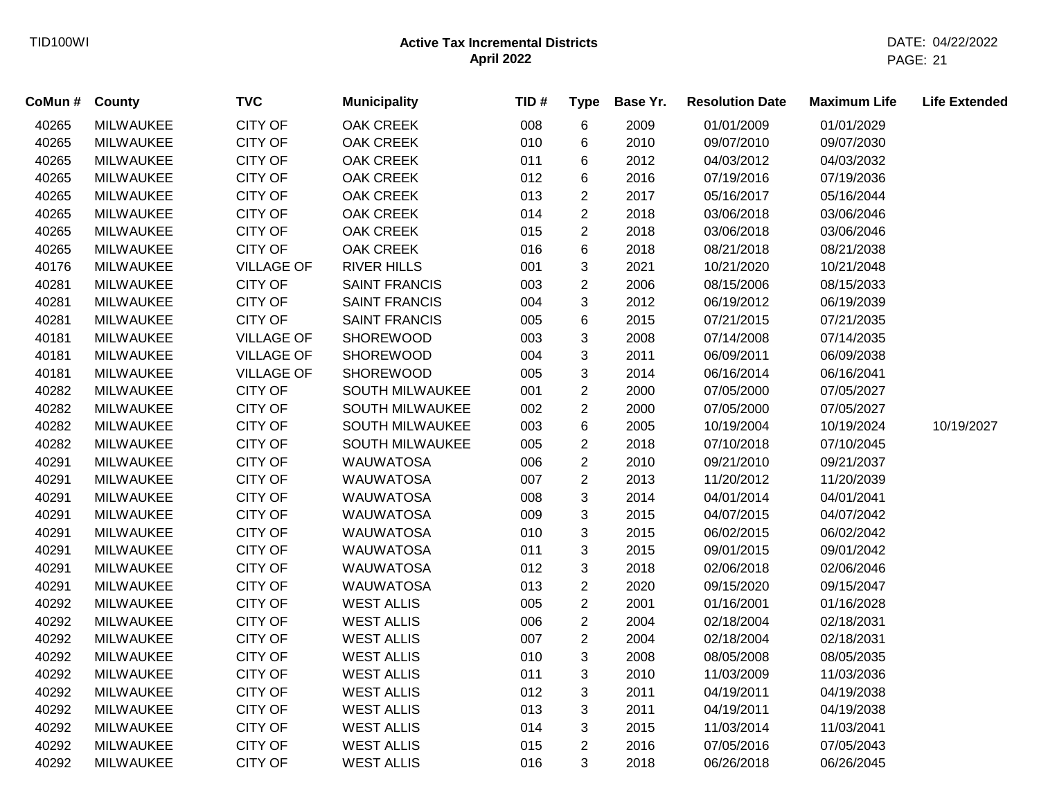## Active Tax Incremental Districts
**April 2022**

| CoMun # | County | TVC | Municipality | TID # | Type | Base Yr. | Resolution Date | Maximum Life | Life Extended |
|---|---|---|---|---|---|---|---|---|---|
| 40265 | MILWAUKEE | CITY OF | OAK CREEK | 008 | 6 | 2009 | 01/01/2009 | 01/01/2029 | |
| 40265 | MILWAUKEE | CITY OF | OAK CREEK | 010 | 6 | 2010 | 09/07/2010 | 09/07/2030 | |
| 40265 | MILWAUKEE | CITY OF | OAK CREEK | 011 | 6 | 2012 | 04/03/2012 | 04/03/2032 | |
| 40265 | MILWAUKEE | CITY OF | OAK CREEK | 012 | 6 | 2016 | 07/19/2016 | 07/19/2036 | |
| 40265 | MILWAUKEE | CITY OF | OAK CREEK | 013 | 2 | 2017 | 05/16/2017 | 05/16/2044 | |
| 40265 | MILWAUKEE | CITY OF | OAK CREEK | 014 | 2 | 2018 | 03/06/2018 | 03/06/2046 | |
| 40265 | MILWAUKEE | CITY OF | OAK CREEK | 015 | 2 | 2018 | 03/06/2018 | 03/06/2046 | |
| 40265 | MILWAUKEE | CITY OF | OAK CREEK | 016 | 6 | 2018 | 08/21/2018 | 08/21/2038 | |
| 40176 | MILWAUKEE | VILLAGE OF | RIVER HILLS | 001 | 3 | 2021 | 10/21/2020 | 10/21/2048 | |
| 40281 | MILWAUKEE | CITY OF | SAINT FRANCIS | 003 | 2 | 2006 | 08/15/2006 | 08/15/2033 | |
| 40281 | MILWAUKEE | CITY OF | SAINT FRANCIS | 004 | 3 | 2012 | 06/19/2012 | 06/19/2039 | |
| 40281 | MILWAUKEE | CITY OF | SAINT FRANCIS | 005 | 6 | 2015 | 07/21/2015 | 07/21/2035 | |
| 40181 | MILWAUKEE | VILLAGE OF | SHOREWOOD | 003 | 3 | 2008 | 07/14/2008 | 07/14/2035 | |
| 40181 | MILWAUKEE | VILLAGE OF | SHOREWOOD | 004 | 3 | 2011 | 06/09/2011 | 06/09/2038 | |
| 40181 | MILWAUKEE | VILLAGE OF | SHOREWOOD | 005 | 3 | 2014 | 06/16/2014 | 06/16/2041 | |
| 40282 | MILWAUKEE | CITY OF | SOUTH MILWAUKEE | 001 | 2 | 2000 | 07/05/2000 | 07/05/2027 | |
| 40282 | MILWAUKEE | CITY OF | SOUTH MILWAUKEE | 002 | 2 | 2000 | 07/05/2000 | 07/05/2027 | |
| 40282 | MILWAUKEE | CITY OF | SOUTH MILWAUKEE | 003 | 6 | 2005 | 10/19/2004 | 10/19/2024 | 10/19/2027 |
| 40282 | MILWAUKEE | CITY OF | SOUTH MILWAUKEE | 005 | 2 | 2018 | 07/10/2018 | 07/10/2045 | |
| 40291 | MILWAUKEE | CITY OF | WAUWATOSA | 006 | 2 | 2010 | 09/21/2010 | 09/21/2037 | |
| 40291 | MILWAUKEE | CITY OF | WAUWATOSA | 007 | 2 | 2013 | 11/20/2012 | 11/20/2039 | |
| 40291 | MILWAUKEE | CITY OF | WAUWATOSA | 008 | 3 | 2014 | 04/01/2014 | 04/01/2041 | |
| 40291 | MILWAUKEE | CITY OF | WAUWATOSA | 009 | 3 | 2015 | 04/07/2015 | 04/07/2042 | |
| 40291 | MILWAUKEE | CITY OF | WAUWATOSA | 010 | 3 | 2015 | 06/02/2015 | 06/02/2042 | |
| 40291 | MILWAUKEE | CITY OF | WAUWATOSA | 011 | 3 | 2015 | 09/01/2015 | 09/01/2042 | |
| 40291 | MILWAUKEE | CITY OF | WAUWATOSA | 012 | 3 | 2018 | 02/06/2018 | 02/06/2046 | |
| 40291 | MILWAUKEE | CITY OF | WAUWATOSA | 013 | 2 | 2020 | 09/15/2020 | 09/15/2047 | |
| 40292 | MILWAUKEE | CITY OF | WEST ALLIS | 005 | 2 | 2001 | 01/16/2001 | 01/16/2028 | |
| 40292 | MILWAUKEE | CITY OF | WEST ALLIS | 006 | 2 | 2004 | 02/18/2004 | 02/18/2031 | |
| 40292 | MILWAUKEE | CITY OF | WEST ALLIS | 007 | 2 | 2004 | 02/18/2004 | 02/18/2031 | |
| 40292 | MILWAUKEE | CITY OF | WEST ALLIS | 010 | 3 | 2008 | 08/05/2008 | 08/05/2035 | |
| 40292 | MILWAUKEE | CITY OF | WEST ALLIS | 011 | 3 | 2010 | 11/03/2009 | 11/03/2036 | |
| 40292 | MILWAUKEE | CITY OF | WEST ALLIS | 012 | 3 | 2011 | 04/19/2011 | 04/19/2038 | |
| 40292 | MILWAUKEE | CITY OF | WEST ALLIS | 013 | 3 | 2011 | 04/19/2011 | 04/19/2038 | |
| 40292 | MILWAUKEE | CITY OF | WEST ALLIS | 014 | 3 | 2015 | 11/03/2014 | 11/03/2041 | |
| 40292 | MILWAUKEE | CITY OF | WEST ALLIS | 015 | 2 | 2016 | 07/05/2016 | 07/05/2043 | |
| 40292 | MILWAUKEE | CITY OF | WEST ALLIS | 016 | 3 | 2018 | 06/26/2018 | 06/26/2045 | |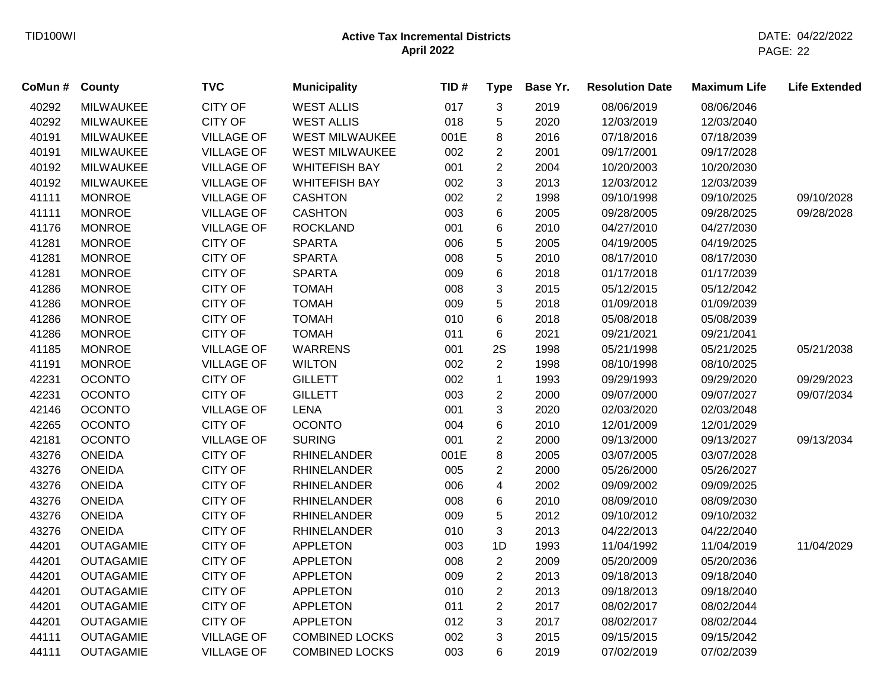# Active Tax Incremental Districts
## April 2022

| CoMun # | County | TVC | Municipality | TID # | Type | Base Yr. | Resolution Date | Maximum Life | Life Extended |
|---|---|---|---|---|---|---|---|---|---|
| 40292 | MILWAUKEE | CITY OF | WEST ALLIS | 017 | 3 | 2019 | 08/06/2019 | 08/06/2046 | |
| 40292 | MILWAUKEE | CITY OF | WEST ALLIS | 018 | 5 | 2020 | 12/03/2019 | 12/03/2040 | |
| 40191 | MILWAUKEE | VILLAGE OF | WEST MILWAUKEE | 001E | 8 | 2016 | 07/18/2016 | 07/18/2039 | |
| 40191 | MILWAUKEE | VILLAGE OF | WEST MILWAUKEE | 002 | 2 | 2001 | 09/17/2001 | 09/17/2028 | |
| 40192 | MILWAUKEE | VILLAGE OF | WHITEFISH BAY | 001 | 2 | 2004 | 10/20/2003 | 10/20/2030 | |
| 40192 | MILWAUKEE | VILLAGE OF | WHITEFISH BAY | 002 | 3 | 2013 | 12/03/2012 | 12/03/2039 | |
| 41111 | MONROE | VILLAGE OF | CASHTON | 002 | 2 | 1998 | 09/10/1998 | 09/10/2025 | 09/10/2028 |
| 41111 | MONROE | VILLAGE OF | CASHTON | 003 | 6 | 2005 | 09/28/2005 | 09/28/2025 | 09/28/2028 |
| 41176 | MONROE | VILLAGE OF | ROCKLAND | 001 | 6 | 2010 | 04/27/2010 | 04/27/2030 | |
| 41281 | MONROE | CITY OF | SPARTA | 006 | 5 | 2005 | 04/19/2005 | 04/19/2025 | |
| 41281 | MONROE | CITY OF | SPARTA | 008 | 5 | 2010 | 08/17/2010 | 08/17/2030 | |
| 41281 | MONROE | CITY OF | SPARTA | 009 | 6 | 2018 | 01/17/2018 | 01/17/2039 | |
| 41286 | MONROE | CITY OF | TOMAH | 008 | 3 | 2015 | 05/12/2015 | 05/12/2042 | |
| 41286 | MONROE | CITY OF | TOMAH | 009 | 5 | 2018 | 01/09/2018 | 01/09/2039 | |
| 41286 | MONROE | CITY OF | TOMAH | 010 | 6 | 2018 | 05/08/2018 | 05/08/2039 | |
| 41286 | MONROE | CITY OF | TOMAH | 011 | 6 | 2021 | 09/21/2021 | 09/21/2041 | |
| 41185 | MONROE | VILLAGE OF | WARRENS | 001 | 2S | 1998 | 05/21/1998 | 05/21/2025 | 05/21/2038 |
| 41191 | MONROE | VILLAGE OF | WILTON | 002 | 2 | 1998 | 08/10/1998 | 08/10/2025 | |
| 42231 | OCONTO | CITY OF | GILLETT | 002 | 1 | 1993 | 09/29/1993 | 09/29/2020 | 09/29/2023 |
| 42231 | OCONTO | CITY OF | GILLETT | 003 | 2 | 2000 | 09/07/2000 | 09/07/2027 | 09/07/2034 |
| 42146 | OCONTO | VILLAGE OF | LENA | 001 | 3 | 2020 | 02/03/2020 | 02/03/2048 | |
| 42265 | OCONTO | CITY OF | OCONTO | 004 | 6 | 2010 | 12/01/2009 | 12/01/2029 | |
| 42181 | OCONTO | VILLAGE OF | SURING | 001 | 2 | 2000 | 09/13/2000 | 09/13/2027 | 09/13/2034 |
| 43276 | ONEIDA | CITY OF | RHINELANDER | 001E | 8 | 2005 | 03/07/2005 | 03/07/2028 | |
| 43276 | ONEIDA | CITY OF | RHINELANDER | 005 | 2 | 2000 | 05/26/2000 | 05/26/2027 | |
| 43276 | ONEIDA | CITY OF | RHINELANDER | 006 | 4 | 2002 | 09/09/2002 | 09/09/2025 | |
| 43276 | ONEIDA | CITY OF | RHINELANDER | 008 | 6 | 2010 | 08/09/2010 | 08/09/2030 | |
| 43276 | ONEIDA | CITY OF | RHINELANDER | 009 | 5 | 2012 | 09/10/2012 | 09/10/2032 | |
| 43276 | ONEIDA | CITY OF | RHINELANDER | 010 | 3 | 2013 | 04/22/2013 | 04/22/2040 | |
| 44201 | OUTAGAMIE | CITY OF | APPLETON | 003 | 1D | 1993 | 11/04/1992 | 11/04/2019 | 11/04/2029 |
| 44201 | OUTAGAMIE | CITY OF | APPLETON | 008 | 2 | 2009 | 05/20/2009 | 05/20/2036 | |
| 44201 | OUTAGAMIE | CITY OF | APPLETON | 009 | 2 | 2013 | 09/18/2013 | 09/18/2040 | |
| 44201 | OUTAGAMIE | CITY OF | APPLETON | 010 | 2 | 2013 | 09/18/2013 | 09/18/2040 | |
| 44201 | OUTAGAMIE | CITY OF | APPLETON | 011 | 2 | 2017 | 08/02/2017 | 08/02/2044 | |
| 44201 | OUTAGAMIE | CITY OF | APPLETON | 012 | 3 | 2017 | 08/02/2017 | 08/02/2044 | |
| 44111 | OUTAGAMIE | VILLAGE OF | COMBINED LOCKS | 002 | 3 | 2015 | 09/15/2015 | 09/15/2042 | |
| 44111 | OUTAGAMIE | VILLAGE OF | COMBINED LOCKS | 003 | 6 | 2019 | 07/02/2019 | 07/02/2039 | |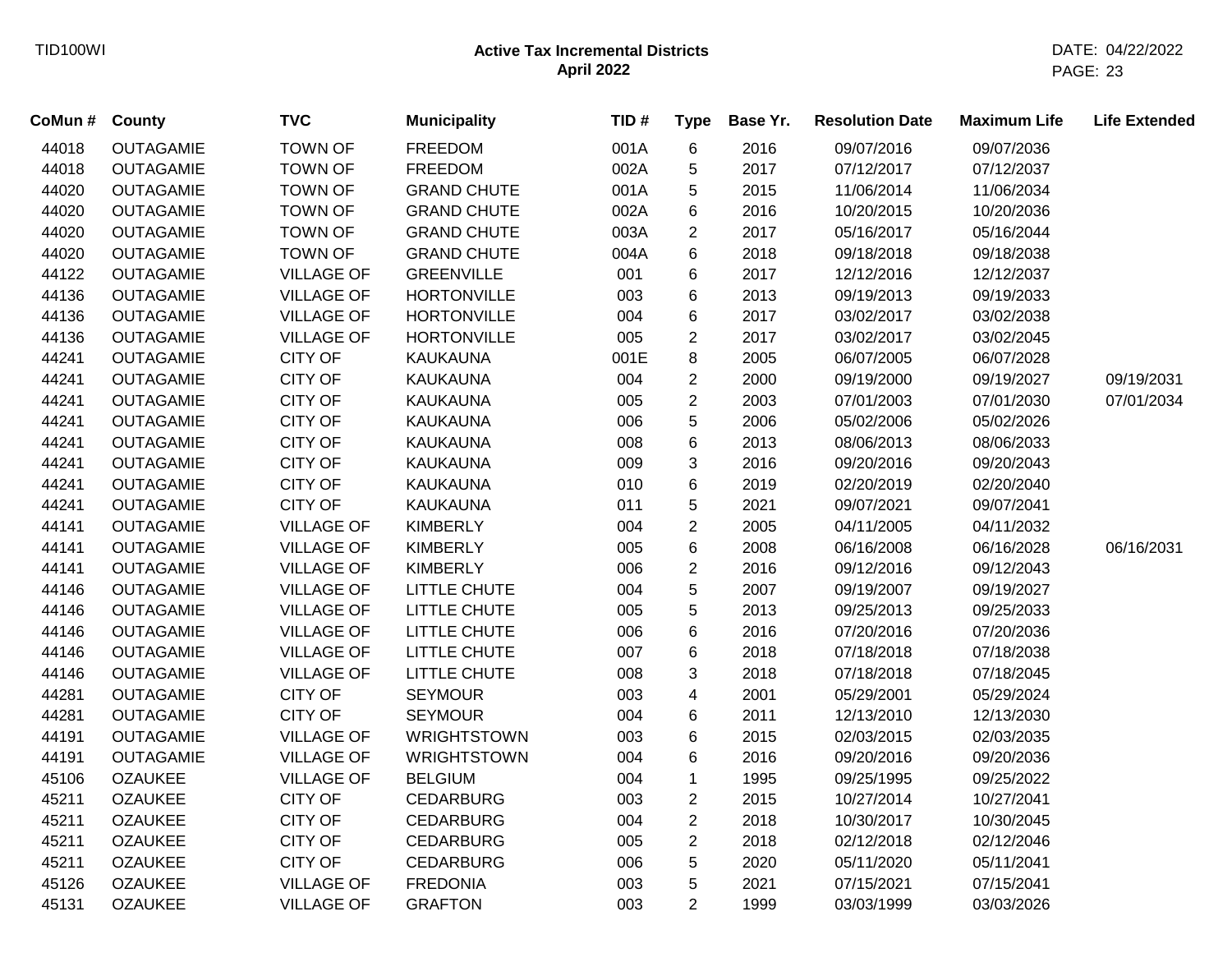TID100WI

**Active Tax Incremental Districts**
**April 2022**

DATE: 04/22/2022

| CoMun # | County | TVC | Municipality | TID # | Type | Base Yr. | Resolution Date | Maximum Life | Life Extended |
|---|---|---|---|---|---|---|---|---|---|
| 44018 | OUTAGAMIE | TOWN OF | FREEDOM | 001A | 6 | 2016 | 09/07/2016 | 09/07/2036 | |
| 44018 | OUTAGAMIE | TOWN OF | FREEDOM | 002A | 5 | 2017 | 07/12/2017 | 07/12/2037 | |
| 44020 | OUTAGAMIE | TOWN OF | GRAND CHUTE | 001A | 5 | 2015 | 11/06/2014 | 11/06/2034 | |
| 44020 | OUTAGAMIE | TOWN OF | GRAND CHUTE | 002A | 6 | 2016 | 10/20/2015 | 10/20/2036 | |
| 44020 | OUTAGAMIE | TOWN OF | GRAND CHUTE | 003A | 2 | 2017 | 05/16/2017 | 05/16/2044 | |
| 44020 | OUTAGAMIE | TOWN OF | GRAND CHUTE | 004A | 6 | 2018 | 09/18/2018 | 09/18/2038 | |
| 44122 | OUTAGAMIE | VILLAGE OF | GREENVILLE | 001 | 6 | 2017 | 12/12/2016 | 12/12/2037 | |
| 44136 | OUTAGAMIE | VILLAGE OF | HORTONVILLE | 003 | 6 | 2013 | 09/19/2013 | 09/19/2033 | |
| 44136 | OUTAGAMIE | VILLAGE OF | HORTONVILLE | 004 | 6 | 2017 | 03/02/2017 | 03/02/2038 | |
| 44136 | OUTAGAMIE | VILLAGE OF | HORTONVILLE | 005 | 2 | 2017 | 03/02/2017 | 03/02/2045 | |
| 44241 | OUTAGAMIE | CITY OF | KAUKAUNA | 001E | 8 | 2005 | 06/07/2005 | 06/07/2028 | |
| 44241 | OUTAGAMIE | CITY OF | KAUKAUNA | 004 | 2 | 2000 | 09/19/2000 | 09/19/2027 | 09/19/2031 |
| 44241 | OUTAGAMIE | CITY OF | KAUKAUNA | 005 | 2 | 2003 | 07/01/2003 | 07/01/2030 | 07/01/2034 |
| 44241 | OUTAGAMIE | CITY OF | KAUKAUNA | 006 | 5 | 2006 | 05/02/2006 | 05/02/2026 | |
| 44241 | OUTAGAMIE | CITY OF | KAUKAUNA | 008 | 6 | 2013 | 08/06/2013 | 08/06/2033 | |
| 44241 | OUTAGAMIE | CITY OF | KAUKAUNA | 009 | 3 | 2016 | 09/20/2016 | 09/20/2043 | |
| 44241 | OUTAGAMIE | CITY OF | KAUKAUNA | 010 | 6 | 2019 | 02/20/2019 | 02/20/2040 | |
| 44241 | OUTAGAMIE | CITY OF | KAUKAUNA | 011 | 5 | 2021 | 09/07/2021 | 09/07/2041 | |
| 44141 | OUTAGAMIE | VILLAGE OF | KIMBERLY | 004 | 2 | 2005 | 04/11/2005 | 04/11/2032 | |
| 44141 | OUTAGAMIE | VILLAGE OF | KIMBERLY | 005 | 6 | 2008 | 06/16/2008 | 06/16/2028 | 06/16/2031 |
| 44141 | OUTAGAMIE | VILLAGE OF | KIMBERLY | 006 | 2 | 2016 | 09/12/2016 | 09/12/2043 | |
| 44146 | OUTAGAMIE | VILLAGE OF | LITTLE CHUTE | 004 | 5 | 2007 | 09/19/2007 | 09/19/2027 | |
| 44146 | OUTAGAMIE | VILLAGE OF | LITTLE CHUTE | 005 | 5 | 2013 | 09/25/2013 | 09/25/2033 | |
| 44146 | OUTAGAMIE | VILLAGE OF | LITTLE CHUTE | 006 | 6 | 2016 | 07/20/2016 | 07/20/2036 | |
| 44146 | OUTAGAMIE | VILLAGE OF | LITTLE CHUTE | 007 | 6 | 2018 | 07/18/2018 | 07/18/2038 | |
| 44146 | OUTAGAMIE | VILLAGE OF | LITTLE CHUTE | 008 | 3 | 2018 | 07/18/2018 | 07/18/2045 | |
| 44281 | OUTAGAMIE | CITY OF | SEYMOUR | 003 | 4 | 2001 | 05/29/2001 | 05/29/2024 | |
| 44281 | OUTAGAMIE | CITY OF | SEYMOUR | 004 | 6 | 2011 | 12/13/2010 | 12/13/2030 | |
| 44191 | OUTAGAMIE | VILLAGE OF | WRIGHTSTOWN | 003 | 6 | 2015 | 02/03/2015 | 02/03/2035 | |
| 44191 | OUTAGAMIE | VILLAGE OF | WRIGHTSTOWN | 004 | 6 | 2016 | 09/20/2016 | 09/20/2036 | |
| 45106 | OZAUKEE | VILLAGE OF | BELGIUM | 004 | 1 | 1995 | 09/25/1995 | 09/25/2022 | |
| 45211 | OZAUKEE | CITY OF | CEDARBURG | 003 | 2 | 2015 | 10/27/2014 | 10/27/2041 | |
| 45211 | OZAUKEE | CITY OF | CEDARBURG | 004 | 2 | 2018 | 10/30/2017 | 10/30/2045 | |
| 45211 | OZAUKEE | CITY OF | CEDARBURG | 005 | 2 | 2018 | 02/12/2018 | 02/12/2046 | |
| 45211 | OZAUKEE | CITY OF | CEDARBURG | 006 | 5 | 2020 | 05/11/2020 | 05/11/2041 | |
| 45126 | OZAUKEE | VILLAGE OF | FREDONIA | 003 | 5 | 2021 | 07/15/2021 | 07/15/2041 | |
| 45131 | OZAUKEE | VILLAGE OF | GRAFTON | 003 | 2 | 1999 | 03/03/1999 | 03/03/2026 | |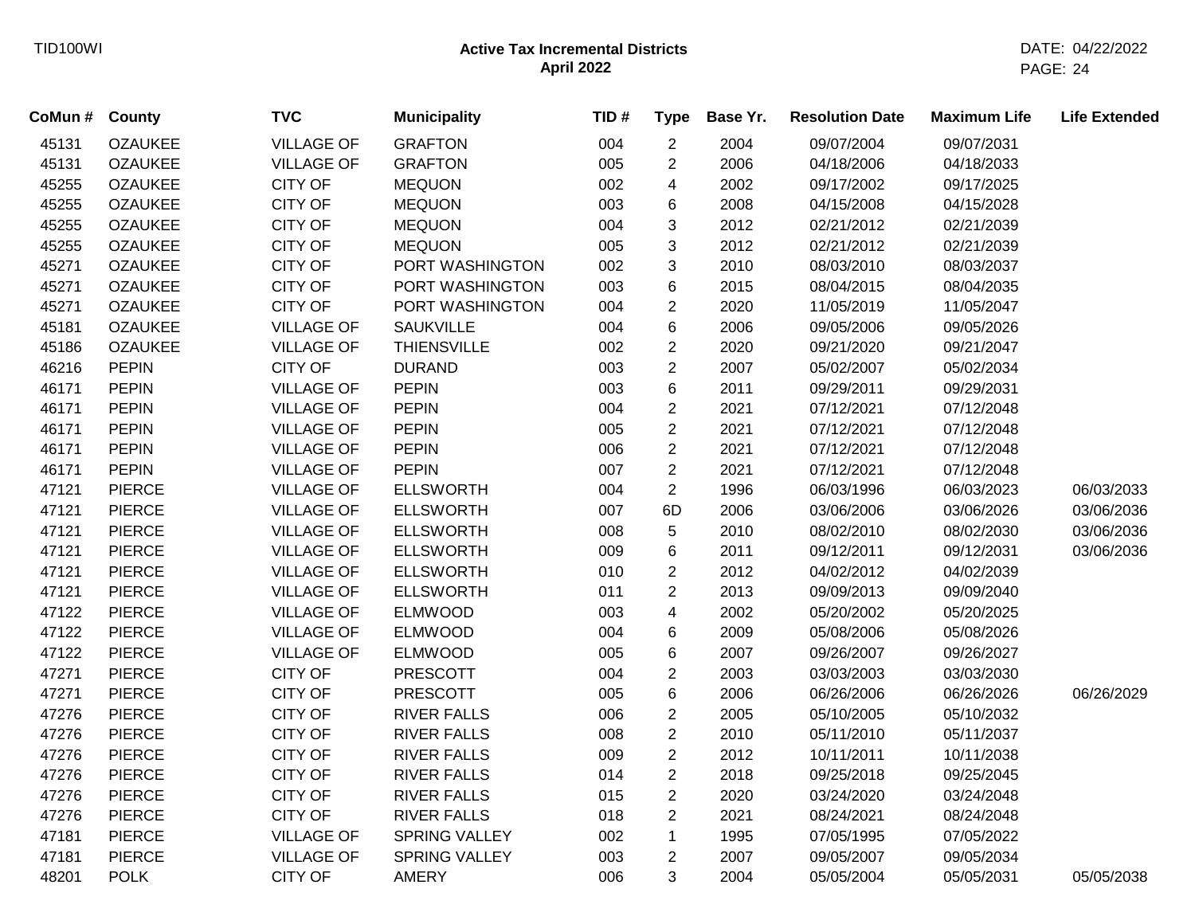**Active Tax Incremental Districts**
**April 2022**

| CoMun # | County | TVC | Municipality | TID # | Type | Base Yr. | Resolution Date | Maximum Life | Life Extended |
|---|---|---|---|---|---|---|---|---|---|
| 45131 | OZAUKEE | VILLAGE OF | GRAFTON | 004 | 2 | 2004 | 09/07/2004 | 09/07/2031 | |
| 45131 | OZAUKEE | VILLAGE OF | GRAFTON | 005 | 2 | 2006 | 04/18/2006 | 04/18/2033 | |
| 45255 | OZAUKEE | CITY OF | MEQUON | 002 | 4 | 2002 | 09/17/2002 | 09/17/2025 | |
| 45255 | OZAUKEE | CITY OF | MEQUON | 003 | 6 | 2008 | 04/15/2008 | 04/15/2028 | |
| 45255 | OZAUKEE | CITY OF | MEQUON | 004 | 3 | 2012 | 02/21/2012 | 02/21/2039 | |
| 45255 | OZAUKEE | CITY OF | MEQUON | 005 | 3 | 2012 | 02/21/2012 | 02/21/2039 | |
| 45271 | OZAUKEE | CITY OF | PORT WASHINGTON | 002 | 3 | 2010 | 08/03/2010 | 08/03/2037 | |
| 45271 | OZAUKEE | CITY OF | PORT WASHINGTON | 003 | 6 | 2015 | 08/04/2015 | 08/04/2035 | |
| 45271 | OZAUKEE | CITY OF | PORT WASHINGTON | 004 | 2 | 2020 | 11/05/2019 | 11/05/2047 | |
| 45181 | OZAUKEE | VILLAGE OF | SAUKVILLE | 004 | 6 | 2006 | 09/05/2006 | 09/05/2026 | |
| 45186 | OZAUKEE | VILLAGE OF | THIENSVILLE | 002 | 2 | 2020 | 09/21/2020 | 09/21/2047 | |
| 46216 | PEPIN | CITY OF | DURAND | 003 | 2 | 2007 | 05/02/2007 | 05/02/2034 | |
| 46171 | PEPIN | VILLAGE OF | PEPIN | 003 | 6 | 2011 | 09/29/2011 | 09/29/2031 | |
| 46171 | PEPIN | VILLAGE OF | PEPIN | 004 | 2 | 2021 | 07/12/2021 | 07/12/2048 | |
| 46171 | PEPIN | VILLAGE OF | PEPIN | 005 | 2 | 2021 | 07/12/2021 | 07/12/2048 | |
| 46171 | PEPIN | VILLAGE OF | PEPIN | 006 | 2 | 2021 | 07/12/2021 | 07/12/2048 | |
| 46171 | PEPIN | VILLAGE OF | PEPIN | 007 | 2 | 2021 | 07/12/2021 | 07/12/2048 | |
| 47121 | PIERCE | VILLAGE OF | ELLSWORTH | 004 | 2 | 1996 | 06/03/1996 | 06/03/2023 | 06/03/2033 |
| 47121 | PIERCE | VILLAGE OF | ELLSWORTH | 007 | 6D | 2006 | 03/06/2006 | 03/06/2026 | 03/06/2036 |
| 47121 | PIERCE | VILLAGE OF | ELLSWORTH | 008 | 5 | 2010 | 08/02/2010 | 08/02/2030 | 03/06/2036 |
| 47121 | PIERCE | VILLAGE OF | ELLSWORTH | 009 | 6 | 2011 | 09/12/2011 | 09/12/2031 | 03/06/2036 |
| 47121 | PIERCE | VILLAGE OF | ELLSWORTH | 010 | 2 | 2012 | 04/02/2012 | 04/02/2039 | |
| 47121 | PIERCE | VILLAGE OF | ELLSWORTH | 011 | 2 | 2013 | 09/09/2013 | 09/09/2040 | |
| 47122 | PIERCE | VILLAGE OF | ELMWOOD | 003 | 4 | 2002 | 05/20/2002 | 05/20/2025 | |
| 47122 | PIERCE | VILLAGE OF | ELMWOOD | 004 | 6 | 2009 | 05/08/2006 | 05/08/2026 | |
| 47122 | PIERCE | VILLAGE OF | ELMWOOD | 005 | 6 | 2007 | 09/26/2007 | 09/26/2027 | |
| 47271 | PIERCE | CITY OF | PRESCOTT | 004 | 2 | 2003 | 03/03/2003 | 03/03/2030 | |
| 47271 | PIERCE | CITY OF | PRESCOTT | 005 | 6 | 2006 | 06/26/2006 | 06/26/2026 | 06/26/2029 |
| 47276 | PIERCE | CITY OF | RIVER FALLS | 006 | 2 | 2005 | 05/10/2005 | 05/10/2032 | |
| 47276 | PIERCE | CITY OF | RIVER FALLS | 008 | 2 | 2010 | 05/11/2010 | 05/11/2037 | |
| 47276 | PIERCE | CITY OF | RIVER FALLS | 009 | 2 | 2012 | 10/11/2011 | 10/11/2038 | |
| 47276 | PIERCE | CITY OF | RIVER FALLS | 014 | 2 | 2018 | 09/25/2018 | 09/25/2045 | |
| 47276 | PIERCE | CITY OF | RIVER FALLS | 015 | 2 | 2020 | 03/24/2020 | 03/24/2048 | |
| 47276 | PIERCE | CITY OF | RIVER FALLS | 018 | 2 | 2021 | 08/24/2021 | 08/24/2048 | |
| 47181 | PIERCE | VILLAGE OF | SPRING VALLEY | 002 | 1 | 1995 | 07/05/1995 | 07/05/2022 | |
| 47181 | PIERCE | VILLAGE OF | SPRING VALLEY | 003 | 2 | 2007 | 09/05/2007 | 09/05/2034 | |
| 48201 | POLK | CITY OF | AMERY | 006 | 3 | 2004 | 05/05/2004 | 05/05/2031 | 05/05/2038 |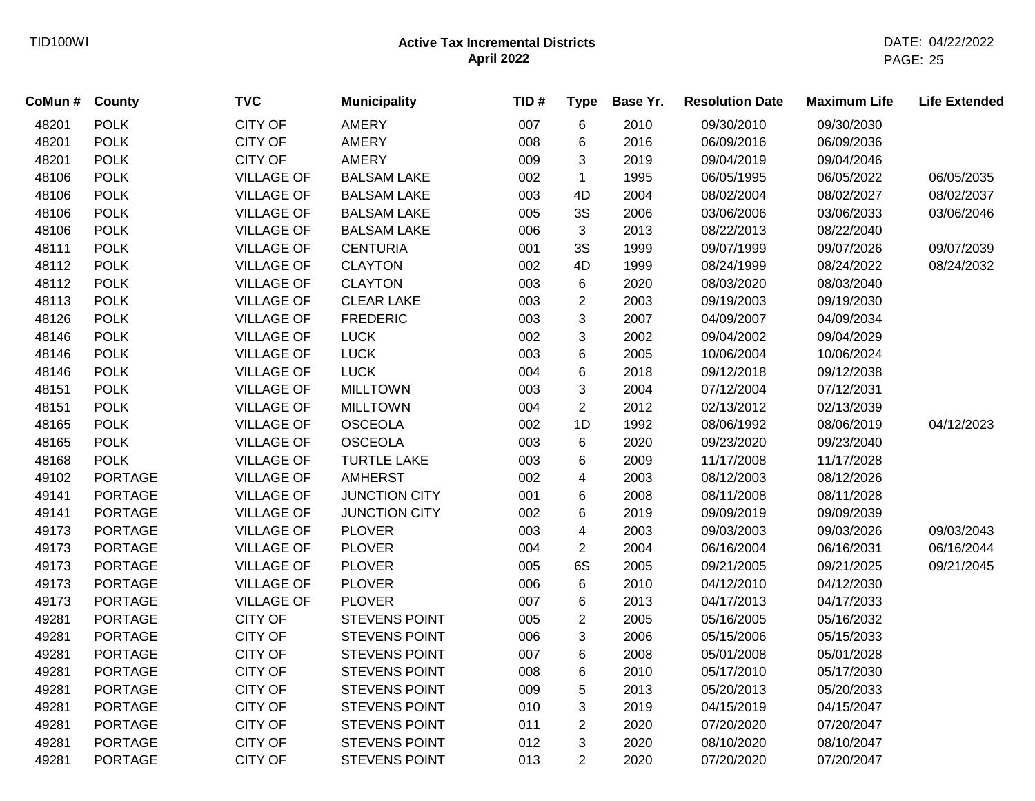**Active Tax Incremental Districts**
**April 2022**

| CoMun # | County | TVC | Municipality | TID # | Type | Base Yr. | Resolution Date | Maximum Life | Life Extended |
|---|---|---|---|---|---|---|---|---|---|
| 48201 | POLK | CITY OF | AMERY | 007 | 6 | 2010 | 09/30/2010 | 09/30/2030 | |
| 48201 | POLK | CITY OF | AMERY | 008 | 6 | 2016 | 06/09/2016 | 06/09/2036 | |
| 48201 | POLK | CITY OF | AMERY | 009 | 3 | 2019 | 09/04/2019 | 09/04/2046 | |
| 48106 | POLK | VILLAGE OF | BALSAM LAKE | 002 | 1 | 1995 | 06/05/1995 | 06/05/2022 | 06/05/2035 |
| 48106 | POLK | VILLAGE OF | BALSAM LAKE | 003 | 4D | 2004 | 08/02/2004 | 08/02/2027 | 08/02/2037 |
| 48106 | POLK | VILLAGE OF | BALSAM LAKE | 005 | 3S | 2006 | 03/06/2006 | 03/06/2033 | 03/06/2046 |
| 48106 | POLK | VILLAGE OF | BALSAM LAKE | 006 | 3 | 2013 | 08/22/2013 | 08/22/2040 | |
| 48111 | POLK | VILLAGE OF | CENTURIA | 001 | 3S | 1999 | 09/07/1999 | 09/07/2026 | 09/07/2039 |
| 48112 | POLK | VILLAGE OF | CLAYTON | 002 | 4D | 1999 | 08/24/1999 | 08/24/2022 | 08/24/2032 |
| 48112 | POLK | VILLAGE OF | CLAYTON | 003 | 6 | 2020 | 08/03/2020 | 08/03/2040 | |
| 48113 | POLK | VILLAGE OF | CLEAR LAKE | 003 | 2 | 2003 | 09/19/2003 | 09/19/2030 | |
| 48126 | POLK | VILLAGE OF | FREDERIC | 003 | 3 | 2007 | 04/09/2007 | 04/09/2034 | |
| 48146 | POLK | VILLAGE OF | LUCK | 002 | 3 | 2002 | 09/04/2002 | 09/04/2029 | |
| 48146 | POLK | VILLAGE OF | LUCK | 003 | 6 | 2005 | 10/06/2004 | 10/06/2024 | |
| 48146 | POLK | VILLAGE OF | LUCK | 004 | 6 | 2018 | 09/12/2018 | 09/12/2038 | |
| 48151 | POLK | VILLAGE OF | MILLTOWN | 003 | 3 | 2004 | 07/12/2004 | 07/12/2031 | |
| 48151 | POLK | VILLAGE OF | MILLTOWN | 004 | 2 | 2012 | 02/13/2012 | 02/13/2039 | |
| 48165 | POLK | VILLAGE OF | OSCEOLA | 002 | 1D | 1992 | 08/06/1992 | 08/06/2019 | 04/12/2023 |
| 48165 | POLK | VILLAGE OF | OSCEOLA | 003 | 6 | 2020 | 09/23/2020 | 09/23/2040 | |
| 48168 | POLK | VILLAGE OF | TURTLE LAKE | 003 | 6 | 2009 | 11/17/2008 | 11/17/2028 | |
| 49102 | PORTAGE | VILLAGE OF | AMHERST | 002 | 4 | 2003 | 08/12/2003 | 08/12/2026 | |
| 49141 | PORTAGE | VILLAGE OF | JUNCTION CITY | 001 | 6 | 2008 | 08/11/2008 | 08/11/2028 | |
| 49141 | PORTAGE | VILLAGE OF | JUNCTION CITY | 002 | 6 | 2019 | 09/09/2019 | 09/09/2039 | |
| 49173 | PORTAGE | VILLAGE OF | PLOVER | 003 | 4 | 2003 | 09/03/2003 | 09/03/2026 | 09/03/2043 |
| 49173 | PORTAGE | VILLAGE OF | PLOVER | 004 | 2 | 2004 | 06/16/2004 | 06/16/2031 | 06/16/2044 |
| 49173 | PORTAGE | VILLAGE OF | PLOVER | 005 | 6S | 2005 | 09/21/2005 | 09/21/2025 | 09/21/2045 |
| 49173 | PORTAGE | VILLAGE OF | PLOVER | 006 | 6 | 2010 | 04/12/2010 | 04/12/2030 | |
| 49173 | PORTAGE | VILLAGE OF | PLOVER | 007 | 6 | 2013 | 04/17/2013 | 04/17/2033 | |
| 49281 | PORTAGE | CITY OF | STEVENS POINT | 005 | 2 | 2005 | 05/16/2005 | 05/16/2032 | |
| 49281 | PORTAGE | CITY OF | STEVENS POINT | 006 | 3 | 2006 | 05/15/2006 | 05/15/2033 | |
| 49281 | PORTAGE | CITY OF | STEVENS POINT | 007 | 6 | 2008 | 05/01/2008 | 05/01/2028 | |
| 49281 | PORTAGE | CITY OF | STEVENS POINT | 008 | 6 | 2010 | 05/17/2010 | 05/17/2030 | |
| 49281 | PORTAGE | CITY OF | STEVENS POINT | 009 | 5 | 2013 | 05/20/2013 | 05/20/2033 | |
| 49281 | PORTAGE | CITY OF | STEVENS POINT | 010 | 3 | 2019 | 04/15/2019 | 04/15/2047 | |
| 49281 | PORTAGE | CITY OF | STEVENS POINT | 011 | 2 | 2020 | 07/20/2020 | 07/20/2047 | |
| 49281 | PORTAGE | CITY OF | STEVENS POINT | 012 | 3 | 2020 | 08/10/2020 | 08/10/2047 | |
| 49281 | PORTAGE | CITY OF | STEVENS POINT | 013 | 2 | 2020 | 07/20/2020 | 07/20/2047 | |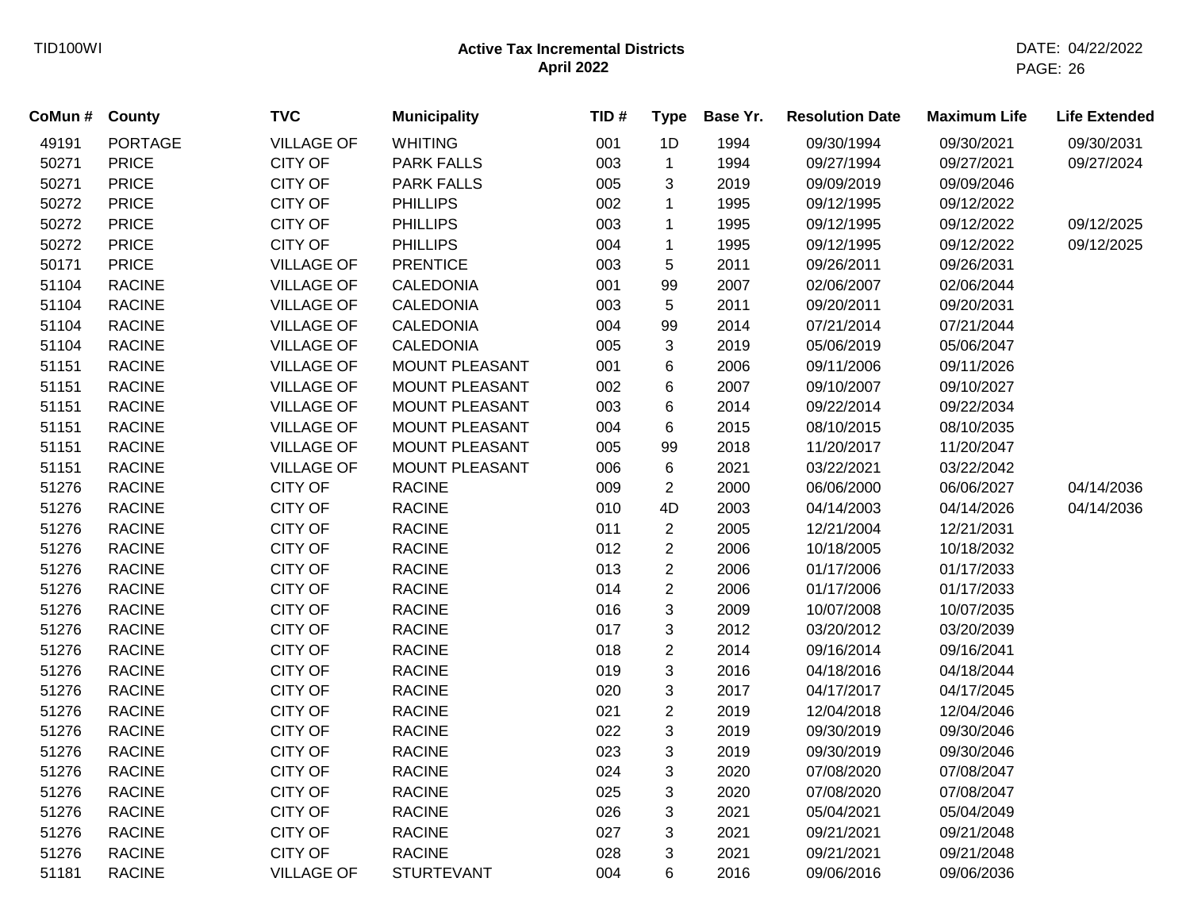# Active Tax Incremental Districts
## April 2022

| CoMun # | County | TVC | Municipality | TID # | Type | Base Yr. | Resolution Date | Maximum Life | Life Extended |
|---|---|---|---|---|---|---|---|---|---|
| 49191 | PORTAGE | VILLAGE OF | WHITING | 001 | 1D | 1994 | 09/30/1994 | 09/30/2021 | 09/30/2031 |
| 50271 | PRICE | CITY OF | PARK FALLS | 003 | 1 | 1994 | 09/27/1994 | 09/27/2021 | 09/27/2024 |
| 50271 | PRICE | CITY OF | PARK FALLS | 005 | 3 | 2019 | 09/09/2019 | 09/09/2046 | |
| 50272 | PRICE | CITY OF | PHILLIPS | 002 | 1 | 1995 | 09/12/1995 | 09/12/2022 | |
| 50272 | PRICE | CITY OF | PHILLIPS | 003 | 1 | 1995 | 09/12/1995 | 09/12/2022 | 09/12/2025 |
| 50272 | PRICE | CITY OF | PHILLIPS | 004 | 1 | 1995 | 09/12/1995 | 09/12/2022 | 09/12/2025 |
| 50171 | PRICE | VILLAGE OF | PRENTICE | 003 | 5 | 2011 | 09/26/2011 | 09/26/2031 | |
| 51104 | RACINE | VILLAGE OF | CALEDONIA | 001 | 99 | 2007 | 02/06/2007 | 02/06/2044 | |
| 51104 | RACINE | VILLAGE OF | CALEDONIA | 003 | 5 | 2011 | 09/20/2011 | 09/20/2031 | |
| 51104 | RACINE | VILLAGE OF | CALEDONIA | 004 | 99 | 2014 | 07/21/2014 | 07/21/2044 | |
| 51104 | RACINE | VILLAGE OF | CALEDONIA | 005 | 3 | 2019 | 05/06/2019 | 05/06/2047 | |
| 51151 | RACINE | VILLAGE OF | MOUNT PLEASANT | 001 | 6 | 2006 | 09/11/2006 | 09/11/2026 | |
| 51151 | RACINE | VILLAGE OF | MOUNT PLEASANT | 002 | 6 | 2007 | 09/10/2007 | 09/10/2027 | |
| 51151 | RACINE | VILLAGE OF | MOUNT PLEASANT | 003 | 6 | 2014 | 09/22/2014 | 09/22/2034 | |
| 51151 | RACINE | VILLAGE OF | MOUNT PLEASANT | 004 | 6 | 2015 | 08/10/2015 | 08/10/2035 | |
| 51151 | RACINE | VILLAGE OF | MOUNT PLEASANT | 005 | 99 | 2018 | 11/20/2017 | 11/20/2047 | |
| 51151 | RACINE | VILLAGE OF | MOUNT PLEASANT | 006 | 6 | 2021 | 03/22/2021 | 03/22/2042 | |
| 51276 | RACINE | CITY OF | RACINE | 009 | 2 | 2000 | 06/06/2000 | 06/06/2027 | 04/14/2036 |
| 51276 | RACINE | CITY OF | RACINE | 010 | 4D | 2003 | 04/14/2003 | 04/14/2026 | 04/14/2036 |
| 51276 | RACINE | CITY OF | RACINE | 011 | 2 | 2005 | 12/21/2004 | 12/21/2031 | |
| 51276 | RACINE | CITY OF | RACINE | 012 | 2 | 2006 | 10/18/2005 | 10/18/2032 | |
| 51276 | RACINE | CITY OF | RACINE | 013 | 2 | 2006 | 01/17/2006 | 01/17/2033 | |
| 51276 | RACINE | CITY OF | RACINE | 014 | 2 | 2006 | 01/17/2006 | 01/17/2033 | |
| 51276 | RACINE | CITY OF | RACINE | 016 | 3 | 2009 | 10/07/2008 | 10/07/2035 | |
| 51276 | RACINE | CITY OF | RACINE | 017 | 3 | 2012 | 03/20/2012 | 03/20/2039 | |
| 51276 | RACINE | CITY OF | RACINE | 018 | 2 | 2014 | 09/16/2014 | 09/16/2041 | |
| 51276 | RACINE | CITY OF | RACINE | 019 | 3 | 2016 | 04/18/2016 | 04/18/2044 | |
| 51276 | RACINE | CITY OF | RACINE | 020 | 3 | 2017 | 04/17/2017 | 04/17/2045 | |
| 51276 | RACINE | CITY OF | RACINE | 021 | 2 | 2019 | 12/04/2018 | 12/04/2046 | |
| 51276 | RACINE | CITY OF | RACINE | 022 | 3 | 2019 | 09/30/2019 | 09/30/2046 | |
| 51276 | RACINE | CITY OF | RACINE | 023 | 3 | 2019 | 09/30/2019 | 09/30/2046 | |
| 51276 | RACINE | CITY OF | RACINE | 024 | 3 | 2020 | 07/08/2020 | 07/08/2047 | |
| 51276 | RACINE | CITY OF | RACINE | 025 | 3 | 2020 | 07/08/2020 | 07/08/2047 | |
| 51276 | RACINE | CITY OF | RACINE | 026 | 3 | 2021 | 05/04/2021 | 05/04/2049 | |
| 51276 | RACINE | CITY OF | RACINE | 027 | 3 | 2021 | 09/21/2021 | 09/21/2048 | |
| 51276 | RACINE | CITY OF | RACINE | 028 | 3 | 2021 | 09/21/2021 | 09/21/2048 | |
| 51181 | RACINE | VILLAGE OF | STURTEVANT | 004 | 6 | 2016 | 09/06/2016 | 09/06/2036 | |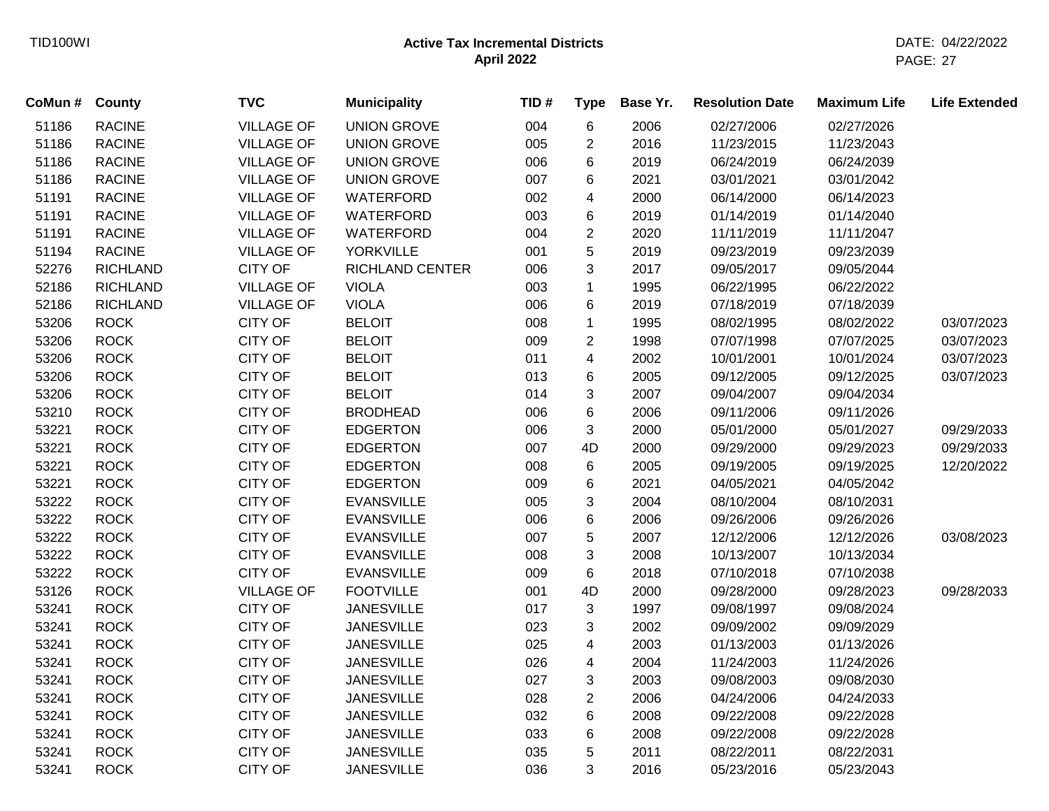**Active Tax Incremental Districts**
**April 2022**

| CoMun # | County | TVC | Municipality | TID # | Type | Base Yr. | Resolution Date | Maximum Life | Life Extended |
|---|---|---|---|---|---|---|---|---|---|
| 51186 | RACINE | VILLAGE OF | UNION GROVE | 004 | 6 | 2006 | 02/27/2006 | 02/27/2026 | |
| 51186 | RACINE | VILLAGE OF | UNION GROVE | 005 | 2 | 2016 | 11/23/2015 | 11/23/2043 | |
| 51186 | RACINE | VILLAGE OF | UNION GROVE | 006 | 6 | 2019 | 06/24/2019 | 06/24/2039 | |
| 51186 | RACINE | VILLAGE OF | UNION GROVE | 007 | 6 | 2021 | 03/01/2021 | 03/01/2042 | |
| 51191 | RACINE | VILLAGE OF | WATERFORD | 002 | 4 | 2000 | 06/14/2000 | 06/14/2023 | |
| 51191 | RACINE | VILLAGE OF | WATERFORD | 003 | 6 | 2019 | 01/14/2019 | 01/14/2040 | |
| 51191 | RACINE | VILLAGE OF | WATERFORD | 004 | 2 | 2020 | 11/11/2019 | 11/11/2047 | |
| 51194 | RACINE | VILLAGE OF | YORKVILLE | 001 | 5 | 2019 | 09/23/2019 | 09/23/2039 | |
| 52276 | RICHLAND | CITY OF | RICHLAND CENTER | 006 | 3 | 2017 | 09/05/2017 | 09/05/2044 | |
| 52186 | RICHLAND | VILLAGE OF | VIOLA | 003 | 1 | 1995 | 06/22/1995 | 06/22/2022 | |
| 52186 | RICHLAND | VILLAGE OF | VIOLA | 006 | 6 | 2019 | 07/18/2019 | 07/18/2039 | |
| 53206 | ROCK | CITY OF | BELOIT | 008 | 1 | 1995 | 08/02/1995 | 08/02/2022 | 03/07/2023 |
| 53206 | ROCK | CITY OF | BELOIT | 009 | 2 | 1998 | 07/07/1998 | 07/07/2025 | 03/07/2023 |
| 53206 | ROCK | CITY OF | BELOIT | 011 | 4 | 2002 | 10/01/2001 | 10/01/2024 | 03/07/2023 |
| 53206 | ROCK | CITY OF | BELOIT | 013 | 6 | 2005 | 09/12/2005 | 09/12/2025 | 03/07/2023 |
| 53206 | ROCK | CITY OF | BELOIT | 014 | 3 | 2007 | 09/04/2007 | 09/04/2034 | |
| 53210 | ROCK | CITY OF | BRODHEAD | 006 | 6 | 2006 | 09/11/2006 | 09/11/2026 | |
| 53221 | ROCK | CITY OF | EDGERTON | 006 | 3 | 2000 | 05/01/2000 | 05/01/2027 | 09/29/2033 |
| 53221 | ROCK | CITY OF | EDGERTON | 007 | 4D | 2000 | 09/29/2000 | 09/29/2023 | 09/29/2033 |
| 53221 | ROCK | CITY OF | EDGERTON | 008 | 6 | 2005 | 09/19/2005 | 09/19/2025 | 12/20/2022 |
| 53221 | ROCK | CITY OF | EDGERTON | 009 | 6 | 2021 | 04/05/2021 | 04/05/2042 | |
| 53222 | ROCK | CITY OF | EVANSVILLE | 005 | 3 | 2004 | 08/10/2004 | 08/10/2031 | |
| 53222 | ROCK | CITY OF | EVANSVILLE | 006 | 6 | 2006 | 09/26/2006 | 09/26/2026 | |
| 53222 | ROCK | CITY OF | EVANSVILLE | 007 | 5 | 2007 | 12/12/2006 | 12/12/2026 | 03/08/2023 |
| 53222 | ROCK | CITY OF | EVANSVILLE | 008 | 3 | 2008 | 10/13/2007 | 10/13/2034 | |
| 53222 | ROCK | CITY OF | EVANSVILLE | 009 | 6 | 2018 | 07/10/2018 | 07/10/2038 | |
| 53126 | ROCK | VILLAGE OF | FOOTVILLE | 001 | 4D | 2000 | 09/28/2000 | 09/28/2023 | 09/28/2033 |
| 53241 | ROCK | CITY OF | JANESVILLE | 017 | 3 | 1997 | 09/08/1997 | 09/08/2024 | |
| 53241 | ROCK | CITY OF | JANESVILLE | 023 | 3 | 2002 | 09/09/2002 | 09/09/2029 | |
| 53241 | ROCK | CITY OF | JANESVILLE | 025 | 4 | 2003 | 01/13/2003 | 01/13/2026 | |
| 53241 | ROCK | CITY OF | JANESVILLE | 026 | 4 | 2004 | 11/24/2003 | 11/24/2026 | |
| 53241 | ROCK | CITY OF | JANESVILLE | 027 | 3 | 2003 | 09/08/2003 | 09/08/2030 | |
| 53241 | ROCK | CITY OF | JANESVILLE | 028 | 2 | 2006 | 04/24/2006 | 04/24/2033 | |
| 53241 | ROCK | CITY OF | JANESVILLE | 032 | 6 | 2008 | 09/22/2008 | 09/22/2028 | |
| 53241 | ROCK | CITY OF | JANESVILLE | 033 | 6 | 2008 | 09/22/2008 | 09/22/2028 | |
| 53241 | ROCK | CITY OF | JANESVILLE | 035 | 5 | 2011 | 08/22/2011 | 08/22/2031 | |
| 53241 | ROCK | CITY OF | JANESVILLE | 036 | 3 | 2016 | 05/23/2016 | 05/23/2043 | |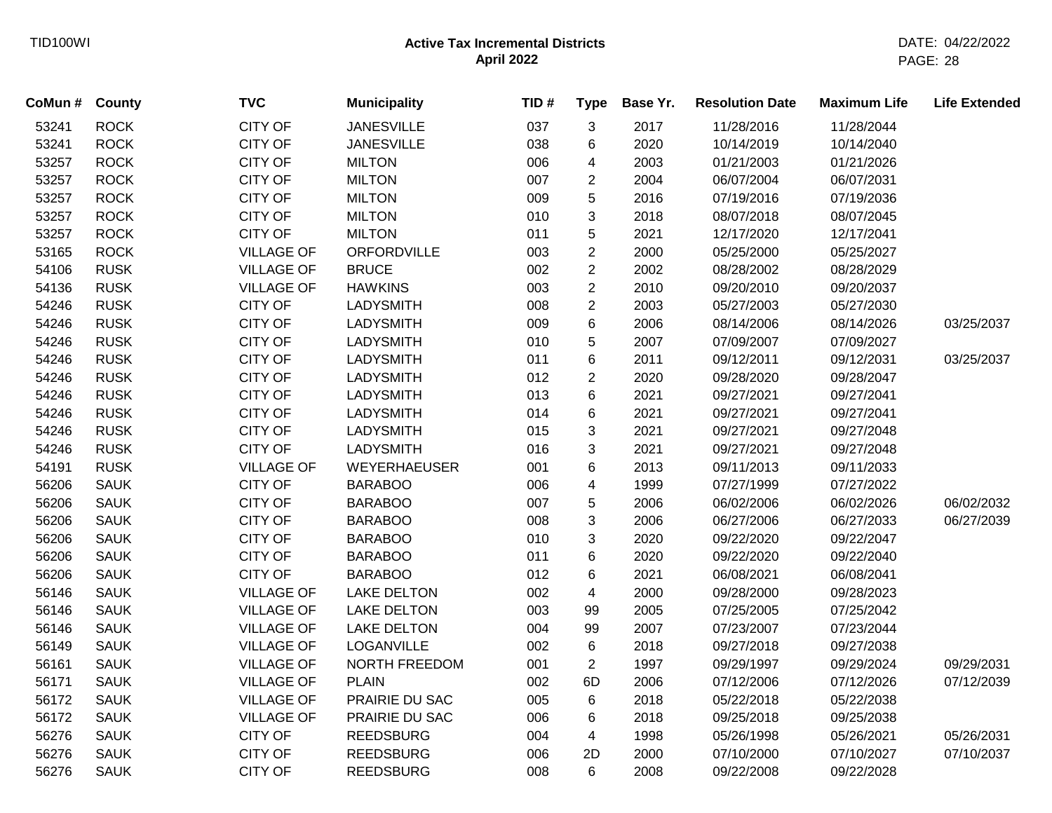TID100WI

**Active Tax Incremental Districts**
**April 2022**

DATE: 04/22/2022

| CoMun # | County | TVC | Municipality | TID # | Type | Base Yr. | Resolution Date | Maximum Life | Life Extended |
|---|---|---|---|---|---|---|---|---|---|
| 53241 | ROCK | CITY OF | JANESVILLE | 037 | 3 | 2017 | 11/28/2016 | 11/28/2044 | |
| 53241 | ROCK | CITY OF | JANESVILLE | 038 | 6 | 2020 | 10/14/2019 | 10/14/2040 | |
| 53257 | ROCK | CITY OF | MILTON | 006 | 4 | 2003 | 01/21/2003 | 01/21/2026 | |
| 53257 | ROCK | CITY OF | MILTON | 007 | 2 | 2004 | 06/07/2004 | 06/07/2031 | |
| 53257 | ROCK | CITY OF | MILTON | 009 | 5 | 2016 | 07/19/2016 | 07/19/2036 | |
| 53257 | ROCK | CITY OF | MILTON | 010 | 3 | 2018 | 08/07/2018 | 08/07/2045 | |
| 53257 | ROCK | CITY OF | MILTON | 011 | 5 | 2021 | 12/17/2020 | 12/17/2041 | |
| 53165 | ROCK | VILLAGE OF | ORFORDVILLE | 003 | 2 | 2000 | 05/25/2000 | 05/25/2027 | |
| 54106 | RUSK | VILLAGE OF | BRUCE | 002 | 2 | 2002 | 08/28/2002 | 08/28/2029 | |
| 54136 | RUSK | VILLAGE OF | HAWKINS | 003 | 2 | 2010 | 09/20/2010 | 09/20/2037 | |
| 54246 | RUSK | CITY OF | LADYSMITH | 008 | 2 | 2003 | 05/27/2003 | 05/27/2030 | |
| 54246 | RUSK | CITY OF | LADYSMITH | 009 | 6 | 2006 | 08/14/2006 | 08/14/2026 | 03/25/2037 |
| 54246 | RUSK | CITY OF | LADYSMITH | 010 | 5 | 2007 | 07/09/2007 | 07/09/2027 | |
| 54246 | RUSK | CITY OF | LADYSMITH | 011 | 6 | 2011 | 09/12/2011 | 09/12/2031 | 03/25/2037 |
| 54246 | RUSK | CITY OF | LADYSMITH | 012 | 2 | 2020 | 09/28/2020 | 09/28/2047 | |
| 54246 | RUSK | CITY OF | LADYSMITH | 013 | 6 | 2021 | 09/27/2021 | 09/27/2041 | |
| 54246 | RUSK | CITY OF | LADYSMITH | 014 | 6 | 2021 | 09/27/2021 | 09/27/2041 | |
| 54246 | RUSK | CITY OF | LADYSMITH | 015 | 3 | 2021 | 09/27/2021 | 09/27/2048 | |
| 54246 | RUSK | CITY OF | LADYSMITH | 016 | 3 | 2021 | 09/27/2021 | 09/27/2048 | |
| 54191 | RUSK | VILLAGE OF | WEYERHAEUSER | 001 | 6 | 2013 | 09/11/2013 | 09/11/2033 | |
| 56206 | SAUK | CITY OF | BARABOO | 006 | 4 | 1999 | 07/27/1999 | 07/27/2022 | |
| 56206 | SAUK | CITY OF | BARABOO | 007 | 5 | 2006 | 06/02/2006 | 06/02/2026 | 06/02/2032 |
| 56206 | SAUK | CITY OF | BARABOO | 008 | 3 | 2006 | 06/27/2006 | 06/27/2033 | 06/27/2039 |
| 56206 | SAUK | CITY OF | BARABOO | 010 | 3 | 2020 | 09/22/2020 | 09/22/2047 | |
| 56206 | SAUK | CITY OF | BARABOO | 011 | 6 | 2020 | 09/22/2020 | 09/22/2040 | |
| 56206 | SAUK | CITY OF | BARABOO | 012 | 6 | 2021 | 06/08/2021 | 06/08/2041 | |
| 56146 | SAUK | VILLAGE OF | LAKE DELTON | 002 | 4 | 2000 | 09/28/2000 | 09/28/2023 | |
| 56146 | SAUK | VILLAGE OF | LAKE DELTON | 003 | 99 | 2005 | 07/25/2005 | 07/25/2042 | |
| 56146 | SAUK | VILLAGE OF | LAKE DELTON | 004 | 99 | 2007 | 07/23/2007 | 07/23/2044 | |
| 56149 | SAUK | VILLAGE OF | LOGANVILLE | 002 | 6 | 2018 | 09/27/2018 | 09/27/2038 | |
| 56161 | SAUK | VILLAGE OF | NORTH FREEDOM | 001 | 2 | 1997 | 09/29/1997 | 09/29/2024 | 09/29/2031 |
| 56171 | SAUK | VILLAGE OF | PLAIN | 002 | 6D | 2006 | 07/12/2006 | 07/12/2026 | 07/12/2039 |
| 56172 | SAUK | VILLAGE OF | PRAIRIE DU SAC | 005 | 6 | 2018 | 05/22/2018 | 05/22/2038 | |
| 56172 | SAUK | VILLAGE OF | PRAIRIE DU SAC | 006 | 6 | 2018 | 09/25/2018 | 09/25/2038 | |
| 56276 | SAUK | CITY OF | REEDSBURG | 004 | 4 | 1998 | 05/26/1998 | 05/26/2021 | 05/26/2031 |
| 56276 | SAUK | CITY OF | REEDSBURG | 006 | 2D | 2000 | 07/10/2000 | 07/10/2027 | 07/10/2037 |
| 56276 | SAUK | CITY OF | REEDSBURG | 008 | 6 | 2008 | 09/22/2008 | 09/22/2028 | |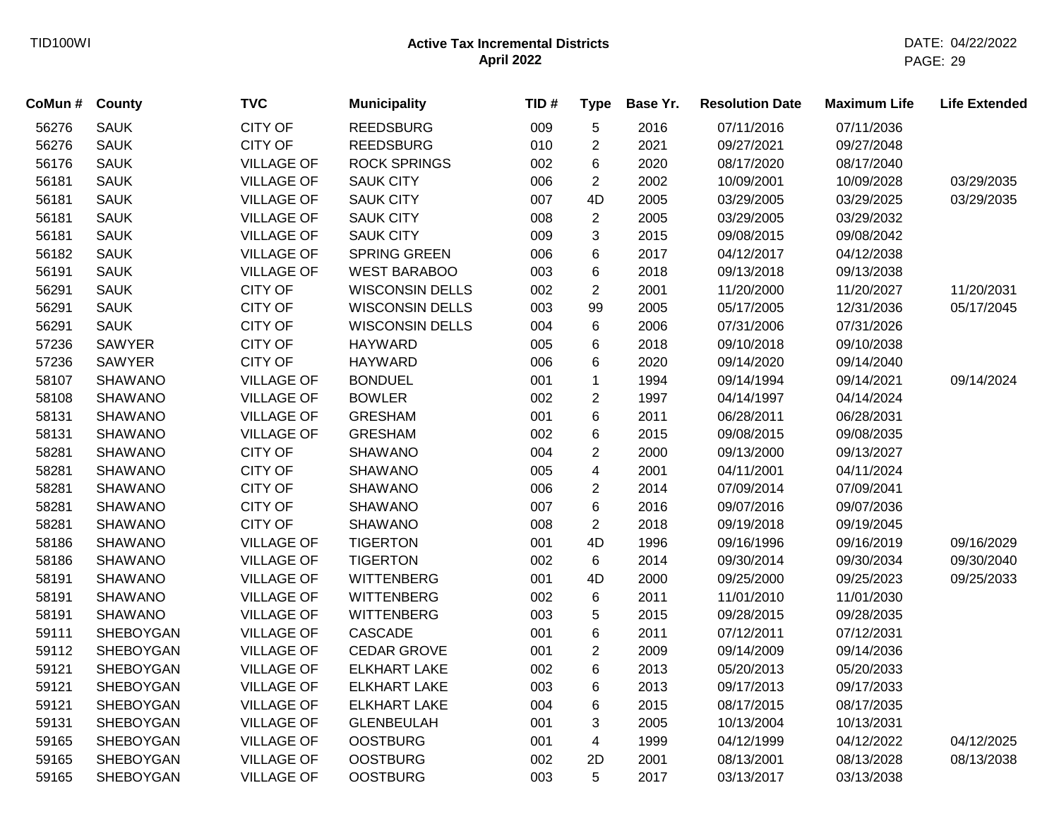| CoMun # | County | TVC | Municipality | TID # | Type | Base Yr. | Resolution Date | Maximum Life | Life Extended |
|---|---|---|---|---|---|---|---|---|---|
| 56276 | SAUK | CITY OF | REEDSBURG | 009 | 5 | 2016 | 07/11/2016 | 07/11/2036 | |
| 56276 | SAUK | CITY OF | REEDSBURG | 010 | 2 | 2021 | 09/27/2021 | 09/27/2048 | |
| 56176 | SAUK | VILLAGE OF | ROCK SPRINGS | 002 | 6 | 2020 | 08/17/2020 | 08/17/2040 | |
| 56181 | SAUK | VILLAGE OF | SAUK CITY | 006 | 2 | 2002 | 10/09/2001 | 10/09/2028 | 03/29/2035 |
| 56181 | SAUK | VILLAGE OF | SAUK CITY | 007 | 4D | 2005 | 03/29/2005 | 03/29/2025 | 03/29/2035 |
| 56181 | SAUK | VILLAGE OF | SAUK CITY | 008 | 2 | 2005 | 03/29/2005 | 03/29/2032 | |
| 56181 | SAUK | VILLAGE OF | SAUK CITY | 009 | 3 | 2015 | 09/08/2015 | 09/08/2042 | |
| 56182 | SAUK | VILLAGE OF | SPRING GREEN | 006 | 6 | 2017 | 04/12/2017 | 04/12/2038 | |
| 56191 | SAUK | VILLAGE OF | WEST BARABOO | 003 | 6 | 2018 | 09/13/2018 | 09/13/2038 | |
| 56291 | SAUK | CITY OF | WISCONSIN DELLS | 002 | 2 | 2001 | 11/20/2000 | 11/20/2027 | 11/20/2031 |
| 56291 | SAUK | CITY OF | WISCONSIN DELLS | 003 | 99 | 2005 | 05/17/2005 | 12/31/2036 | 05/17/2045 |
| 56291 | SAUK | CITY OF | WISCONSIN DELLS | 004 | 6 | 2006 | 07/31/2006 | 07/31/2026 | |
| 57236 | SAWYER | CITY OF | HAYWARD | 005 | 6 | 2018 | 09/10/2018 | 09/10/2038 | |
| 57236 | SAWYER | CITY OF | HAYWARD | 006 | 6 | 2020 | 09/14/2020 | 09/14/2040 | |
| 58107 | SHAWANO | VILLAGE OF | BONDUEL | 001 | 1 | 1994 | 09/14/1994 | 09/14/2021 | 09/14/2024 |
| 58108 | SHAWANO | VILLAGE OF | BOWLER | 002 | 2 | 1997 | 04/14/1997 | 04/14/2024 | |
| 58131 | SHAWANO | VILLAGE OF | GRESHAM | 001 | 6 | 2011 | 06/28/2011 | 06/28/2031 | |
| 58131 | SHAWANO | VILLAGE OF | GRESHAM | 002 | 6 | 2015 | 09/08/2015 | 09/08/2035 | |
| 58281 | SHAWANO | CITY OF | SHAWANO | 004 | 2 | 2000 | 09/13/2000 | 09/13/2027 | |
| 58281 | SHAWANO | CITY OF | SHAWANO | 005 | 4 | 2001 | 04/11/2001 | 04/11/2024 | |
| 58281 | SHAWANO | CITY OF | SHAWANO | 006 | 2 | 2014 | 07/09/2014 | 07/09/2041 | |
| 58281 | SHAWANO | CITY OF | SHAWANO | 007 | 6 | 2016 | 09/07/2016 | 09/07/2036 | |
| 58281 | SHAWANO | CITY OF | SHAWANO | 008 | 2 | 2018 | 09/19/2018 | 09/19/2045 | |
| 58186 | SHAWANO | VILLAGE OF | TIGERTON | 001 | 4D | 1996 | 09/16/1996 | 09/16/2019 | 09/16/2029 |
| 58186 | SHAWANO | VILLAGE OF | TIGERTON | 002 | 6 | 2014 | 09/30/2014 | 09/30/2034 | 09/30/2040 |
| 58191 | SHAWANO | VILLAGE OF | WITTENBERG | 001 | 4D | 2000 | 09/25/2000 | 09/25/2023 | 09/25/2033 |
| 58191 | SHAWANO | VILLAGE OF | WITTENBERG | 002 | 6 | 2011 | 11/01/2010 | 11/01/2030 | |
| 58191 | SHAWANO | VILLAGE OF | WITTENBERG | 003 | 5 | 2015 | 09/28/2015 | 09/28/2035 | |
| 59111 | SHEBOYGAN | VILLAGE OF | CASCADE | 001 | 6 | 2011 | 07/12/2011 | 07/12/2031 | |
| 59112 | SHEBOYGAN | VILLAGE OF | CEDAR GROVE | 001 | 2 | 2009 | 09/14/2009 | 09/14/2036 | |
| 59121 | SHEBOYGAN | VILLAGE OF | ELKHART LAKE | 002 | 6 | 2013 | 05/20/2013 | 05/20/2033 | |
| 59121 | SHEBOYGAN | VILLAGE OF | ELKHART LAKE | 003 | 6 | 2013 | 09/17/2013 | 09/17/2033 | |
| 59121 | SHEBOYGAN | VILLAGE OF | ELKHART LAKE | 004 | 6 | 2015 | 08/17/2015 | 08/17/2035 | |
| 59131 | SHEBOYGAN | VILLAGE OF | GLENBEULAH | 001 | 3 | 2005 | 10/13/2004 | 10/13/2031 | |
| 59165 | SHEBOYGAN | VILLAGE OF | OOSTBURG | 001 | 4 | 1999 | 04/12/1999 | 04/12/2022 | 04/12/2025 |
| 59165 | SHEBOYGAN | VILLAGE OF | OOSTBURG | 002 | 2D | 2001 | 08/13/2001 | 08/13/2028 | 08/13/2038 |
| 59165 | SHEBOYGAN | VILLAGE OF | OOSTBURG | 003 | 5 | 2017 | 03/13/2017 | 03/13/2038 | |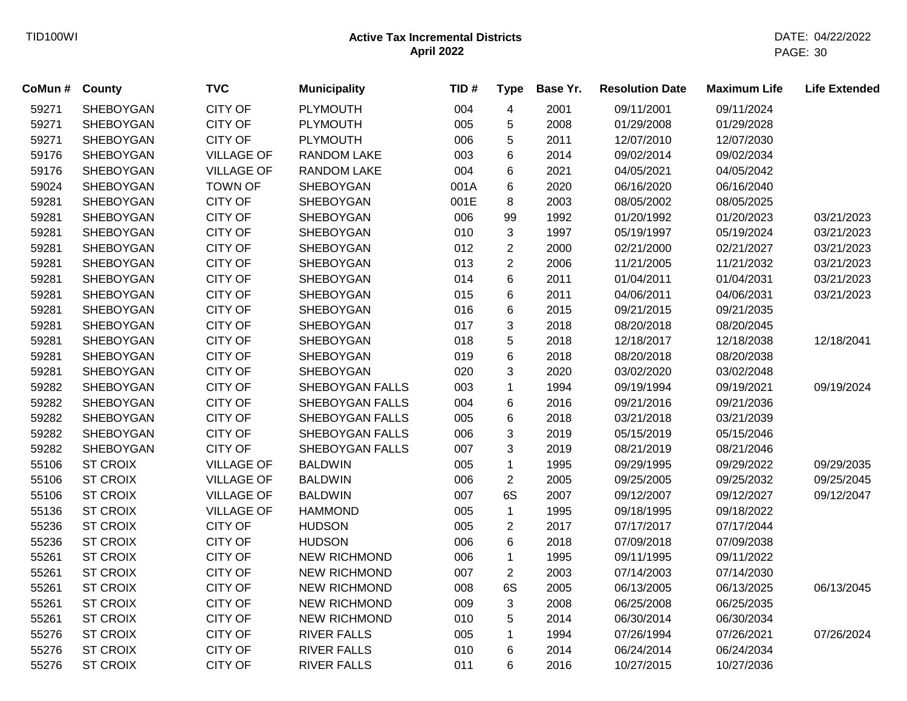TID100WI

**Active Tax Incremental Districts**
**April 2022**

DATE: 04/22/2022

| CoMun # | County | TVC | Municipality | TID # | Type | Base Yr. | Resolution Date | Maximum Life | Life Extended |
|---|---|---|---|---|---|---|---|---|---|
| 59271 | SHEBOYGAN | CITY OF | PLYMOUTH | 004 | 4 | 2001 | 09/11/2001 | 09/11/2024 | |
| 59271 | SHEBOYGAN | CITY OF | PLYMOUTH | 005 | 5 | 2008 | 01/29/2008 | 01/29/2028 | |
| 59271 | SHEBOYGAN | CITY OF | PLYMOUTH | 006 | 5 | 2011 | 12/07/2010 | 12/07/2030 | |
| 59176 | SHEBOYGAN | VILLAGE OF | RANDOM LAKE | 003 | 6 | 2014 | 09/02/2014 | 09/02/2034 | |
| 59176 | SHEBOYGAN | VILLAGE OF | RANDOM LAKE | 004 | 6 | 2021 | 04/05/2021 | 04/05/2042 | |
| 59024 | SHEBOYGAN | TOWN OF | SHEBOYGAN | 001A | 6 | 2020 | 06/16/2020 | 06/16/2040 | |
| 59281 | SHEBOYGAN | CITY OF | SHEBOYGAN | 001E | 8 | 2003 | 08/05/2002 | 08/05/2025 | |
| 59281 | SHEBOYGAN | CITY OF | SHEBOYGAN | 006 | 99 | 1992 | 01/20/1992 | 01/20/2023 | 03/21/2023 |
| 59281 | SHEBOYGAN | CITY OF | SHEBOYGAN | 010 | 3 | 1997 | 05/19/1997 | 05/19/2024 | 03/21/2023 |
| 59281 | SHEBOYGAN | CITY OF | SHEBOYGAN | 012 | 2 | 2000 | 02/21/2000 | 02/21/2027 | 03/21/2023 |
| 59281 | SHEBOYGAN | CITY OF | SHEBOYGAN | 013 | 2 | 2006 | 11/21/2005 | 11/21/2032 | 03/21/2023 |
| 59281 | SHEBOYGAN | CITY OF | SHEBOYGAN | 014 | 6 | 2011 | 01/04/2011 | 01/04/2031 | 03/21/2023 |
| 59281 | SHEBOYGAN | CITY OF | SHEBOYGAN | 015 | 6 | 2011 | 04/06/2011 | 04/06/2031 | 03/21/2023 |
| 59281 | SHEBOYGAN | CITY OF | SHEBOYGAN | 016 | 6 | 2015 | 09/21/2015 | 09/21/2035 | |
| 59281 | SHEBOYGAN | CITY OF | SHEBOYGAN | 017 | 3 | 2018 | 08/20/2018 | 08/20/2045 | |
| 59281 | SHEBOYGAN | CITY OF | SHEBOYGAN | 018 | 5 | 2018 | 12/18/2017 | 12/18/2038 | 12/18/2041 |
| 59281 | SHEBOYGAN | CITY OF | SHEBOYGAN | 019 | 6 | 2018 | 08/20/2018 | 08/20/2038 | |
| 59281 | SHEBOYGAN | CITY OF | SHEBOYGAN | 020 | 3 | 2020 | 03/02/2020 | 03/02/2048 | |
| 59282 | SHEBOYGAN | CITY OF | SHEBOYGAN FALLS | 003 | 1 | 1994 | 09/19/1994 | 09/19/2021 | 09/19/2024 |
| 59282 | SHEBOYGAN | CITY OF | SHEBOYGAN FALLS | 004 | 6 | 2016 | 09/21/2016 | 09/21/2036 | |
| 59282 | SHEBOYGAN | CITY OF | SHEBOYGAN FALLS | 005 | 6 | 2018 | 03/21/2018 | 03/21/2039 | |
| 59282 | SHEBOYGAN | CITY OF | SHEBOYGAN FALLS | 006 | 3 | 2019 | 05/15/2019 | 05/15/2046 | |
| 59282 | SHEBOYGAN | CITY OF | SHEBOYGAN FALLS | 007 | 3 | 2019 | 08/21/2019 | 08/21/2046 | |
| 55106 | ST CROIX | VILLAGE OF | BALDWIN | 005 | 1 | 1995 | 09/29/1995 | 09/29/2022 | 09/29/2035 |
| 55106 | ST CROIX | VILLAGE OF | BALDWIN | 006 | 2 | 2005 | 09/25/2005 | 09/25/2032 | 09/25/2045 |
| 55106 | ST CROIX | VILLAGE OF | BALDWIN | 007 | 6S | 2007 | 09/12/2007 | 09/12/2027 | 09/12/2047 |
| 55136 | ST CROIX | VILLAGE OF | HAMMOND | 005 | 1 | 1995 | 09/18/1995 | 09/18/2022 | |
| 55236 | ST CROIX | CITY OF | HUDSON | 005 | 2 | 2017 | 07/17/2017 | 07/17/2044 | |
| 55236 | ST CROIX | CITY OF | HUDSON | 006 | 6 | 2018 | 07/09/2018 | 07/09/2038 | |
| 55261 | ST CROIX | CITY OF | NEW RICHMOND | 006 | 1 | 1995 | 09/11/1995 | 09/11/2022 | |
| 55261 | ST CROIX | CITY OF | NEW RICHMOND | 007 | 2 | 2003 | 07/14/2003 | 07/14/2030 | |
| 55261 | ST CROIX | CITY OF | NEW RICHMOND | 008 | 6S | 2005 | 06/13/2005 | 06/13/2025 | 06/13/2045 |
| 55261 | ST CROIX | CITY OF | NEW RICHMOND | 009 | 3 | 2008 | 06/25/2008 | 06/25/2035 | |
| 55261 | ST CROIX | CITY OF | NEW RICHMOND | 010 | 5 | 2014 | 06/30/2014 | 06/30/2034 | |
| 55276 | ST CROIX | CITY OF | RIVER FALLS | 005 | 1 | 1994 | 07/26/1994 | 07/26/2021 | 07/26/2024 |
| 55276 | ST CROIX | CITY OF | RIVER FALLS | 010 | 6 | 2014 | 06/24/2014 | 06/24/2034 | |
| 55276 | ST CROIX | CITY OF | RIVER FALLS | 011 | 6 | 2016 | 10/27/2015 | 10/27/2036 | |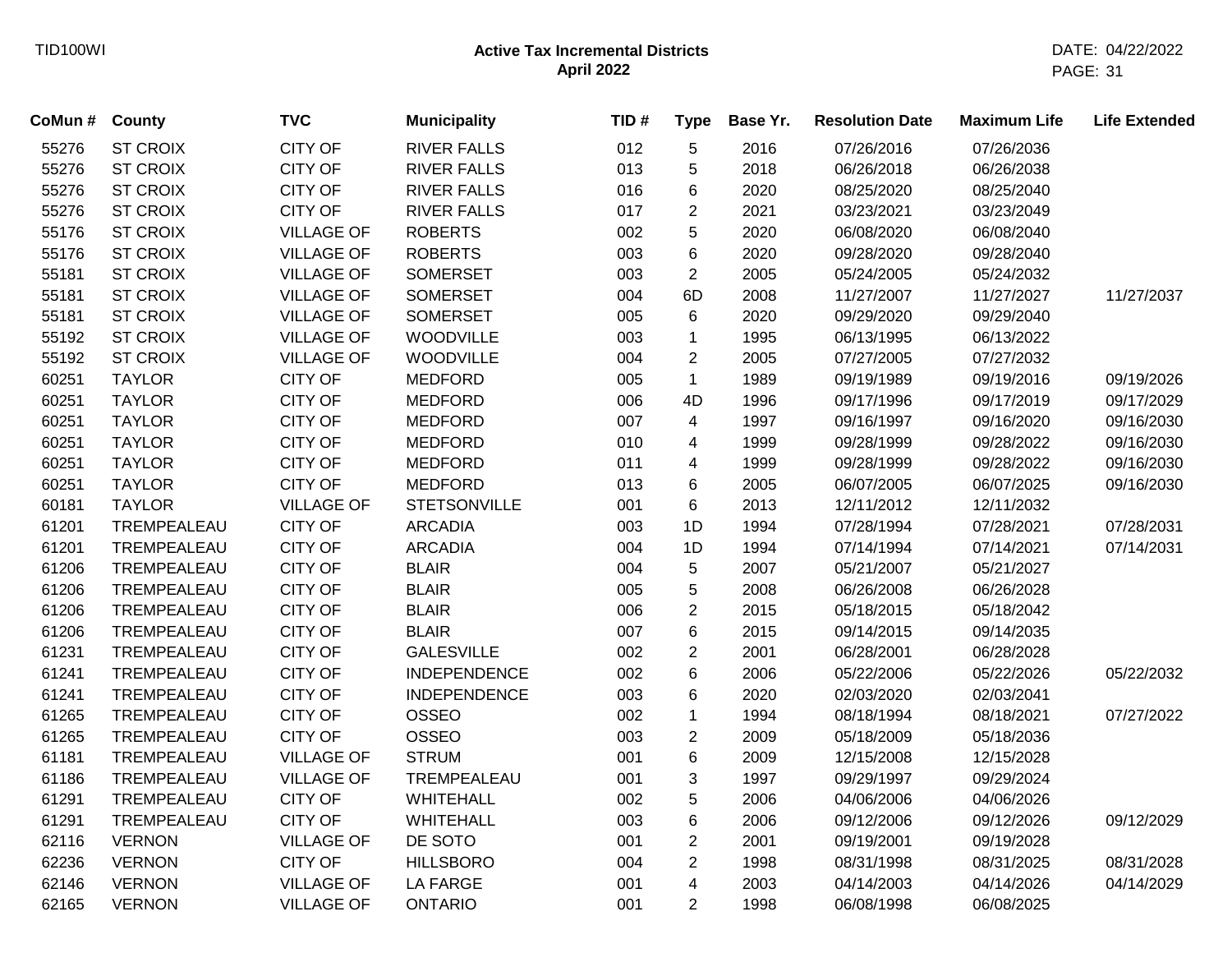## Active Tax Incremental Districts
### April 2022

| CoMun # | County | TVC | Municipality | TID # | Type | Base Yr. | Resolution Date | Maximum Life | Life Extended |
|---|---|---|---|---|---|---|---|---|---|
| 55276 | ST CROIX | CITY OF | RIVER FALLS | 012 | 5 | 2016 | 07/26/2016 | 07/26/2036 | |
| 55276 | ST CROIX | CITY OF | RIVER FALLS | 013 | 5 | 2018 | 06/26/2018 | 06/26/2038 | |
| 55276 | ST CROIX | CITY OF | RIVER FALLS | 016 | 6 | 2020 | 08/25/2020 | 08/25/2040 | |
| 55276 | ST CROIX | CITY OF | RIVER FALLS | 017 | 2 | 2021 | 03/23/2021 | 03/23/2049 | |
| 55176 | ST CROIX | VILLAGE OF | ROBERTS | 002 | 5 | 2020 | 06/08/2020 | 06/08/2040 | |
| 55176 | ST CROIX | VILLAGE OF | ROBERTS | 003 | 6 | 2020 | 09/28/2020 | 09/28/2040 | |
| 55181 | ST CROIX | VILLAGE OF | SOMERSET | 003 | 2 | 2005 | 05/24/2005 | 05/24/2032 | |
| 55181 | ST CROIX | VILLAGE OF | SOMERSET | 004 | 6D | 2008 | 11/27/2007 | 11/27/2027 | 11/27/2037 |
| 55181 | ST CROIX | VILLAGE OF | SOMERSET | 005 | 6 | 2020 | 09/29/2020 | 09/29/2040 | |
| 55192 | ST CROIX | VILLAGE OF | WOODVILLE | 003 | 1 | 1995 | 06/13/1995 | 06/13/2022 | |
| 55192 | ST CROIX | VILLAGE OF | WOODVILLE | 004 | 2 | 2005 | 07/27/2005 | 07/27/2032 | |
| 60251 | TAYLOR | CITY OF | MEDFORD | 005 | 1 | 1989 | 09/19/1989 | 09/19/2016 | 09/19/2026 |
| 60251 | TAYLOR | CITY OF | MEDFORD | 006 | 4D | 1996 | 09/17/1996 | 09/17/2019 | 09/17/2029 |
| 60251 | TAYLOR | CITY OF | MEDFORD | 007 | 4 | 1997 | 09/16/1997 | 09/16/2020 | 09/16/2030 |
| 60251 | TAYLOR | CITY OF | MEDFORD | 010 | 4 | 1999 | 09/28/1999 | 09/28/2022 | 09/16/2030 |
| 60251 | TAYLOR | CITY OF | MEDFORD | 011 | 4 | 1999 | 09/28/1999 | 09/28/2022 | 09/16/2030 |
| 60251 | TAYLOR | CITY OF | MEDFORD | 013 | 6 | 2005 | 06/07/2005 | 06/07/2025 | 09/16/2030 |
| 60181 | TAYLOR | VILLAGE OF | STETSONVILLE | 001 | 6 | 2013 | 12/11/2012 | 12/11/2032 | |
| 61201 | TREMPEALEAU | CITY OF | ARCADIA | 003 | 1D | 1994 | 07/28/1994 | 07/28/2021 | 07/28/2031 |
| 61201 | TREMPEALEAU | CITY OF | ARCADIA | 004 | 1D | 1994 | 07/14/1994 | 07/14/2021 | 07/14/2031 |
| 61206 | TREMPEALEAU | CITY OF | BLAIR | 004 | 5 | 2007 | 05/21/2007 | 05/21/2027 | |
| 61206 | TREMPEALEAU | CITY OF | BLAIR | 005 | 5 | 2008 | 06/26/2008 | 06/26/2028 | |
| 61206 | TREMPEALEAU | CITY OF | BLAIR | 006 | 2 | 2015 | 05/18/2015 | 05/18/2042 | |
| 61206 | TREMPEALEAU | CITY OF | BLAIR | 007 | 6 | 2015 | 09/14/2015 | 09/14/2035 | |
| 61231 | TREMPEALEAU | CITY OF | GALESVILLE | 002 | 2 | 2001 | 06/28/2001 | 06/28/2028 | |
| 61241 | TREMPEALEAU | CITY OF | INDEPENDENCE | 002 | 6 | 2006 | 05/22/2006 | 05/22/2026 | 05/22/2032 |
| 61241 | TREMPEALEAU | CITY OF | INDEPENDENCE | 003 | 6 | 2020 | 02/03/2020 | 02/03/2041 | |
| 61265 | TREMPEALEAU | CITY OF | OSSEO | 002 | 1 | 1994 | 08/18/1994 | 08/18/2021 | 07/27/2022 |
| 61265 | TREMPEALEAU | CITY OF | OSSEO | 003 | 2 | 2009 | 05/18/2009 | 05/18/2036 | |
| 61181 | TREMPEALEAU | VILLAGE OF | STRUM | 001 | 6 | 2009 | 12/15/2008 | 12/15/2028 | |
| 61186 | TREMPEALEAU | VILLAGE OF | TREMPEALEAU | 001 | 3 | 1997 | 09/29/1997 | 09/29/2024 | |
| 61291 | TREMPEALEAU | CITY OF | WHITEHALL | 002 | 5 | 2006 | 04/06/2006 | 04/06/2026 | |
| 61291 | TREMPEALEAU | CITY OF | WHITEHALL | 003 | 6 | 2006 | 09/12/2006 | 09/12/2026 | 09/12/2029 |
| 62116 | VERNON | VILLAGE OF | DE SOTO | 001 | 2 | 2001 | 09/19/2001 | 09/19/2028 | |
| 62236 | VERNON | CITY OF | HILLSBORO | 004 | 2 | 1998 | 08/31/1998 | 08/31/2025 | 08/31/2028 |
| 62146 | VERNON | VILLAGE OF | LA FARGE | 001 | 4 | 2003 | 04/14/2003 | 04/14/2026 | 04/14/2029 |
| 62165 | VERNON | VILLAGE OF | ONTARIO | 001 | 2 | 1998 | 06/08/1998 | 06/08/2025 | |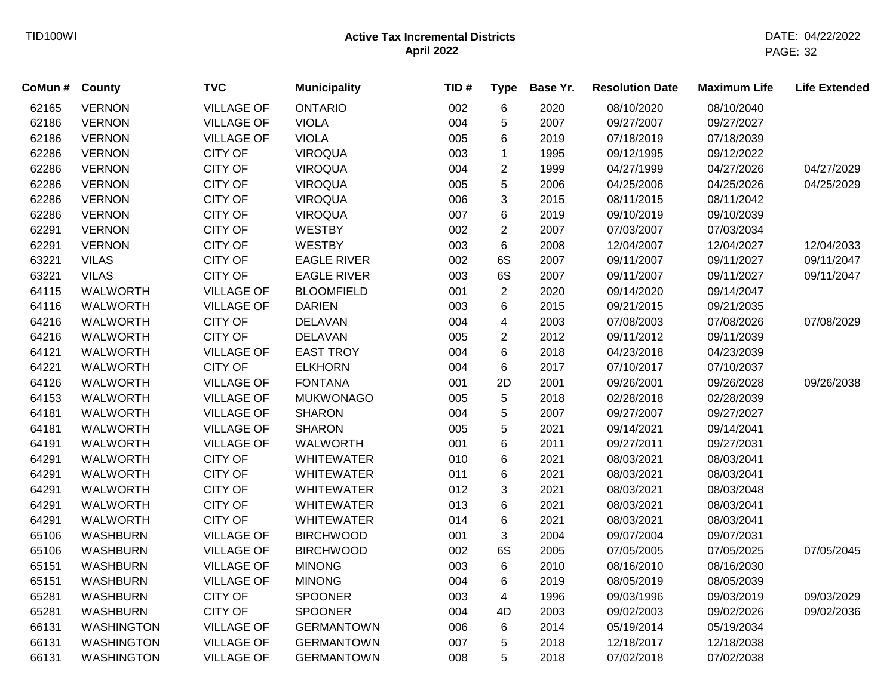| CoMun # | County | TVC | Municipality | TID # | Type | Base Yr. | Resolution Date | Maximum Life | Life Extended |
|---|---|---|---|---|---|---|---|---|---|
| 62165 | VERNON | VILLAGE OF | ONTARIO | 002 | 6 | 2020 | 08/10/2020 | 08/10/2040 | |
| 62186 | VERNON | VILLAGE OF | VIOLA | 004 | 5 | 2007 | 09/27/2007 | 09/27/2027 | |
| 62186 | VERNON | VILLAGE OF | VIOLA | 005 | 6 | 2019 | 07/18/2019 | 07/18/2039 | |
| 62286 | VERNON | CITY OF | VIROQUA | 003 | 1 | 1995 | 09/12/1995 | 09/12/2022 | |
| 62286 | VERNON | CITY OF | VIROQUA | 004 | 2 | 1999 | 04/27/1999 | 04/27/2026 | 04/27/2029 |
| 62286 | VERNON | CITY OF | VIROQUA | 005 | 5 | 2006 | 04/25/2006 | 04/25/2026 | 04/25/2029 |
| 62286 | VERNON | CITY OF | VIROQUA | 006 | 3 | 2015 | 08/11/2015 | 08/11/2042 | |
| 62286 | VERNON | CITY OF | VIROQUA | 007 | 6 | 2019 | 09/10/2019 | 09/10/2039 | |
| 62291 | VERNON | CITY OF | WESTBY | 002 | 2 | 2007 | 07/03/2007 | 07/03/2034 | |
| 62291 | VERNON | CITY OF | WESTBY | 003 | 6 | 2008 | 12/04/2007 | 12/04/2027 | 12/04/2033 |
| 63221 | VILAS | CITY OF | EAGLE RIVER | 002 | 6S | 2007 | 09/11/2007 | 09/11/2027 | 09/11/2047 |
| 63221 | VILAS | CITY OF | EAGLE RIVER | 003 | 6S | 2007 | 09/11/2007 | 09/11/2027 | 09/11/2047 |
| 64115 | WALWORTH | VILLAGE OF | BLOOMFIELD | 001 | 2 | 2020 | 09/14/2020 | 09/14/2047 | |
| 64116 | WALWORTH | VILLAGE OF | DARIEN | 003 | 6 | 2015 | 09/21/2015 | 09/21/2035 | |
| 64216 | WALWORTH | CITY OF | DELAVAN | 004 | 4 | 2003 | 07/08/2003 | 07/08/2026 | 07/08/2029 |
| 64216 | WALWORTH | CITY OF | DELAVAN | 005 | 2 | 2012 | 09/11/2012 | 09/11/2039 | |
| 64121 | WALWORTH | VILLAGE OF | EAST TROY | 004 | 6 | 2018 | 04/23/2018 | 04/23/2039 | |
| 64221 | WALWORTH | CITY OF | ELKHORN | 004 | 6 | 2017 | 07/10/2017 | 07/10/2037 | |
| 64126 | WALWORTH | VILLAGE OF | FONTANA | 001 | 2D | 2001 | 09/26/2001 | 09/26/2028 | 09/26/2038 |
| 64153 | WALWORTH | VILLAGE OF | MUKWONAGO | 005 | 5 | 2018 | 02/28/2018 | 02/28/2039 | |
| 64181 | WALWORTH | VILLAGE OF | SHARON | 004 | 5 | 2007 | 09/27/2007 | 09/27/2027 | |
| 64181 | WALWORTH | VILLAGE OF | SHARON | 005 | 5 | 2021 | 09/14/2021 | 09/14/2041 | |
| 64191 | WALWORTH | VILLAGE OF | WALWORTH | 001 | 6 | 2011 | 09/27/2011 | 09/27/2031 | |
| 64291 | WALWORTH | CITY OF | WHITEWATER | 010 | 6 | 2021 | 08/03/2021 | 08/03/2041 | |
| 64291 | WALWORTH | CITY OF | WHITEWATER | 011 | 6 | 2021 | 08/03/2021 | 08/03/2041 | |
| 64291 | WALWORTH | CITY OF | WHITEWATER | 012 | 3 | 2021 | 08/03/2021 | 08/03/2048 | |
| 64291 | WALWORTH | CITY OF | WHITEWATER | 013 | 6 | 2021 | 08/03/2021 | 08/03/2041 | |
| 64291 | WALWORTH | CITY OF | WHITEWATER | 014 | 6 | 2021 | 08/03/2021 | 08/03/2041 | |
| 65106 | WASHBURN | VILLAGE OF | BIRCHWOOD | 001 | 3 | 2004 | 09/07/2004 | 09/07/2031 | |
| 65106 | WASHBURN | VILLAGE OF | BIRCHWOOD | 002 | 6S | 2005 | 07/05/2005 | 07/05/2025 | 07/05/2045 |
| 65151 | WASHBURN | VILLAGE OF | MINONG | 003 | 6 | 2010 | 08/16/2010 | 08/16/2030 | |
| 65151 | WASHBURN | VILLAGE OF | MINONG | 004 | 6 | 2019 | 08/05/2019 | 08/05/2039 | |
| 65281 | WASHBURN | CITY OF | SPOONER | 003 | 4 | 1996 | 09/03/1996 | 09/03/2019 | 09/03/2029 |
| 65281 | WASHBURN | CITY OF | SPOONER | 004 | 4D | 2003 | 09/02/2003 | 09/02/2026 | 09/02/2036 |
| 66131 | WASHINGTON | VILLAGE OF | GERMANTOWN | 006 | 6 | 2014 | 05/19/2014 | 05/19/2034 | |
| 66131 | WASHINGTON | VILLAGE OF | GERMANTOWN | 007 | 5 | 2018 | 12/18/2017 | 12/18/2038 | |
| 66131 | WASHINGTON | VILLAGE OF | GERMANTOWN | 008 | 5 | 2018 | 07/02/2018 | 07/02/2038 | |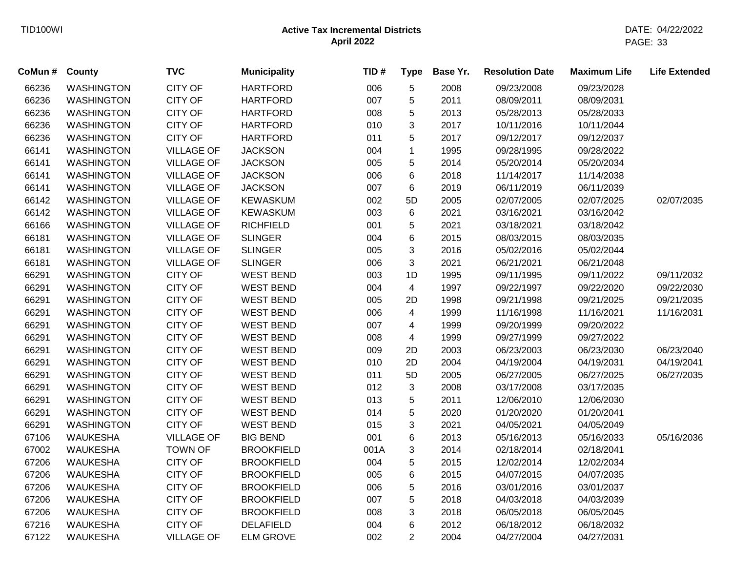## Active Tax Incremental Districts
### April 2022

| CoMun # | County | TVC | Municipality | TID # | Type | Base Yr. | Resolution Date | Maximum Life | Life Extended |
|---|---|---|---|---|---|---|---|---|---|
| 66236 | WASHINGTON | CITY OF | HARTFORD | 006 | 5 | 2008 | 09/23/2008 | 09/23/2028 | |
| 66236 | WASHINGTON | CITY OF | HARTFORD | 007 | 5 | 2011 | 08/09/2011 | 08/09/2031 | |
| 66236 | WASHINGTON | CITY OF | HARTFORD | 008 | 5 | 2013 | 05/28/2013 | 05/28/2033 | |
| 66236 | WASHINGTON | CITY OF | HARTFORD | 010 | 3 | 2017 | 10/11/2016 | 10/11/2044 | |
| 66236 | WASHINGTON | CITY OF | HARTFORD | 011 | 5 | 2017 | 09/12/2017 | 09/12/2037 | |
| 66141 | WASHINGTON | VILLAGE OF | JACKSON | 004 | 1 | 1995 | 09/28/1995 | 09/28/2022 | |
| 66141 | WASHINGTON | VILLAGE OF | JACKSON | 005 | 5 | 2014 | 05/20/2014 | 05/20/2034 | |
| 66141 | WASHINGTON | VILLAGE OF | JACKSON | 006 | 6 | 2018 | 11/14/2017 | 11/14/2038 | |
| 66141 | WASHINGTON | VILLAGE OF | JACKSON | 007 | 6 | 2019 | 06/11/2019 | 06/11/2039 | |
| 66142 | WASHINGTON | VILLAGE OF | KEWASKUM | 002 | 5D | 2005 | 02/07/2005 | 02/07/2025 | 02/07/2035 |
| 66142 | WASHINGTON | VILLAGE OF | KEWASKUM | 003 | 6 | 2021 | 03/16/2021 | 03/16/2042 | |
| 66166 | WASHINGTON | VILLAGE OF | RICHFIELD | 001 | 5 | 2021 | 03/18/2021 | 03/18/2042 | |
| 66181 | WASHINGTON | VILLAGE OF | SLINGER | 004 | 6 | 2015 | 08/03/2015 | 08/03/2035 | |
| 66181 | WASHINGTON | VILLAGE OF | SLINGER | 005 | 3 | 2016 | 05/02/2016 | 05/02/2044 | |
| 66181 | WASHINGTON | VILLAGE OF | SLINGER | 006 | 3 | 2021 | 06/21/2021 | 06/21/2048 | |
| 66291 | WASHINGTON | CITY OF | WEST BEND | 003 | 1D | 1995 | 09/11/1995 | 09/11/2022 | 09/11/2032 |
| 66291 | WASHINGTON | CITY OF | WEST BEND | 004 | 4 | 1997 | 09/22/1997 | 09/22/2020 | 09/22/2030 |
| 66291 | WASHINGTON | CITY OF | WEST BEND | 005 | 2D | 1998 | 09/21/1998 | 09/21/2025 | 09/21/2035 |
| 66291 | WASHINGTON | CITY OF | WEST BEND | 006 | 4 | 1999 | 11/16/1998 | 11/16/2021 | 11/16/2031 |
| 66291 | WASHINGTON | CITY OF | WEST BEND | 007 | 4 | 1999 | 09/20/1999 | 09/20/2022 | |
| 66291 | WASHINGTON | CITY OF | WEST BEND | 008 | 4 | 1999 | 09/27/1999 | 09/27/2022 | |
| 66291 | WASHINGTON | CITY OF | WEST BEND | 009 | 2D | 2003 | 06/23/2003 | 06/23/2030 | 06/23/2040 |
| 66291 | WASHINGTON | CITY OF | WEST BEND | 010 | 2D | 2004 | 04/19/2004 | 04/19/2031 | 04/19/2041 |
| 66291 | WASHINGTON | CITY OF | WEST BEND | 011 | 5D | 2005 | 06/27/2005 | 06/27/2025 | 06/27/2035 |
| 66291 | WASHINGTON | CITY OF | WEST BEND | 012 | 3 | 2008 | 03/17/2008 | 03/17/2035 | |
| 66291 | WASHINGTON | CITY OF | WEST BEND | 013 | 5 | 2011 | 12/06/2010 | 12/06/2030 | |
| 66291 | WASHINGTON | CITY OF | WEST BEND | 014 | 5 | 2020 | 01/20/2020 | 01/20/2041 | |
| 66291 | WASHINGTON | CITY OF | WEST BEND | 015 | 3 | 2021 | 04/05/2021 | 04/05/2049 | |
| 67106 | WAUKESHA | VILLAGE OF | BIG BEND | 001 | 6 | 2013 | 05/16/2013 | 05/16/2033 | 05/16/2036 |
| 67002 | WAUKESHA | TOWN OF | BROOKFIELD | 001A | 3 | 2014 | 02/18/2014 | 02/18/2041 | |
| 67206 | WAUKESHA | CITY OF | BROOKFIELD | 004 | 5 | 2015 | 12/02/2014 | 12/02/2034 | |
| 67206 | WAUKESHA | CITY OF | BROOKFIELD | 005 | 6 | 2015 | 04/07/2015 | 04/07/2035 | |
| 67206 | WAUKESHA | CITY OF | BROOKFIELD | 006 | 5 | 2016 | 03/01/2016 | 03/01/2037 | |
| 67206 | WAUKESHA | CITY OF | BROOKFIELD | 007 | 5 | 2018 | 04/03/2018 | 04/03/2039 | |
| 67206 | WAUKESHA | CITY OF | BROOKFIELD | 008 | 3 | 2018 | 06/05/2018 | 06/05/2045 | |
| 67216 | WAUKESHA | CITY OF | DELAFIELD | 004 | 6 | 2012 | 06/18/2012 | 06/18/2032 | |
| 67122 | WAUKESHA | VILLAGE OF | ELM GROVE | 002 | 2 | 2004 | 04/27/2004 | 04/27/2031 | |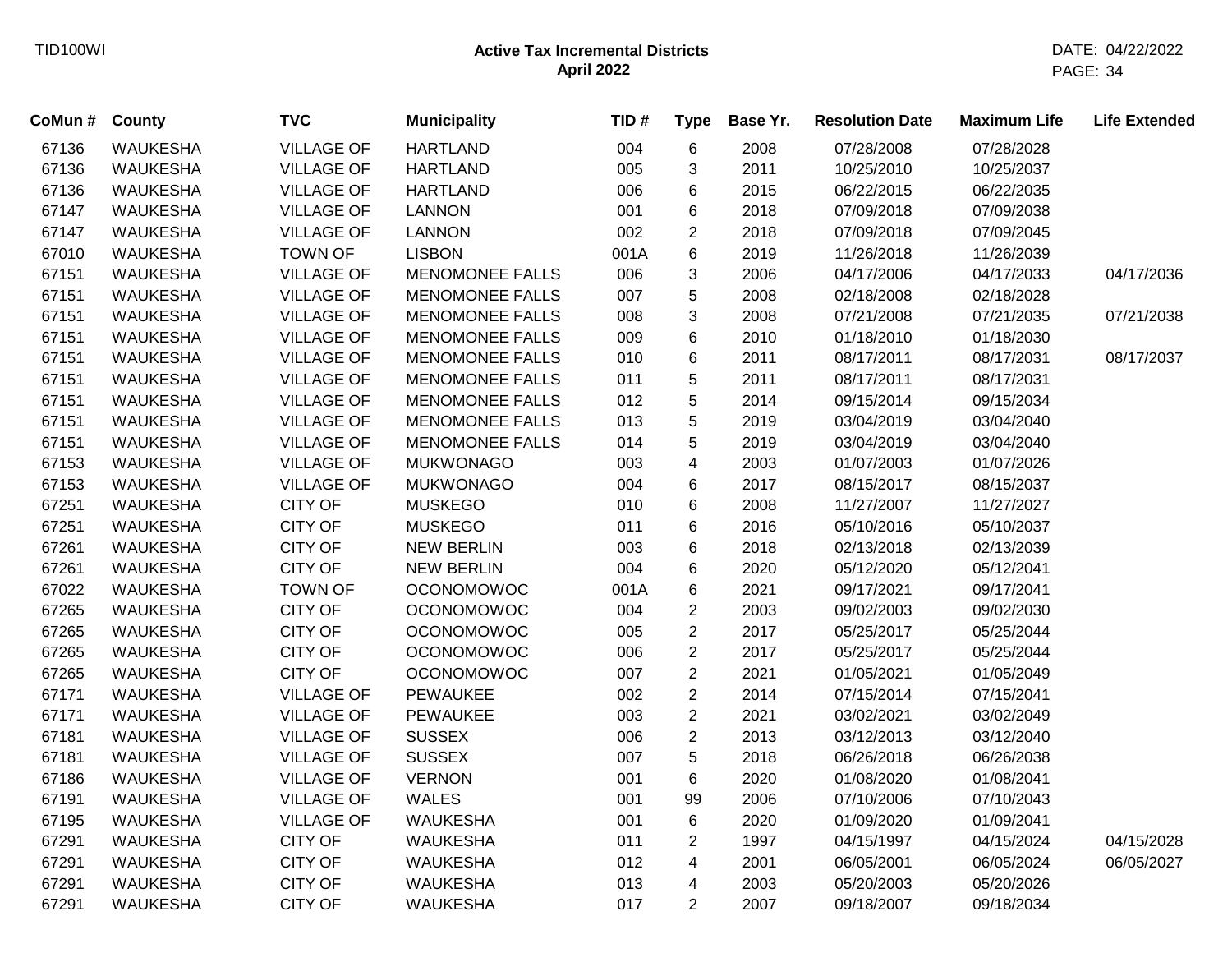| CoMun # | County | TVC | Municipality | TID # | Type | Base Yr. | Resolution Date | Maximum Life | Life Extended |
|---|---|---|---|---|---|---|---|---|---|
| 67136 | WAUKESHA | VILLAGE OF | HARTLAND | 004 | 6 | 2008 | 07/28/2008 | 07/28/2028 | |
| 67136 | WAUKESHA | VILLAGE OF | HARTLAND | 005 | 3 | 2011 | 10/25/2010 | 10/25/2037 | |
| 67136 | WAUKESHA | VILLAGE OF | HARTLAND | 006 | 6 | 2015 | 06/22/2015 | 06/22/2035 | |
| 67147 | WAUKESHA | VILLAGE OF | LANNON | 001 | 6 | 2018 | 07/09/2018 | 07/09/2038 | |
| 67147 | WAUKESHA | VILLAGE OF | LANNON | 002 | 2 | 2018 | 07/09/2018 | 07/09/2045 | |
| 67010 | WAUKESHA | TOWN OF | LISBON | 001A | 6 | 2019 | 11/26/2018 | 11/26/2039 | |
| 67151 | WAUKESHA | VILLAGE OF | MENOMONEE FALLS | 006 | 3 | 2006 | 04/17/2006 | 04/17/2033 | 04/17/2036 |
| 67151 | WAUKESHA | VILLAGE OF | MENOMONEE FALLS | 007 | 5 | 2008 | 02/18/2008 | 02/18/2028 | |
| 67151 | WAUKESHA | VILLAGE OF | MENOMONEE FALLS | 008 | 3 | 2008 | 07/21/2008 | 07/21/2035 | 07/21/2038 |
| 67151 | WAUKESHA | VILLAGE OF | MENOMONEE FALLS | 009 | 6 | 2010 | 01/18/2010 | 01/18/2030 | |
| 67151 | WAUKESHA | VILLAGE OF | MENOMONEE FALLS | 010 | 6 | 2011 | 08/17/2011 | 08/17/2031 | 08/17/2037 |
| 67151 | WAUKESHA | VILLAGE OF | MENOMONEE FALLS | 011 | 5 | 2011 | 08/17/2011 | 08/17/2031 | |
| 67151 | WAUKESHA | VILLAGE OF | MENOMONEE FALLS | 012 | 5 | 2014 | 09/15/2014 | 09/15/2034 | |
| 67151 | WAUKESHA | VILLAGE OF | MENOMONEE FALLS | 013 | 5 | 2019 | 03/04/2019 | 03/04/2040 | |
| 67151 | WAUKESHA | VILLAGE OF | MENOMONEE FALLS | 014 | 5 | 2019 | 03/04/2019 | 03/04/2040 | |
| 67153 | WAUKESHA | VILLAGE OF | MUKWONAGO | 003 | 4 | 2003 | 01/07/2003 | 01/07/2026 | |
| 67153 | WAUKESHA | VILLAGE OF | MUKWONAGO | 004 | 6 | 2017 | 08/15/2017 | 08/15/2037 | |
| 67251 | WAUKESHA | CITY OF | MUSKEGO | 010 | 6 | 2008 | 11/27/2007 | 11/27/2027 | |
| 67251 | WAUKESHA | CITY OF | MUSKEGO | 011 | 6 | 2016 | 05/10/2016 | 05/10/2037 | |
| 67261 | WAUKESHA | CITY OF | NEW BERLIN | 003 | 6 | 2018 | 02/13/2018 | 02/13/2039 | |
| 67261 | WAUKESHA | CITY OF | NEW BERLIN | 004 | 6 | 2020 | 05/12/2020 | 05/12/2041 | |
| 67022 | WAUKESHA | TOWN OF | OCONOMOWOC | 001A | 6 | 2021 | 09/17/2021 | 09/17/2041 | |
| 67265 | WAUKESHA | CITY OF | OCONOMOWOC | 004 | 2 | 2003 | 09/02/2003 | 09/02/2030 | |
| 67265 | WAUKESHA | CITY OF | OCONOMOWOC | 005 | 2 | 2017 | 05/25/2017 | 05/25/2044 | |
| 67265 | WAUKESHA | CITY OF | OCONOMOWOC | 006 | 2 | 2017 | 05/25/2017 | 05/25/2044 | |
| 67265 | WAUKESHA | CITY OF | OCONOMOWOC | 007 | 2 | 2021 | 01/05/2021 | 01/05/2049 | |
| 67171 | WAUKESHA | VILLAGE OF | PEWAUKEE | 002 | 2 | 2014 | 07/15/2014 | 07/15/2041 | |
| 67171 | WAUKESHA | VILLAGE OF | PEWAUKEE | 003 | 2 | 2021 | 03/02/2021 | 03/02/2049 | |
| 67181 | WAUKESHA | VILLAGE OF | SUSSEX | 006 | 2 | 2013 | 03/12/2013 | 03/12/2040 | |
| 67181 | WAUKESHA | VILLAGE OF | SUSSEX | 007 | 5 | 2018 | 06/26/2018 | 06/26/2038 | |
| 67186 | WAUKESHA | VILLAGE OF | VERNON | 001 | 6 | 2020 | 01/08/2020 | 01/08/2041 | |
| 67191 | WAUKESHA | VILLAGE OF | WALES | 001 | 99 | 2006 | 07/10/2006 | 07/10/2043 | |
| 67195 | WAUKESHA | VILLAGE OF | WAUKESHA | 001 | 6 | 2020 | 01/09/2020 | 01/09/2041 | |
| 67291 | WAUKESHA | CITY OF | WAUKESHA | 011 | 2 | 1997 | 04/15/1997 | 04/15/2024 | 04/15/2028 |
| 67291 | WAUKESHA | CITY OF | WAUKESHA | 012 | 4 | 2001 | 06/05/2001 | 06/05/2024 | 06/05/2027 |
| 67291 | WAUKESHA | CITY OF | WAUKESHA | 013 | 4 | 2003 | 05/20/2003 | 05/20/2026 | |
| 67291 | WAUKESHA | CITY OF | WAUKESHA | 017 | 2 | 2007 | 09/18/2007 | 09/18/2034 | |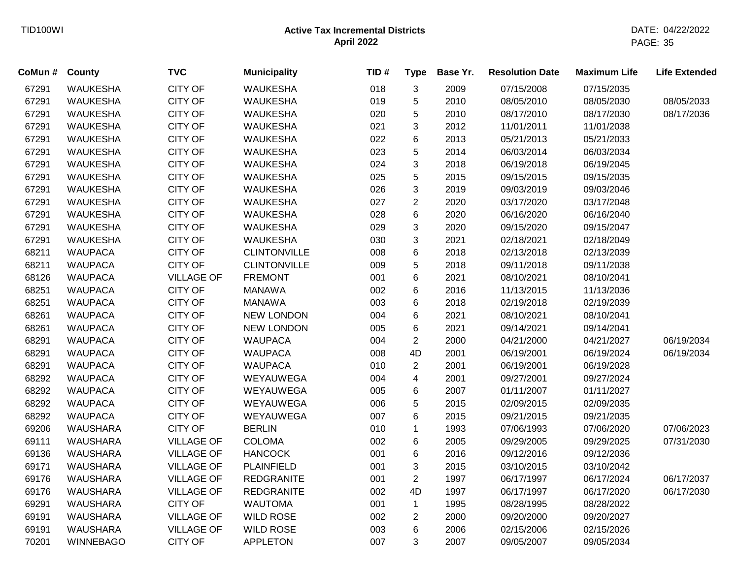**Active Tax Incremental Districts**
**April 2022**

| CoMun # | County | TVC | Municipality | TID # | Type | Base Yr. | Resolution Date | Maximum Life | Life Extended |
|---|---|---|---|---|---|---|---|---|---|
| 67291 | WAUKESHA | CITY OF | WAUKESHA | 018 | 3 | 2009 | 07/15/2008 | 07/15/2035 | |
| 67291 | WAUKESHA | CITY OF | WAUKESHA | 019 | 5 | 2010 | 08/05/2010 | 08/05/2030 | 08/05/2033 |
| 67291 | WAUKESHA | CITY OF | WAUKESHA | 020 | 5 | 2010 | 08/17/2010 | 08/17/2030 | 08/17/2036 |
| 67291 | WAUKESHA | CITY OF | WAUKESHA | 021 | 3 | 2012 | 11/01/2011 | 11/01/2038 | |
| 67291 | WAUKESHA | CITY OF | WAUKESHA | 022 | 6 | 2013 | 05/21/2013 | 05/21/2033 | |
| 67291 | WAUKESHA | CITY OF | WAUKESHA | 023 | 5 | 2014 | 06/03/2014 | 06/03/2034 | |
| 67291 | WAUKESHA | CITY OF | WAUKESHA | 024 | 3 | 2018 | 06/19/2018 | 06/19/2045 | |
| 67291 | WAUKESHA | CITY OF | WAUKESHA | 025 | 5 | 2015 | 09/15/2015 | 09/15/2035 | |
| 67291 | WAUKESHA | CITY OF | WAUKESHA | 026 | 3 | 2019 | 09/03/2019 | 09/03/2046 | |
| 67291 | WAUKESHA | CITY OF | WAUKESHA | 027 | 2 | 2020 | 03/17/2020 | 03/17/2048 | |
| 67291 | WAUKESHA | CITY OF | WAUKESHA | 028 | 6 | 2020 | 06/16/2020 | 06/16/2040 | |
| 67291 | WAUKESHA | CITY OF | WAUKESHA | 029 | 3 | 2020 | 09/15/2020 | 09/15/2047 | |
| 67291 | WAUKESHA | CITY OF | WAUKESHA | 030 | 3 | 2021 | 02/18/2021 | 02/18/2049 | |
| 68211 | WAUPACA | CITY OF | CLINTONVILLE | 008 | 6 | 2018 | 02/13/2018 | 02/13/2039 | |
| 68211 | WAUPACA | CITY OF | CLINTONVILLE | 009 | 5 | 2018 | 09/11/2018 | 09/11/2038 | |
| 68126 | WAUPACA | VILLAGE OF | FREMONT | 001 | 6 | 2021 | 08/10/2021 | 08/10/2041 | |
| 68251 | WAUPACA | CITY OF | MANAWA | 002 | 6 | 2016 | 11/13/2015 | 11/13/2036 | |
| 68251 | WAUPACA | CITY OF | MANAWA | 003 | 6 | 2018 | 02/19/2018 | 02/19/2039 | |
| 68261 | WAUPACA | CITY OF | NEW LONDON | 004 | 6 | 2021 | 08/10/2021 | 08/10/2041 | |
| 68261 | WAUPACA | CITY OF | NEW LONDON | 005 | 6 | 2021 | 09/14/2021 | 09/14/2041 | |
| 68291 | WAUPACA | CITY OF | WAUPACA | 004 | 2 | 2000 | 04/21/2000 | 04/21/2027 | 06/19/2034 |
| 68291 | WAUPACA | CITY OF | WAUPACA | 008 | 4D | 2001 | 06/19/2001 | 06/19/2024 | 06/19/2034 |
| 68291 | WAUPACA | CITY OF | WAUPACA | 010 | 2 | 2001 | 06/19/2001 | 06/19/2028 | |
| 68292 | WAUPACA | CITY OF | WEYAUWEGA | 004 | 4 | 2001 | 09/27/2001 | 09/27/2024 | |
| 68292 | WAUPACA | CITY OF | WEYAUWEGA | 005 | 6 | 2007 | 01/11/2007 | 01/11/2027 | |
| 68292 | WAUPACA | CITY OF | WEYAUWEGA | 006 | 5 | 2015 | 02/09/2015 | 02/09/2035 | |
| 68292 | WAUPACA | CITY OF | WEYAUWEGA | 007 | 6 | 2015 | 09/21/2015 | 09/21/2035 | |
| 69206 | WAUSHARA | CITY OF | BERLIN | 010 | 1 | 1993 | 07/06/1993 | 07/06/2020 | 07/06/2023 |
| 69111 | WAUSHARA | VILLAGE OF | COLOMA | 002 | 6 | 2005 | 09/29/2005 | 09/29/2025 | 07/31/2030 |
| 69136 | WAUSHARA | VILLAGE OF | HANCOCK | 001 | 6 | 2016 | 09/12/2016 | 09/12/2036 | |
| 69171 | WAUSHARA | VILLAGE OF | PLAINFIELD | 001 | 3 | 2015 | 03/10/2015 | 03/10/2042 | |
| 69176 | WAUSHARA | VILLAGE OF | REDGRANITE | 001 | 2 | 1997 | 06/17/1997 | 06/17/2024 | 06/17/2037 |
| 69176 | WAUSHARA | VILLAGE OF | REDGRANITE | 002 | 4D | 1997 | 06/17/1997 | 06/17/2020 | 06/17/2030 |
| 69291 | WAUSHARA | CITY OF | WAUTOMA | 001 | 1 | 1995 | 08/28/1995 | 08/28/2022 | |
| 69191 | WAUSHARA | VILLAGE OF | WILD ROSE | 002 | 2 | 2000 | 09/20/2000 | 09/20/2027 | |
| 69191 | WAUSHARA | VILLAGE OF | WILD ROSE | 003 | 6 | 2006 | 02/15/2006 | 02/15/2026 | |
| 70201 | WINNEBAGO | CITY OF | APPLETON | 007 | 3 | 2007 | 09/05/2007 | 09/05/2034 | |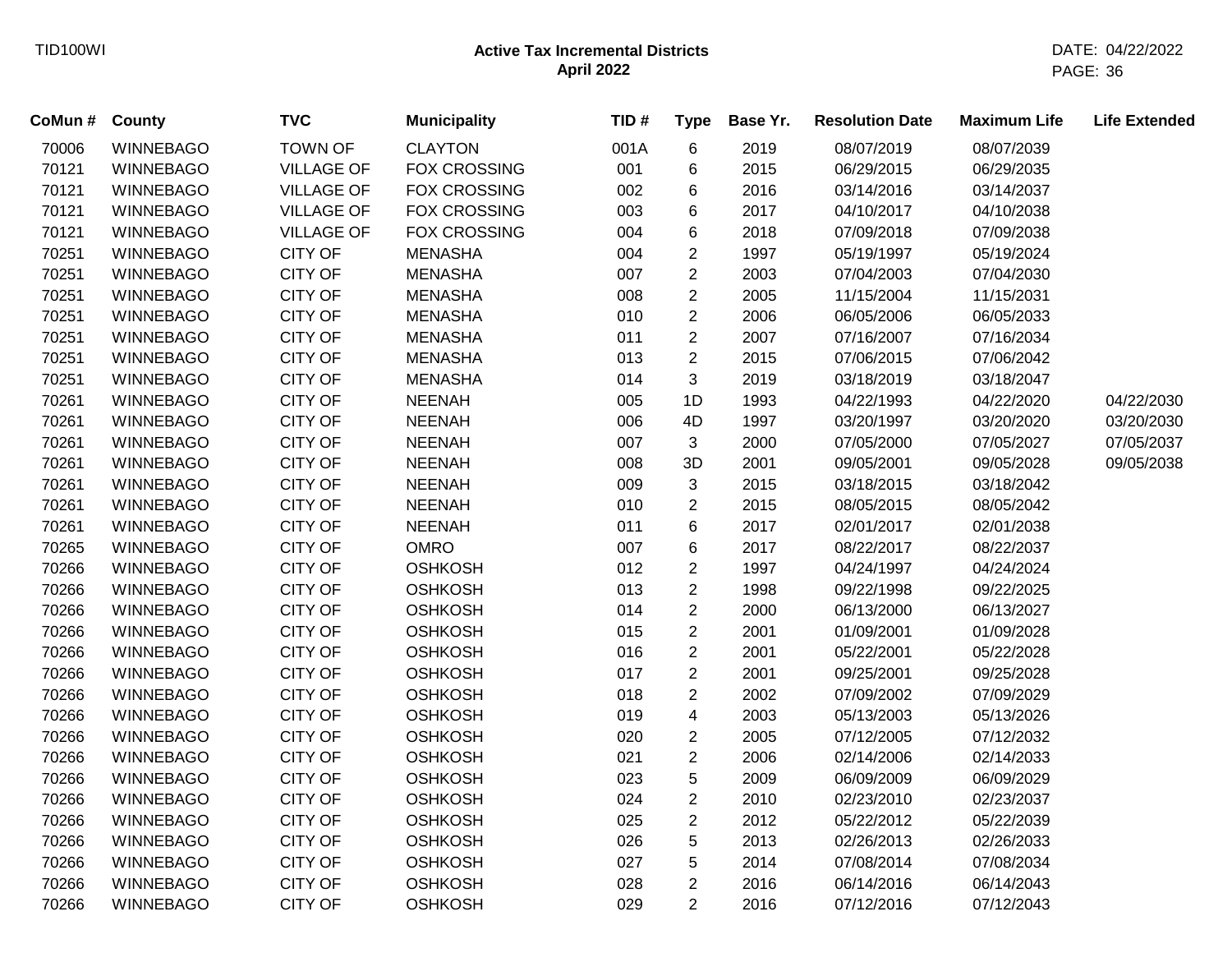**Active Tax Incremental Districts**
**April 2022**

| CoMun # | County | TVC | Municipality | TID # | Type | Base Yr. | Resolution Date | Maximum Life | Life Extended |
|---|---|---|---|---|---|---|---|---|---|
| 70006 | WINNEBAGO | TOWN OF | CLAYTON | 001A | 6 | 2019 | 08/07/2019 | 08/07/2039 | |
| 70121 | WINNEBAGO | VILLAGE OF | FOX CROSSING | 001 | 6 | 2015 | 06/29/2015 | 06/29/2035 | |
| 70121 | WINNEBAGO | VILLAGE OF | FOX CROSSING | 002 | 6 | 2016 | 03/14/2016 | 03/14/2037 | |
| 70121 | WINNEBAGO | VILLAGE OF | FOX CROSSING | 003 | 6 | 2017 | 04/10/2017 | 04/10/2038 | |
| 70121 | WINNEBAGO | VILLAGE OF | FOX CROSSING | 004 | 6 | 2018 | 07/09/2018 | 07/09/2038 | |
| 70251 | WINNEBAGO | CITY OF | MENASHA | 004 | 2 | 1997 | 05/19/1997 | 05/19/2024 | |
| 70251 | WINNEBAGO | CITY OF | MENASHA | 007 | 2 | 2003 | 07/04/2003 | 07/04/2030 | |
| 70251 | WINNEBAGO | CITY OF | MENASHA | 008 | 2 | 2005 | 11/15/2004 | 11/15/2031 | |
| 70251 | WINNEBAGO | CITY OF | MENASHA | 010 | 2 | 2006 | 06/05/2006 | 06/05/2033 | |
| 70251 | WINNEBAGO | CITY OF | MENASHA | 011 | 2 | 2007 | 07/16/2007 | 07/16/2034 | |
| 70251 | WINNEBAGO | CITY OF | MENASHA | 013 | 2 | 2015 | 07/06/2015 | 07/06/2042 | |
| 70251 | WINNEBAGO | CITY OF | MENASHA | 014 | 3 | 2019 | 03/18/2019 | 03/18/2047 | |
| 70261 | WINNEBAGO | CITY OF | NEENAH | 005 | 1D | 1993 | 04/22/1993 | 04/22/2020 | 04/22/2030 |
| 70261 | WINNEBAGO | CITY OF | NEENAH | 006 | 4D | 1997 | 03/20/1997 | 03/20/2020 | 03/20/2030 |
| 70261 | WINNEBAGO | CITY OF | NEENAH | 007 | 3 | 2000 | 07/05/2000 | 07/05/2027 | 07/05/2037 |
| 70261 | WINNEBAGO | CITY OF | NEENAH | 008 | 3D | 2001 | 09/05/2001 | 09/05/2028 | 09/05/2038 |
| 70261 | WINNEBAGO | CITY OF | NEENAH | 009 | 3 | 2015 | 03/18/2015 | 03/18/2042 | |
| 70261 | WINNEBAGO | CITY OF | NEENAH | 010 | 2 | 2015 | 08/05/2015 | 08/05/2042 | |
| 70261 | WINNEBAGO | CITY OF | NEENAH | 011 | 6 | 2017 | 02/01/2017 | 02/01/2038 | |
| 70265 | WINNEBAGO | CITY OF | OMRO | 007 | 6 | 2017 | 08/22/2017 | 08/22/2037 | |
| 70266 | WINNEBAGO | CITY OF | OSHKOSH | 012 | 2 | 1997 | 04/24/1997 | 04/24/2024 | |
| 70266 | WINNEBAGO | CITY OF | OSHKOSH | 013 | 2 | 1998 | 09/22/1998 | 09/22/2025 | |
| 70266 | WINNEBAGO | CITY OF | OSHKOSH | 014 | 2 | 2000 | 06/13/2000 | 06/13/2027 | |
| 70266 | WINNEBAGO | CITY OF | OSHKOSH | 015 | 2 | 2001 | 01/09/2001 | 01/09/2028 | |
| 70266 | WINNEBAGO | CITY OF | OSHKOSH | 016 | 2 | 2001 | 05/22/2001 | 05/22/2028 | |
| 70266 | WINNEBAGO | CITY OF | OSHKOSH | 017 | 2 | 2001 | 09/25/2001 | 09/25/2028 | |
| 70266 | WINNEBAGO | CITY OF | OSHKOSH | 018 | 2 | 2002 | 07/09/2002 | 07/09/2029 | |
| 70266 | WINNEBAGO | CITY OF | OSHKOSH | 019 | 4 | 2003 | 05/13/2003 | 05/13/2026 | |
| 70266 | WINNEBAGO | CITY OF | OSHKOSH | 020 | 2 | 2005 | 07/12/2005 | 07/12/2032 | |
| 70266 | WINNEBAGO | CITY OF | OSHKOSH | 021 | 2 | 2006 | 02/14/2006 | 02/14/2033 | |
| 70266 | WINNEBAGO | CITY OF | OSHKOSH | 023 | 5 | 2009 | 06/09/2009 | 06/09/2029 | |
| 70266 | WINNEBAGO | CITY OF | OSHKOSH | 024 | 2 | 2010 | 02/23/2010 | 02/23/2037 | |
| 70266 | WINNEBAGO | CITY OF | OSHKOSH | 025 | 2 | 2012 | 05/22/2012 | 05/22/2039 | |
| 70266 | WINNEBAGO | CITY OF | OSHKOSH | 026 | 5 | 2013 | 02/26/2013 | 02/26/2033 | |
| 70266 | WINNEBAGO | CITY OF | OSHKOSH | 027 | 5 | 2014 | 07/08/2014 | 07/08/2034 | |
| 70266 | WINNEBAGO | CITY OF | OSHKOSH | 028 | 2 | 2016 | 06/14/2016 | 06/14/2043 | |
| 70266 | WINNEBAGO | CITY OF | OSHKOSH | 029 | 2 | 2016 | 07/12/2016 | 07/12/2043 | |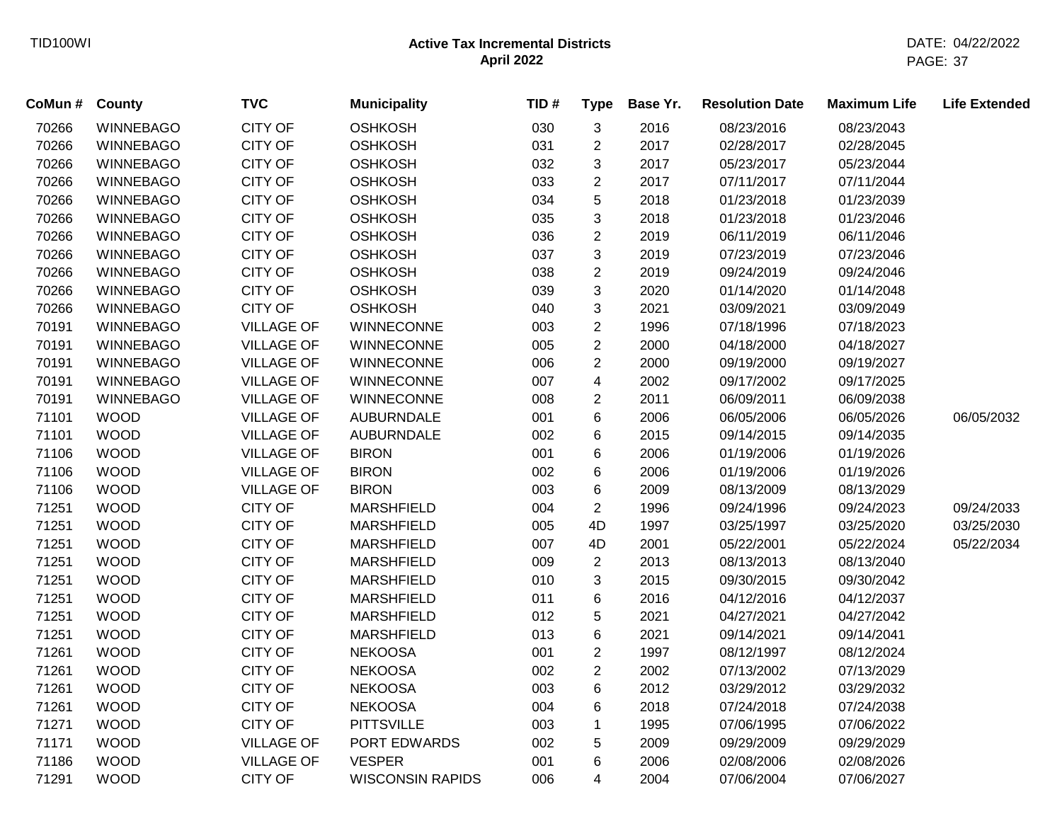# Active Tax Incremental Districts
## April 2022

| CoMun # | County | TVC | Municipality | TID # | Type | Base Yr. | Resolution Date | Maximum Life | Life Extended |
|---|---|---|---|---|---|---|---|---|---|
| 70266 | WINNEBAGO | CITY OF | OSHKOSH | 030 | 3 | 2016 | 08/23/2016 | 08/23/2043 | |
| 70266 | WINNEBAGO | CITY OF | OSHKOSH | 031 | 2 | 2017 | 02/28/2017 | 02/28/2045 | |
| 70266 | WINNEBAGO | CITY OF | OSHKOSH | 032 | 3 | 2017 | 05/23/2017 | 05/23/2044 | |
| 70266 | WINNEBAGO | CITY OF | OSHKOSH | 033 | 2 | 2017 | 07/11/2017 | 07/11/2044 | |
| 70266 | WINNEBAGO | CITY OF | OSHKOSH | 034 | 5 | 2018 | 01/23/2018 | 01/23/2039 | |
| 70266 | WINNEBAGO | CITY OF | OSHKOSH | 035 | 3 | 2018 | 01/23/2018 | 01/23/2046 | |
| 70266 | WINNEBAGO | CITY OF | OSHKOSH | 036 | 2 | 2019 | 06/11/2019 | 06/11/2046 | |
| 70266 | WINNEBAGO | CITY OF | OSHKOSH | 037 | 3 | 2019 | 07/23/2019 | 07/23/2046 | |
| 70266 | WINNEBAGO | CITY OF | OSHKOSH | 038 | 2 | 2019 | 09/24/2019 | 09/24/2046 | |
| 70266 | WINNEBAGO | CITY OF | OSHKOSH | 039 | 3 | 2020 | 01/14/2020 | 01/14/2048 | |
| 70266 | WINNEBAGO | CITY OF | OSHKOSH | 040 | 3 | 2021 | 03/09/2021 | 03/09/2049 | |
| 70191 | WINNEBAGO | VILLAGE OF | WINNECONNE | 003 | 2 | 1996 | 07/18/1996 | 07/18/2023 | |
| 70191 | WINNEBAGO | VILLAGE OF | WINNECONNE | 005 | 2 | 2000 | 04/18/2000 | 04/18/2027 | |
| 70191 | WINNEBAGO | VILLAGE OF | WINNECONNE | 006 | 2 | 2000 | 09/19/2000 | 09/19/2027 | |
| 70191 | WINNEBAGO | VILLAGE OF | WINNECONNE | 007 | 4 | 2002 | 09/17/2002 | 09/17/2025 | |
| 70191 | WINNEBAGO | VILLAGE OF | WINNECONNE | 008 | 2 | 2011 | 06/09/2011 | 06/09/2038 | |
| 71101 | WOOD | VILLAGE OF | AUBURNDALE | 001 | 6 | 2006 | 06/05/2006 | 06/05/2026 | 06/05/2032 |
| 71101 | WOOD | VILLAGE OF | AUBURNDALE | 002 | 6 | 2015 | 09/14/2015 | 09/14/2035 | |
| 71106 | WOOD | VILLAGE OF | BIRON | 001 | 6 | 2006 | 01/19/2006 | 01/19/2026 | |
| 71106 | WOOD | VILLAGE OF | BIRON | 002 | 6 | 2006 | 01/19/2006 | 01/19/2026 | |
| 71106 | WOOD | VILLAGE OF | BIRON | 003 | 6 | 2009 | 08/13/2009 | 08/13/2029 | |
| 71251 | WOOD | CITY OF | MARSHFIELD | 004 | 2 | 1996 | 09/24/1996 | 09/24/2023 | 09/24/2033 |
| 71251 | WOOD | CITY OF | MARSHFIELD | 005 | 4D | 1997 | 03/25/1997 | 03/25/2020 | 03/25/2030 |
| 71251 | WOOD | CITY OF | MARSHFIELD | 007 | 4D | 2001 | 05/22/2001 | 05/22/2024 | 05/22/2034 |
| 71251 | WOOD | CITY OF | MARSHFIELD | 009 | 2 | 2013 | 08/13/2013 | 08/13/2040 | |
| 71251 | WOOD | CITY OF | MARSHFIELD | 010 | 3 | 2015 | 09/30/2015 | 09/30/2042 | |
| 71251 | WOOD | CITY OF | MARSHFIELD | 011 | 6 | 2016 | 04/12/2016 | 04/12/2037 | |
| 71251 | WOOD | CITY OF | MARSHFIELD | 012 | 5 | 2021 | 04/27/2021 | 04/27/2042 | |
| 71251 | WOOD | CITY OF | MARSHFIELD | 013 | 6 | 2021 | 09/14/2021 | 09/14/2041 | |
| 71261 | WOOD | CITY OF | NEKOOSA | 001 | 2 | 1997 | 08/12/1997 | 08/12/2024 | |
| 71261 | WOOD | CITY OF | NEKOOSA | 002 | 2 | 2002 | 07/13/2002 | 07/13/2029 | |
| 71261 | WOOD | CITY OF | NEKOOSA | 003 | 6 | 2012 | 03/29/2012 | 03/29/2032 | |
| 71261 | WOOD | CITY OF | NEKOOSA | 004 | 6 | 2018 | 07/24/2018 | 07/24/2038 | |
| 71271 | WOOD | CITY OF | PITTSVILLE | 003 | 1 | 1995 | 07/06/1995 | 07/06/2022 | |
| 71171 | WOOD | VILLAGE OF | PORT EDWARDS | 002 | 5 | 2009 | 09/29/2009 | 09/29/2029 | |
| 71186 | WOOD | VILLAGE OF | VESPER | 001 | 6 | 2006 | 02/08/2006 | 02/08/2026 | |
| 71291 | WOOD | CITY OF | WISCONSIN RAPIDS | 006 | 4 | 2004 | 07/06/2004 | 07/06/2027 | |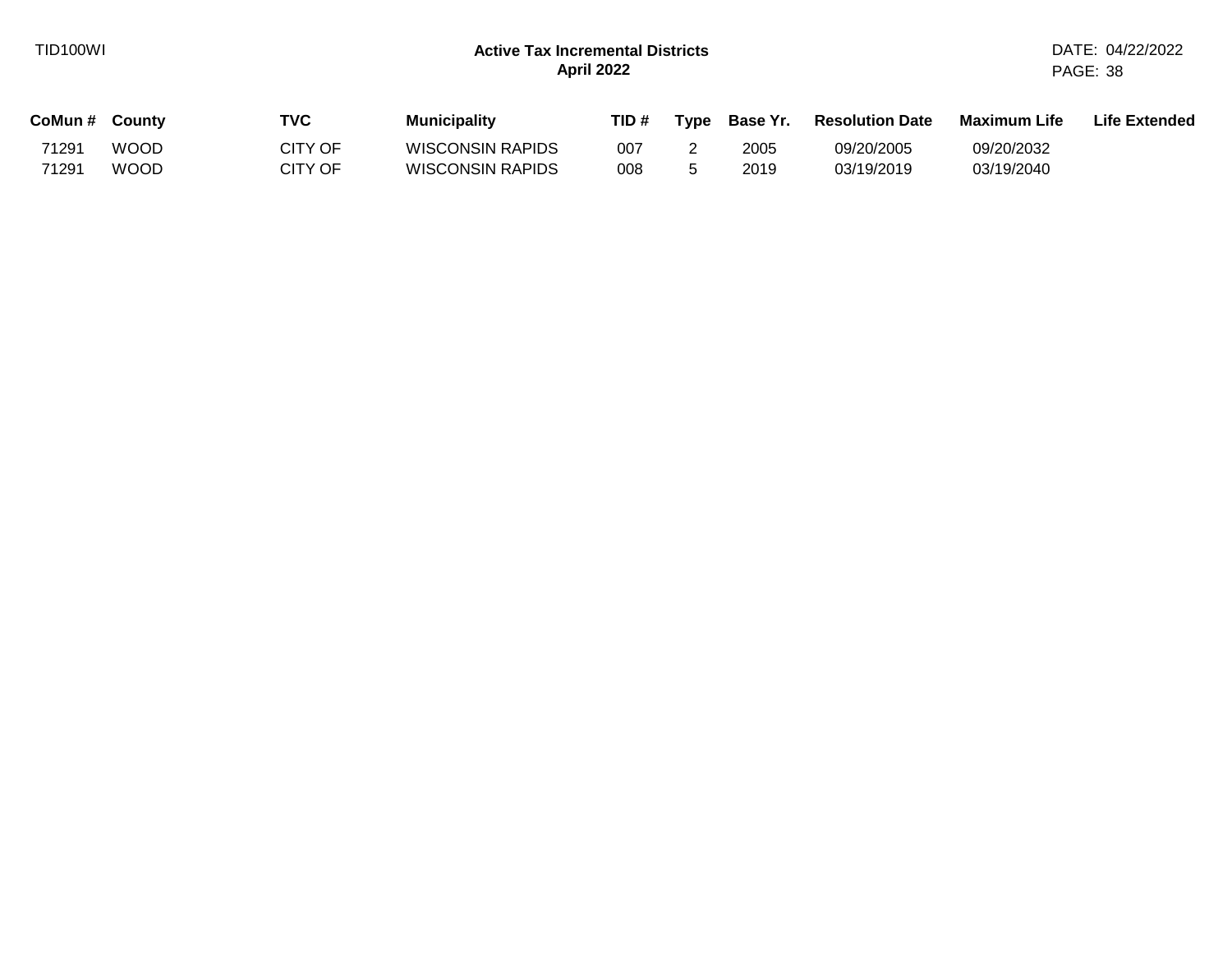| CoMun # | County | TVC | Municipality | TID # | Type | Base Yr. | Resolution Date | Maximum Life | Life Extended |
|---|---|---|---|---|---|---|---|---|---|
| 71291 | WOOD | CITY OF | WISCONSIN RAPIDS | 007 | 2 | 2005 | 09/20/2005 | 09/20/2032 | |
| 71291 | WOOD | CITY OF | WISCONSIN RAPIDS | 008 | 5 | 2019 | 03/19/2019 | 03/19/2040 | |